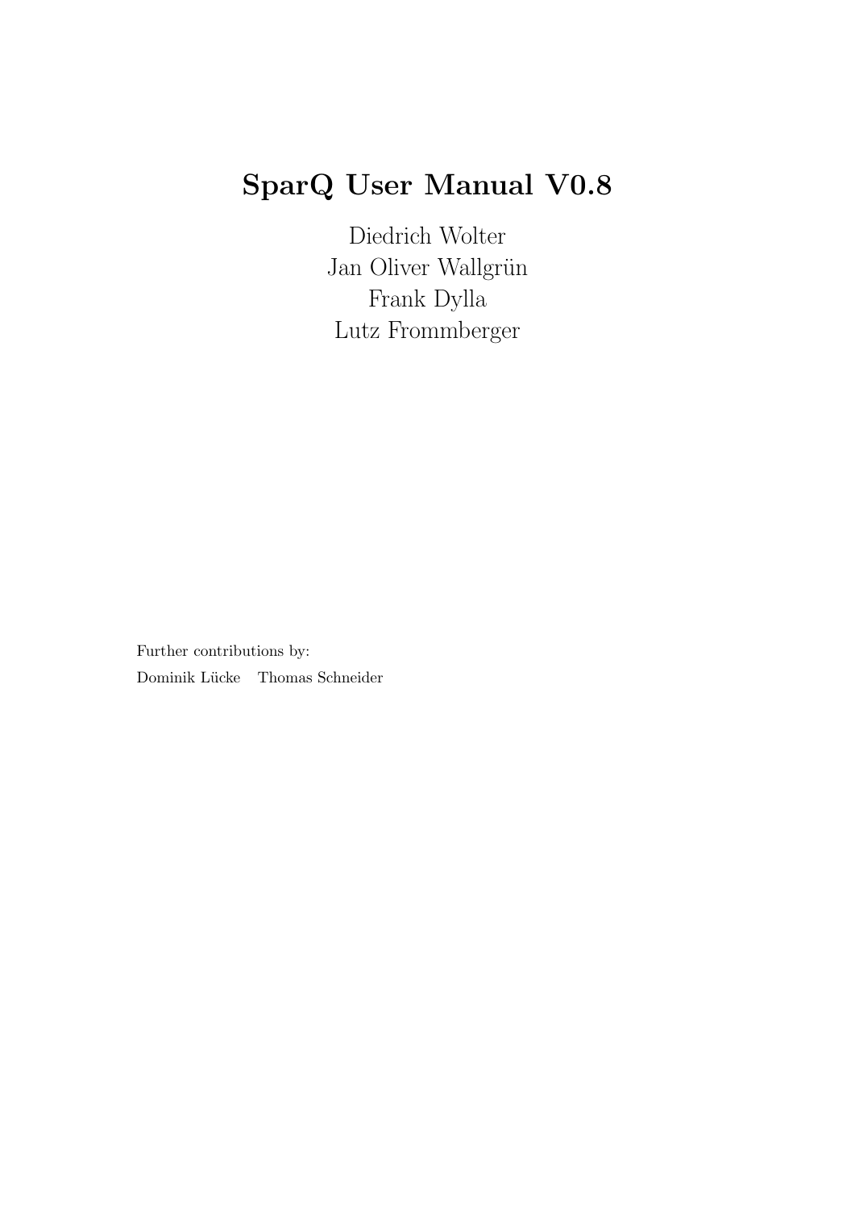# SparQ User Manual V0.8

Diedrich Wolter

Jan Oliver Wallgrün

Frank Dylla

Lutz Frommberger

Further contributions by:

Dominik Lücke    Thomas Schneider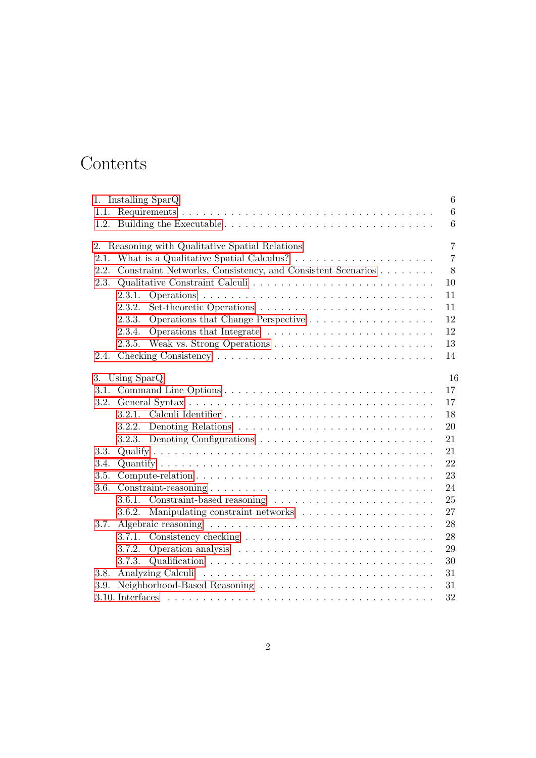# Contents

- 1. Installing SparQ — 6
  - 1.1. Requirements — 6
  - 1.2. Building the Executable — 6
- 2. Reasoning with Qualitative Spatial Relations — 7
  - 2.1. What is a Qualitative Spatial Calculus? — 7
  - 2.2. Constraint Networks, Consistency, and Consistent Scenarios — 8
  - 2.3. Qualitative Constraint Calculi — 10
    - 2.3.1. Operations — 11
    - 2.3.2. Set-theoretic Operations — 11
    - 2.3.3. Operations that Change Perspective — 12
    - 2.3.4. Operations that Integrate — 12
    - 2.3.5. Weak vs. Strong Operations — 13
  - 2.4. Checking Consistency — 14
- 3. Using SparQ — 16
  - 3.1. Command Line Options — 17
  - 3.2. General Syntax — 17
    - 3.2.1. Calculi Identifier — 18
    - 3.2.2. Denoting Relations — 20
    - 3.2.3. Denoting Configurations — 21
  - 3.3. Qualify — 21
  - 3.4. Quantify — 22
  - 3.5. Compute-relation — 23
  - 3.6. Constraint-reasoning — 24
    - 3.6.1. Constraint-based reasoning — 25
    - 3.6.2. Manipulating constraint networks — 27
  - 3.7. Algebraic reasoning — 28
    - 3.7.1. Consistency checking — 28
    - 3.7.2. Operation analysis — 29
    - 3.7.3. Qualification — 30
  - 3.8. Analyzing Calculi — 31
  - 3.9. Neighborhood-Based Reasoning — 31
  - 3.10. Interfaces — 32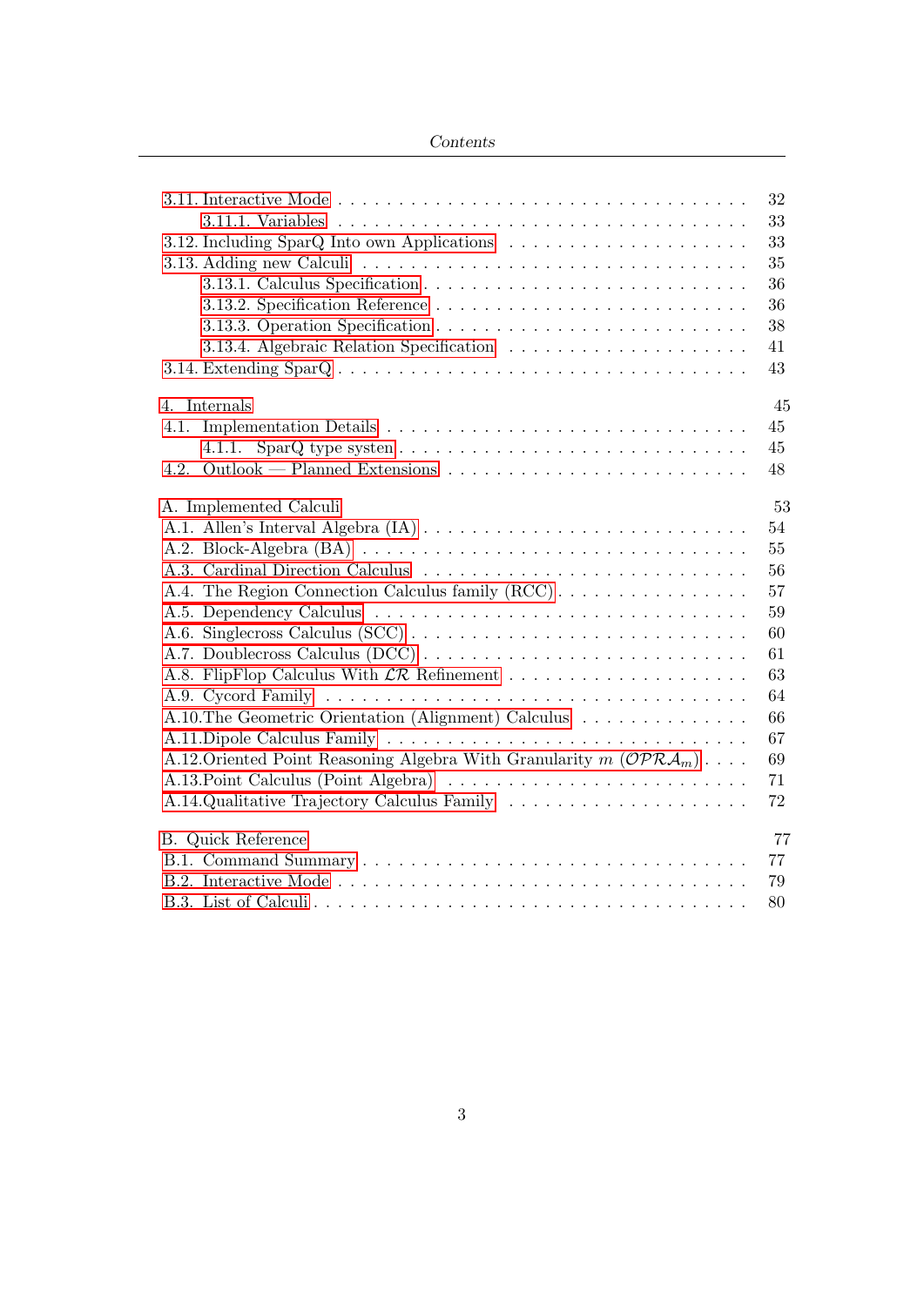- 3.11. Interactive Mode . . . 32
  - 3.11.1. Variables . . . 33
- 3.12. Including SparQ Into own Applications . . . 33
- 3.13. Adding new Calculi . . . 35
  - 3.13.1. Calculus Specification . . . 36
  - 3.13.2. Specification Reference . . . 36
  - 3.13.3. Operation Specification . . . 38
  - 3.13.4. Algebraic Relation Specification . . . 41
- 3.14. Extending SparQ . . . 43

**4. Internals** 45

- 4.1. Implementation Details . . . 45
  - 4.1.1. SparQ type systen . . . 45
- 4.2. Outlook — Planned Extensions . . . 48

**A. Implemented Calculi** 53

- A.1. Allen's Interval Algebra (IA) . . . 54
- A.2. Block-Algebra (BA) . . . 55
- A.3. Cardinal Direction Calculus . . . 56
- A.4. The Region Connection Calculus family (RCC) . . . 57
- A.5. Dependency Calculus . . . 59
- A.6. Singlecross Calculus (SCC) . . . 60
- A.7. Doublecross Calculus (DCC) . . . 61
- A.8. FlipFlop Calculus With $\mathcal{LR}$ Refinement . . . 63
- A.9. Cycord Family . . . 64
- A.10. The Geometric Orientation (Alignment) Calculus . . . 66
- A.11. Dipole Calculus Family . . . 67
- A.12. Oriented Point Reasoning Algebra With Granularity $m$ ($\mathcal{OPRA}_m$) . . . 69
- A.13. Point Calculus (Point Algebra) . . . 71
- A.14. Qualitative Trajectory Calculus Family . . . 72

**B. Quick Reference** 77

- B.1. Command Summary . . . 77
- B.2. Interactive Mode . . . 79
- B.3. List of Calculi . . . 80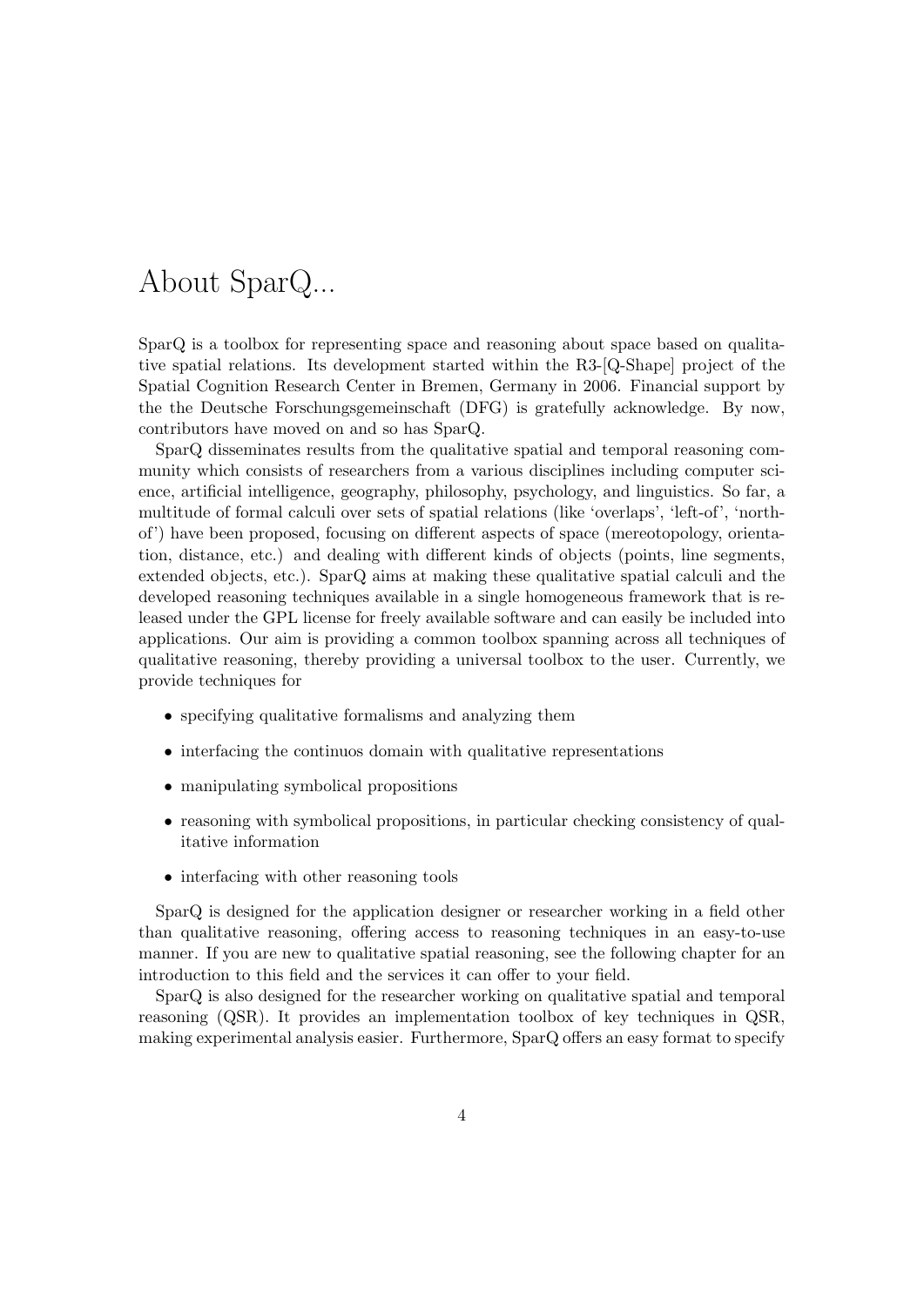# About SparQ...

SparQ is a toolbox for representing space and reasoning about space based on qualitative spatial relations. Its development started within the R3-[Q-Shape] project of the Spatial Cognition Research Center in Bremen, Germany in 2006. Financial support by the the Deutsche Forschungsgemeinschaft (DFG) is gratefully acknowledge. By now, contributors have moved on and so has SparQ.

SparQ disseminates results from the qualitative spatial and temporal reasoning community which consists of researchers from a various disciplines including computer science, artificial intelligence, geography, philosophy, psychology, and linguistics. So far, a multitude of formal calculi over sets of spatial relations (like 'overlaps', 'left-of', 'north-of') have been proposed, focusing on different aspects of space (mereotopology, orientation, distance, etc.) and dealing with different kinds of objects (points, line segments, extended objects, etc.). SparQ aims at making these qualitative spatial calculi and the developed reasoning techniques available in a single homogeneous framework that is released under the GPL license for freely available software and can easily be included into applications. Our aim is providing a common toolbox spanning across all techniques of qualitative reasoning, thereby providing a universal toolbox to the user. Currently, we provide techniques for

- specifying qualitative formalisms and analyzing them
- interfacing the continuos domain with qualitative representations
- manipulating symbolical propositions
- reasoning with symbolical propositions, in particular checking consistency of qualitative information
- interfacing with other reasoning tools

SparQ is designed for the application designer or researcher working in a field other than qualitative reasoning, offering access to reasoning techniques in an easy-to-use manner. If you are new to qualitative spatial reasoning, see the following chapter for an introduction to this field and the services it can offer to your field.

SparQ is also designed for the researcher working on qualitative spatial and temporal reasoning (QSR). It provides an implementation toolbox of key techniques in QSR, making experimental analysis easier. Furthermore, SparQ offers an easy format to specify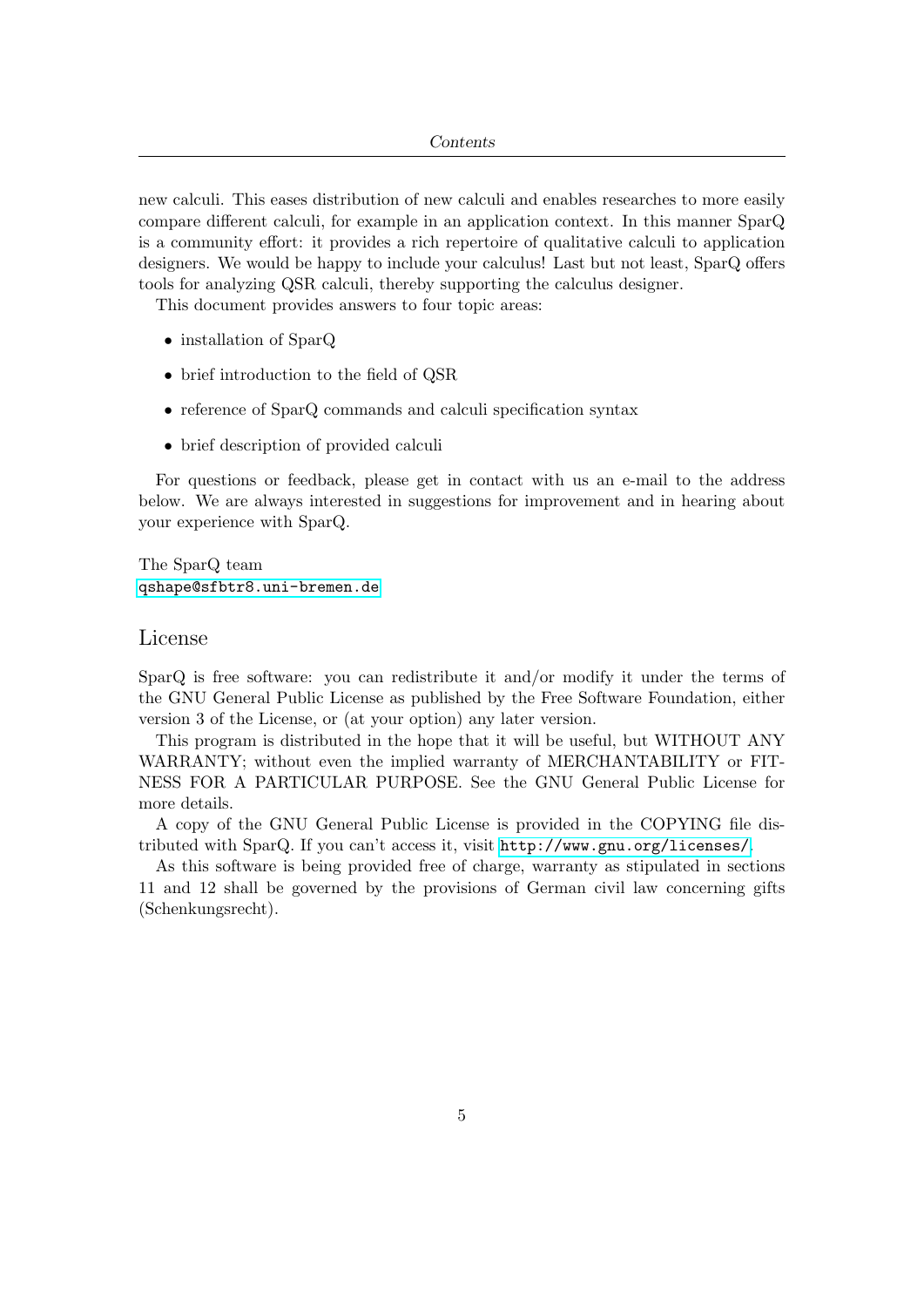new calculi. This eases distribution of new calculi and enables researches to more easily compare different calculi, for example in an application context. In this manner SparQ is a community effort: it provides a rich repertoire of qualitative calculi to application designers. We would be happy to include your calculus! Last but not least, SparQ offers tools for analyzing QSR calculi, thereby supporting the calculus designer.

This document provides answers to four topic areas:

- installation of SparQ
- brief introduction to the field of QSR
- reference of SparQ commands and calculi specification syntax
- brief description of provided calculi

For questions or feedback, please get in contact with us an e-mail to the address below. We are always interested in suggestions for improvement and in hearing about your experience with SparQ.

The SparQ team
`qshape@sfbtr8.uni-bremen.de`

## License

SparQ is free software: you can redistribute it and/or modify it under the terms of the GNU General Public License as published by the Free Software Foundation, either version 3 of the License, or (at your option) any later version.

This program is distributed in the hope that it will be useful, but WITHOUT ANY WARRANTY; without even the implied warranty of MERCHANTABILITY or FITNESS FOR A PARTICULAR PURPOSE. See the GNU General Public License for more details.

A copy of the GNU General Public License is provided in the COPYING file distributed with SparQ. If you can't access it, visit `http://www.gnu.org/licenses/`.

As this software is being provided free of charge, warranty as stipulated in sections 11 and 12 shall be governed by the provisions of German civil law concerning gifts (Schenkungsrecht).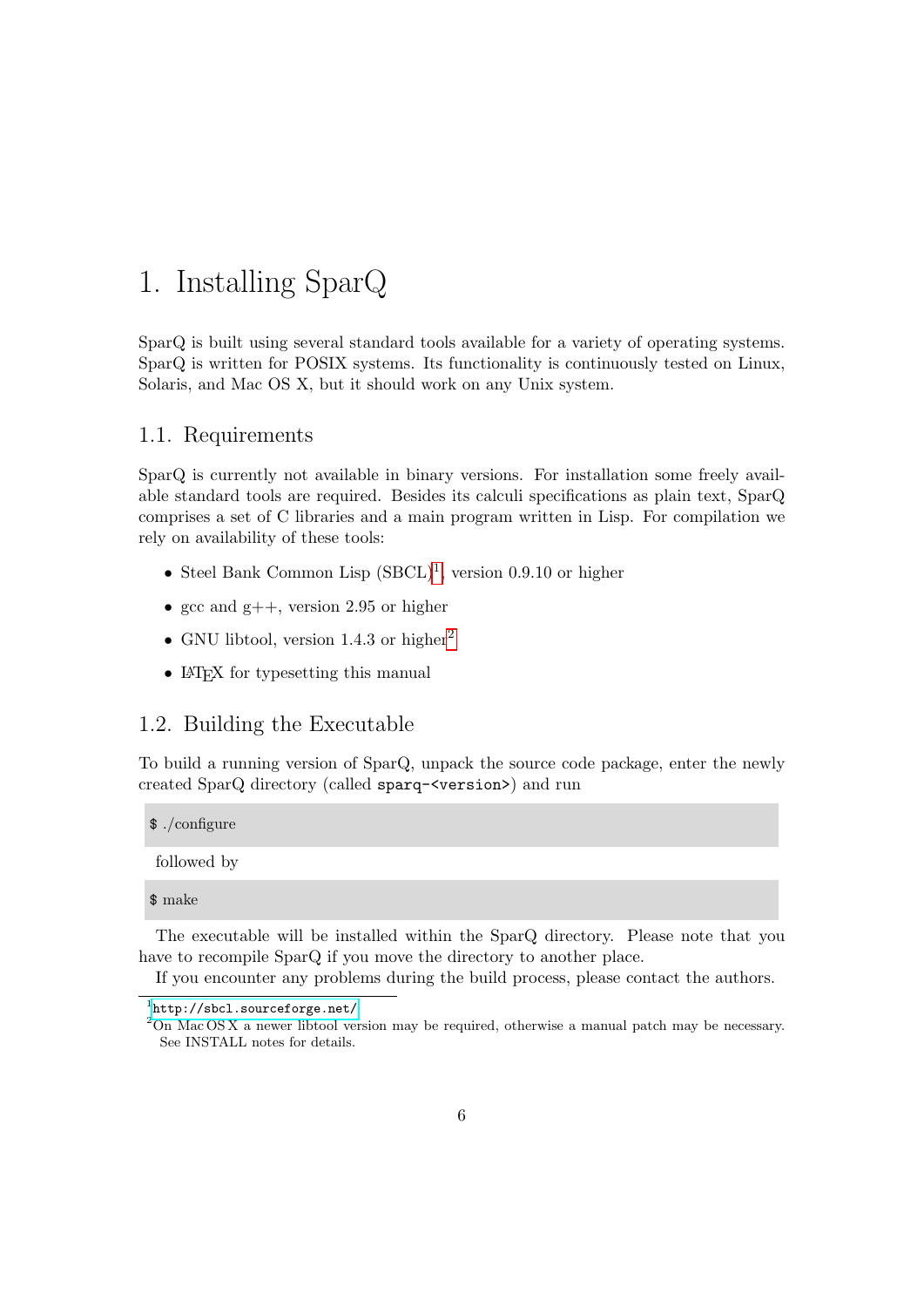# 1. Installing SparQ

SparQ is built using several standard tools available for a variety of operating systems. SparQ is written for POSIX systems. Its functionality is continuously tested on Linux, Solaris, and Mac OS X, but it should work on any Unix system.

## 1.1. Requirements

SparQ is currently not available in binary versions. For installation some freely available standard tools are required. Besides its calculi specifications as plain text, SparQ comprises a set of C libraries and a main program written in Lisp. For compilation we rely on availability of these tools:

- Steel Bank Common Lisp (SBCL)[1], version 0.9.10 or higher
- gcc and g++, version 2.95 or higher
- GNU libtool, version 1.4.3 or higher[2]
- LaTeX for typesetting this manual

## 1.2. Building the Executable

To build a running version of SparQ, unpack the source code package, enter the newly created SparQ directory (called `sparq-<version>`) and run

```
$ ./configure
```

followed by

```
$ make
```

The executable will be installed within the SparQ directory. Please note that you have to recompile SparQ if you move the directory to another place.

If you encounter any problems during the build process, please contact the authors.

[1] http://sbcl.sourceforge.net/

[2] On Mac OS X a newer libtool version may be required, otherwise a manual patch may be necessary. See INSTALL notes for details.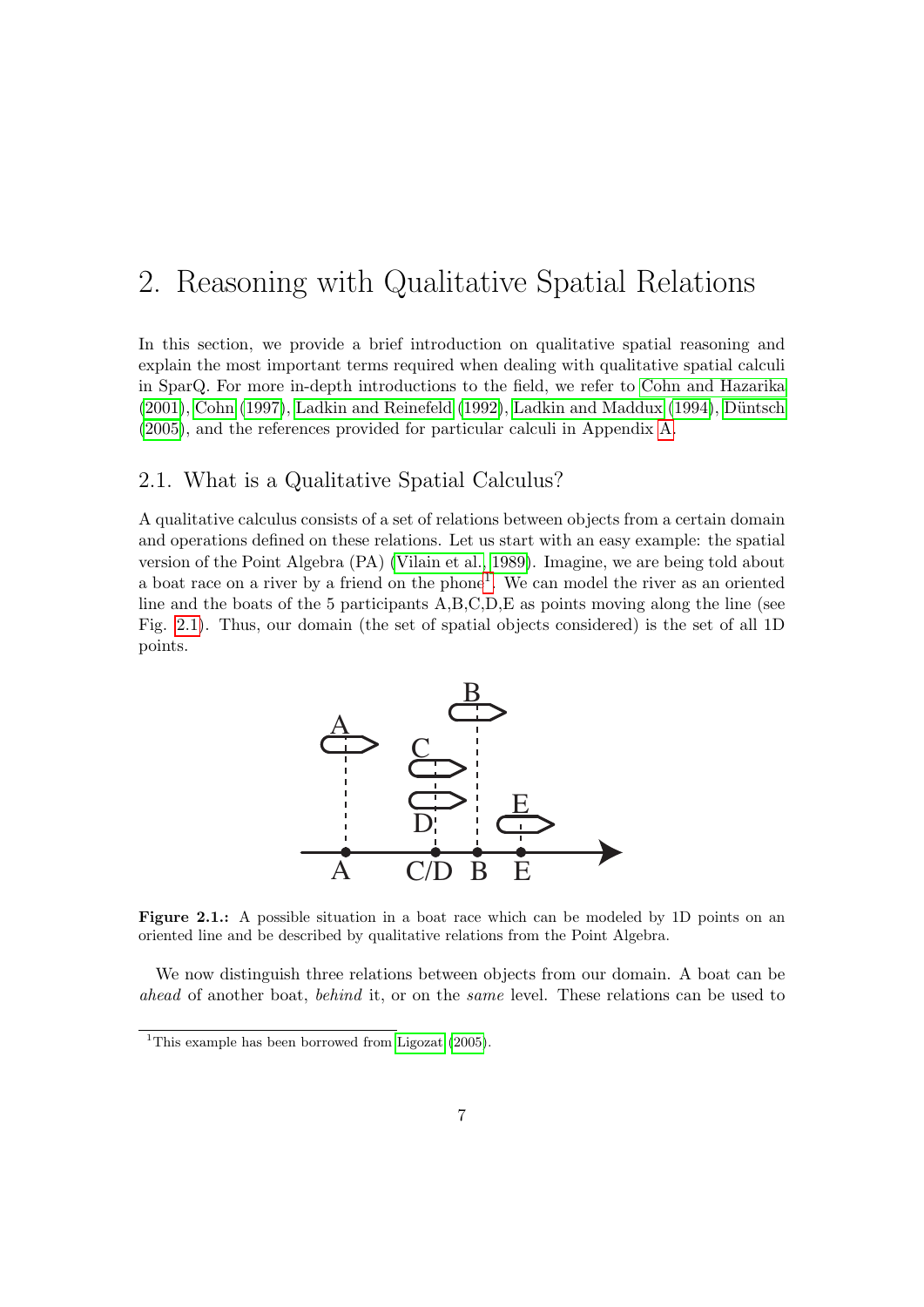# 2. Reasoning with Qualitative Spatial Relations

In this section, we provide a brief introduction on qualitative spatial reasoning and explain the most important terms required when dealing with qualitative spatial calculi in SparQ. For more in-depth introductions to the field, we refer to Cohn and Hazarika (2001), Cohn (1997), Ladkin and Reinefeld (1992), Ladkin and Maddux (1994), Düntsch (2005), and the references provided for particular calculi in Appendix A.

## 2.1. What is a Qualitative Spatial Calculus?

A qualitative calculus consists of a set of relations between objects from a certain domain and operations defined on these relations. Let us start with an easy example: the spatial version of the Point Algebra (PA) (Vilain et al., 1989). Imagine, we are being told about a boat race on a river by a friend on the phone[1]. We can model the river as an oriented line and the boats of the 5 participants A,B,C,D,E as points moving along the line (see Fig. 2.1). Thus, our domain (the set of spatial objects considered) is the set of all 1D points.

**Figure 2.1.:** A possible situation in a boat race which can be modeled by 1D points on an oriented line and be described by qualitative relations from the Point Algebra.

We now distinguish three relations between objects from our domain. A boat can be *ahead* of another boat, *behind* it, or on the *same* level. These relations can be used to

[1]This example has been borrowed from Ligozat (2005).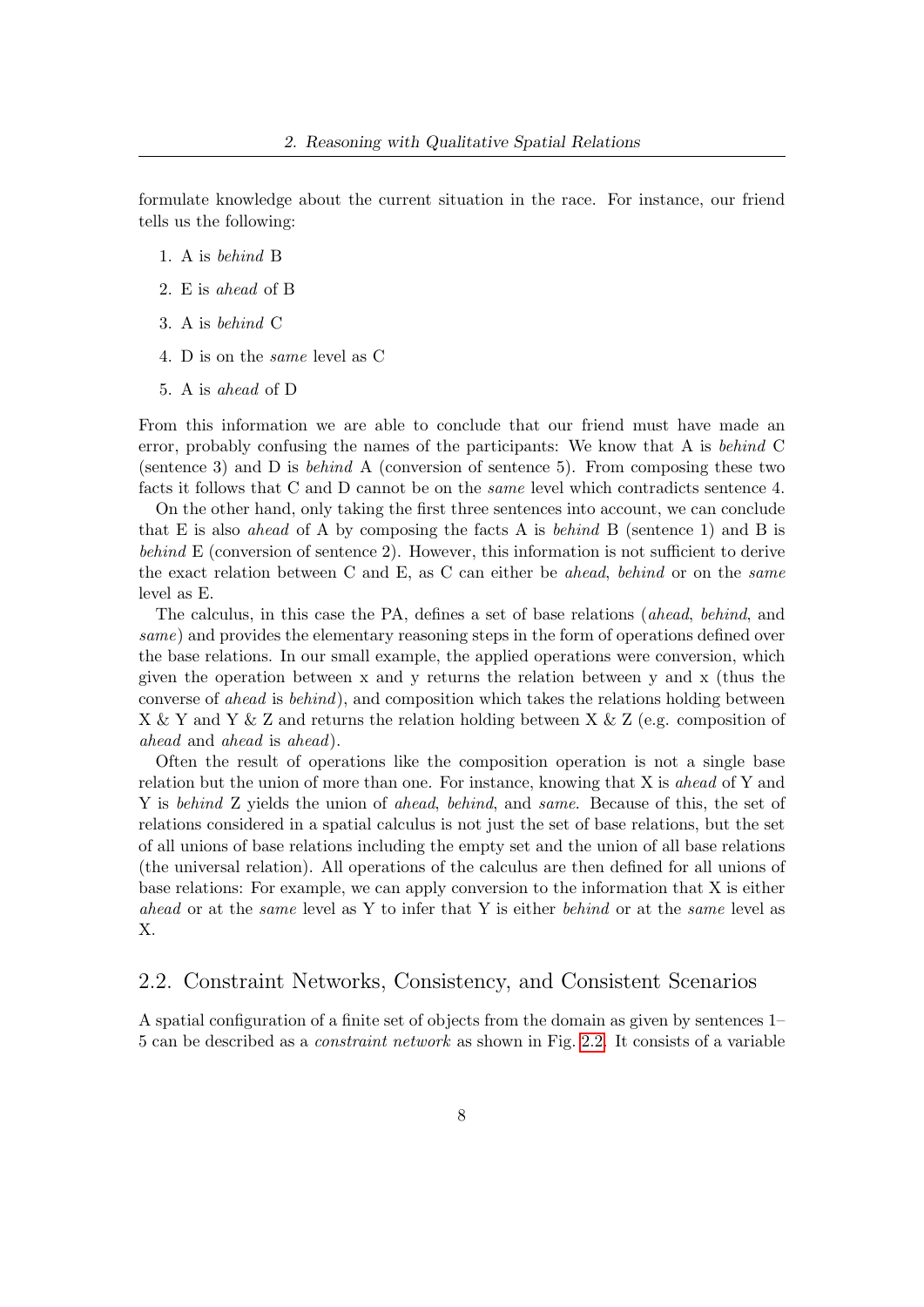formulate knowledge about the current situation in the race. For instance, our friend tells us the following:

1. A is *behind* B
2. E is *ahead* of B
3. A is *behind* C
4. D is on the *same* level as C
5. A is *ahead* of D

From this information we are able to conclude that our friend must have made an error, probably confusing the names of the participants: We know that A is *behind* C (sentence 3) and D is *behind* A (conversion of sentence 5). From composing these two facts it follows that C and D cannot be on the *same* level which contradicts sentence 4.

On the other hand, only taking the first three sentences into account, we can conclude that E is also *ahead* of A by composing the facts A is *behind* B (sentence 1) and B is *behind* E (conversion of sentence 2). However, this information is not sufficient to derive the exact relation between C and E, as C can either be *ahead*, *behind* or on the *same* level as E.

The calculus, in this case the PA, defines a set of base relations (*ahead*, *behind*, and *same*) and provides the elementary reasoning steps in the form of operations defined over the base relations. In our small example, the applied operations were conversion, which given the operation between x and y returns the relation between y and x (thus the converse of *ahead* is *behind*), and composition which takes the relations holding between X & Y and Y & Z and returns the relation holding between X & Z (e.g. composition of *ahead* and *ahead* is *ahead*).

Often the result of operations like the composition operation is not a single base relation but the union of more than one. For instance, knowing that X is *ahead* of Y and Y is *behind* Z yields the union of *ahead*, *behind*, and *same*. Because of this, the set of relations considered in a spatial calculus is not just the set of base relations, but the set of all unions of base relations including the empty set and the union of all base relations (the universal relation). All operations of the calculus are then defined for all unions of base relations: For example, we can apply conversion to the information that X is either *ahead* or at the *same* level as Y to infer that Y is either *behind* or at the *same* level as X.

## 2.2. Constraint Networks, Consistency, and Consistent Scenarios

A spatial configuration of a finite set of objects from the domain as given by sentences 1–5 can be described as a *constraint network* as shown in Fig. 2.2. It consists of a variable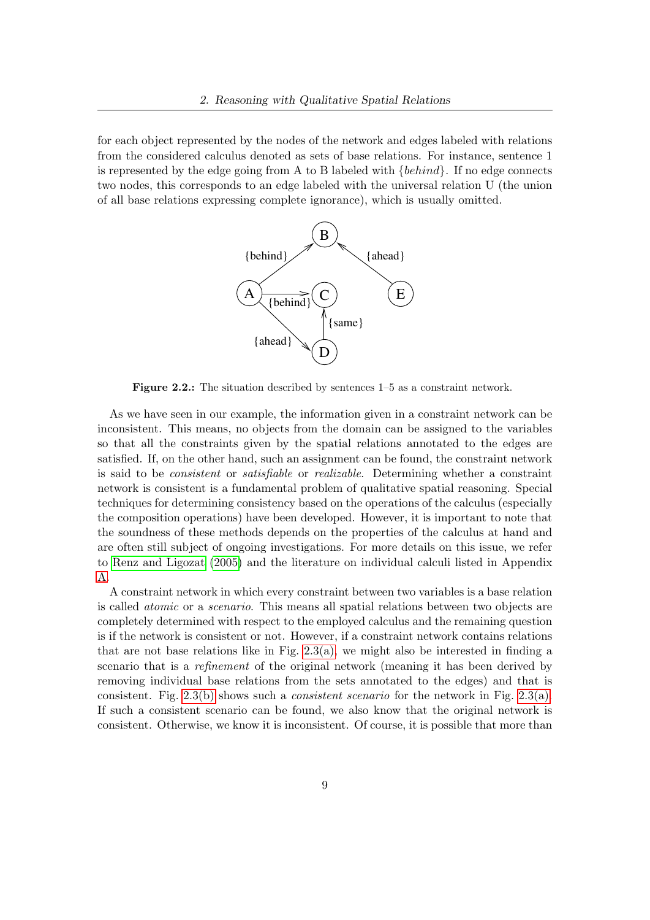for each object represented by the nodes of the network and edges labeled with relations from the considered calculus denoted as sets of base relations. For instance, sentence 1 is represented by the edge going from A to B labeled with {*behind*}. If no edge connects two nodes, this corresponds to an edge labeled with the universal relation U (the union of all base relations expressing complete ignorance), which is usually omitted.

**Figure 2.2.:** The situation described by sentences 1–5 as a constraint network.

As we have seen in our example, the information given in a constraint network can be inconsistent. This means, no objects from the domain can be assigned to the variables so that all the constraints given by the spatial relations annotated to the edges are satisfied. If, on the other hand, such an assignment can be found, the constraint network is said to be *consistent* or *satisfiable* or *realizable*. Determining whether a constraint network is consistent is a fundamental problem of qualitative spatial reasoning. Special techniques for determining consistency based on the operations of the calculus (especially the composition operations) have been developed. However, it is important to note that the soundness of these methods depends on the properties of the calculus at hand and are often still subject of ongoing investigations. For more details on this issue, we refer to Renz and Ligozat (2005) and the literature on individual calculi listed in Appendix A.

A constraint network in which every constraint between two variables is a base relation is called *atomic* or a *scenario*. This means all spatial relations between two objects are completely determined with respect to the employed calculus and the remaining question is if the network is consistent or not. However, if a constraint network contains relations that are not base relations like in Fig. 2.3(a), we might also be interested in finding a scenario that is a *refinement* of the original network (meaning it has been derived by removing individual base relations from the sets annotated to the edges) and that is consistent. Fig. 2.3(b) shows such a *consistent scenario* for the network in Fig. 2.3(a). If such a consistent scenario can be found, we also know that the original network is consistent. Otherwise, we know it is inconsistent. Of course, it is possible that more than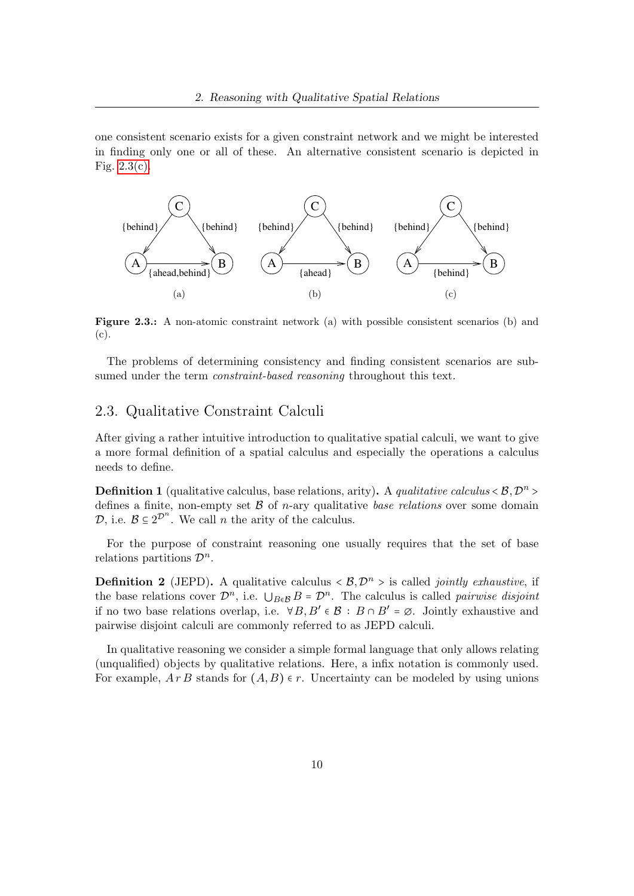one consistent scenario exists for a given constraint network and we might be interested in finding only one or all of these. An alternative consistent scenario is depicted in Fig. 2.3(c).

**Figure 2.3.:** A non-atomic constraint network (a) with possible consistent scenarios (b) and (c).

The problems of determining consistency and finding consistent scenarios are subsumed under the term *constraint-based reasoning* throughout this text.

## 2.3. Qualitative Constraint Calculi

After giving a rather intuitive introduction to qualitative spatial calculi, we want to give a more formal definition of a spatial calculus and especially the operations a calculus needs to define.

**Definition 1** (qualitative calculus, base relations, arity)**.** A *qualitative calculus* $<\mathcal{B},\mathcal{D}^n>$ defines a finite, non-empty set $\mathcal{B}$ of $n$-ary qualitative *base relations* over some domain $\mathcal{D}$, i.e. $\mathcal{B} \subseteq 2^{\mathcal{D}^n}$. We call $n$ the arity of the calculus.

For the purpose of constraint reasoning one usually requires that the set of base relations partitions $\mathcal{D}^n$.

**Definition 2** (JEPD)**.** A qualitative calculus $<\mathcal{B},\mathcal{D}^n>$ is called *jointly exhaustive*, if the base relations cover $\mathcal{D}^n$, i.e. $\bigcup_{B \in \mathcal{B}} B = \mathcal{D}^n$. The calculus is called *pairwise disjoint* if no two base relations overlap, i.e. $\forall B, B' \in \mathcal{B} : B \cap B' = \emptyset$. Jointly exhaustive and pairwise disjoint calculi are commonly referred to as JEPD calculi.

In qualitative reasoning we consider a simple formal language that only allows relating (unqualified) objects by qualitative relations. Here, a infix notation is commonly used. For example, $A\,r\,B$ stands for $(A, B) \in r$. Uncertainty can be modeled by using unions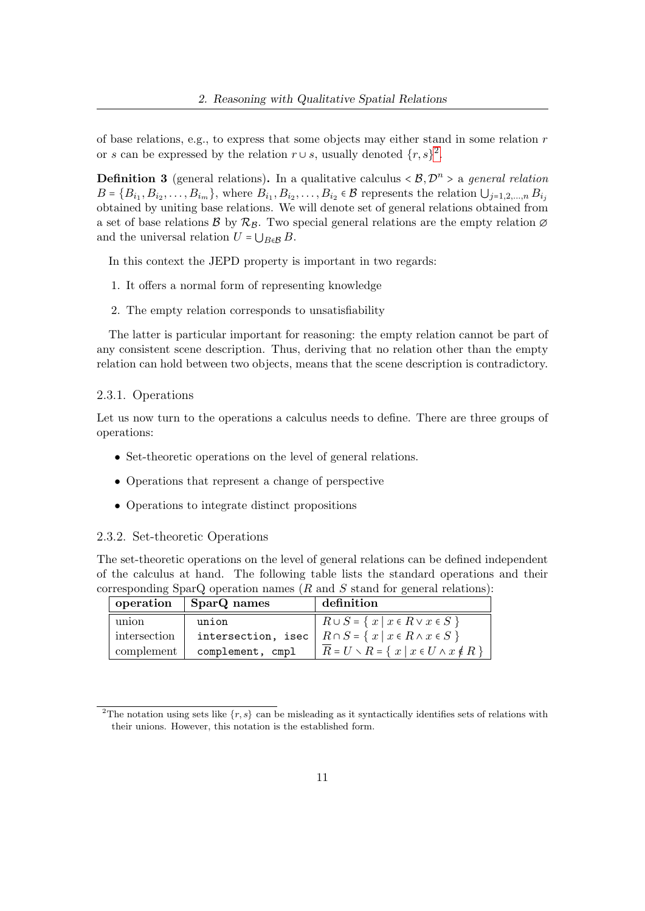of base relations, e.g., to express that some objects may either stand in some relation $r$ or $s$ can be expressed by the relation $r \cup s$, usually denoted $\{r, s\}$[2].

**Definition 3** (general relations)**.** In a qualitative calculus $< \mathcal{B}, \mathcal{D}^n >$ a *general relation* $B = \{B_{i_1}, B_{i_2}, \ldots, B_{i_m}\}$, where $B_{i_1}, B_{i_2}, \ldots, B_{i_2} \in \mathcal{B}$ represents the relation $\bigcup_{j=1,2,\ldots,n} B_{i_j}$ obtained by uniting base relations. We will denote set of general relations obtained from a set of base relations $\mathcal{B}$ by $\mathcal{R}_{\mathcal{B}}$. Two special general relations are the empty relation $\varnothing$ and the universal relation $U = \bigcup_{B \in \mathcal{B}} B$.

In this context the JEPD property is important in two regards:

1. It offers a normal form of representing knowledge
2. The empty relation corresponds to unsatisfiability

The latter is particular important for reasoning: the empty relation cannot be part of any consistent scene description. Thus, deriving that no relation other than the empty relation can hold between two objects, means that the scene description is contradictory.

### 2.3.1. Operations

Let us now turn to the operations a calculus needs to define. There are three groups of operations:

- Set-theoretic operations on the level of general relations.
- Operations that represent a change of perspective
- Operations to integrate distinct propositions

### 2.3.2. Set-theoretic Operations

The set-theoretic operations on the level of general relations can be defined independent of the calculus at hand. The following table lists the standard operations and their corresponding SparQ operation names ($R$ and $S$ stand for general relations):

| operation | SparQ names | definition |
|---|---|---|
| union | `union` | $R \cup S = \{\, x \mid x \in R \vee x \in S \,\}$ |
| intersection | `intersection, isec` | $R \cap S = \{\, x \mid x \in R \wedge x \in S \,\}$ |
| complement | `complement, cmpl` | $\overline{R} = U \setminus R = \{\, x \mid x \in U \wedge x \notin R \,\}$ |

[2] The notation using sets like $\{r, s\}$ can be misleading as it syntactically identifies sets of relations with their unions. However, this notation is the established form.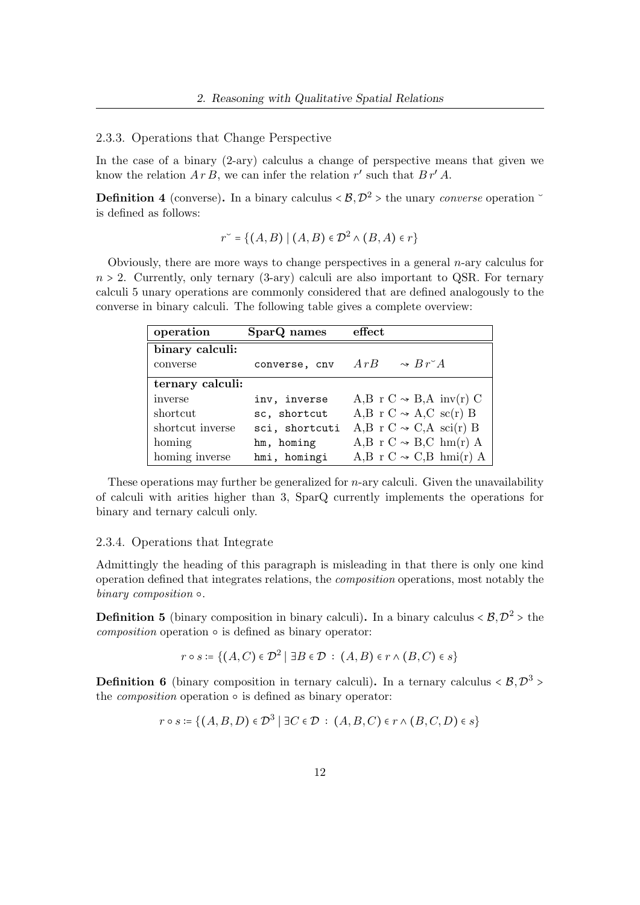### 2.3.3. Operations that Change Perspective

In the case of a binary (2-ary) calculus a change of perspective means that given we know the relation $A\,r\,B$, we can infer the relation $r'$ such that $B\,r'\,A$.

**Definition 4** (converse)**.** In a binary calculus $<\mathcal{B}, \mathcal{D}^2>$ the unary *converse* operation $\breve{}$ is defined as follows:

$$r^{\smile} = \{(A,B) \mid (A,B) \in \mathcal{D}^2 \wedge (B,A) \in r\}$$

Obviously, there are more ways to change perspectives in a general $n$-ary calculus for $n > 2$. Currently, only ternary (3-ary) calculi are also important to QSR. For ternary calculi 5 unary operations are commonly considered that are defined analogously to the converse in binary calculi. The following table gives a complete overview:

| operation | SparQ names | effect |
|---|---|---|
| **binary calculi:** | | |
| converse | `converse, cnv` | $A\,r\,B \quad \rightsquigarrow B\,r^{\smile}\,A$ |
| **ternary calculi:** | | |
| inverse | `inv, inverse` | A,B r C $\rightsquigarrow$ B,A inv(r) C |
| shortcut | `sc, shortcut` | A,B r C $\rightsquigarrow$ A,C sc(r) B |
| shortcut inverse | `sci, shortcuti` | A,B r C $\rightsquigarrow$ C,A sci(r) B |
| homing | `hm, homing` | A,B r C $\rightsquigarrow$ B,C hm(r) A |
| homing inverse | `hmi, homingi` | A,B r C $\rightsquigarrow$ C,B hmi(r) A |

These operations may further be generalized for $n$-ary calculi. Given the unavailability of calculi with arities higher than 3, SparQ currently implements the operations for binary and ternary calculi only.

### 2.3.4. Operations that Integrate

Admittingly the heading of this paragraph is misleading in that there is only one kind operation defined that integrates relations, the *composition* operations, most notably the *binary composition* $\circ$.

**Definition 5** (binary composition in binary calculi)**.** In a binary calculus $<\mathcal{B}, \mathcal{D}^2>$ the *composition* operation $\circ$ is defined as binary operator:

$$r \circ s := \{(A,C) \in \mathcal{D}^2 \mid \exists B \in \mathcal{D} \,:\, (A,B) \in r \wedge (B,C) \in s\}$$

**Definition 6** (binary composition in ternary calculi)**.** In a ternary calculus $<\mathcal{B}, \mathcal{D}^3>$ the *composition* operation $\circ$ is defined as binary operator:

$$r \circ s := \{(A,B,D) \in \mathcal{D}^3 \mid \exists C \in \mathcal{D} \,:\, (A,B,C) \in r \wedge (B,C,D) \in s\}$$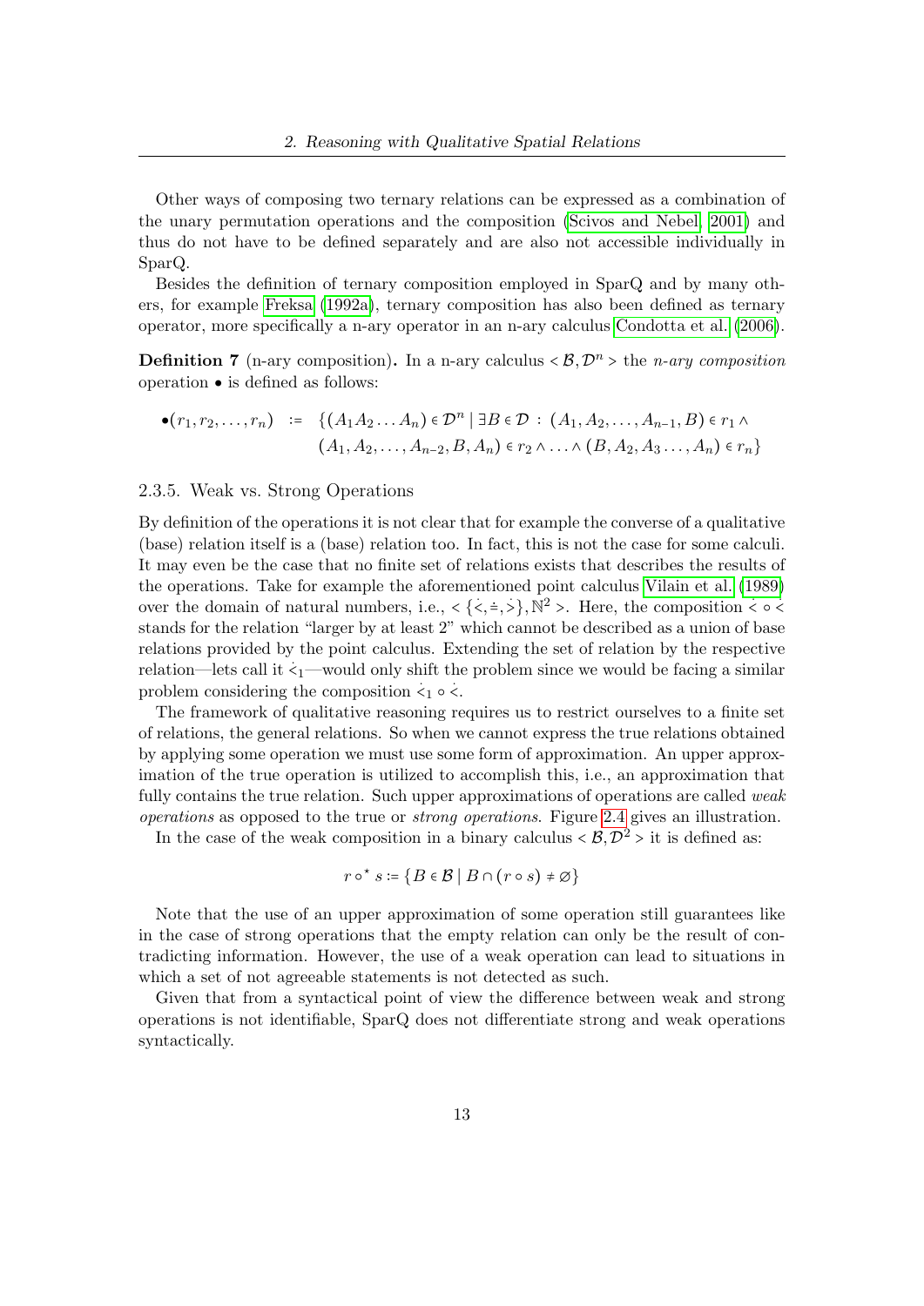Other ways of composing two ternary relations can be expressed as a combination of the unary permutation operations and the composition (Scivos and Nebel, 2001) and thus do not have to be defined separately and are also not accessible individually in SparQ.

Besides the definition of ternary composition employed in SparQ and by many others, for example Freksa (1992a), ternary composition has also been defined as ternary operator, more specifically a n-ary operator in an n-ary calculus Condotta et al. (2006).

**Definition 7** (n-ary composition)**.** In a n-ary calculus $< \mathcal{B}, \mathcal{D}^n >$ the *n-ary composition* operation $\bullet$ is defined as follows:

$$\begin{aligned}\bullet(r_1, r_2, \ldots, r_n) \;\; := \;\; & \{(A_1 A_2 \ldots A_n) \in \mathcal{D}^n \mid \exists B \in \mathcal{D} : (A_1, A_2, \ldots, A_{n-1}, B) \in r_1 \wedge \\ & (A_1, A_2, \ldots, A_{n-2}, B, A_n) \in r_2 \wedge \ldots \wedge (B, A_2, A_3 \ldots, A_n) \in r_n\}\end{aligned}$$

### 2.3.5. Weak vs. Strong Operations

By definition of the operations it is not clear that for example the converse of a qualitative (base) relation itself is a (base) relation too. In fact, this is not the case for some calculi. It may even be the case that no finite set of relations exists that describes the results of the operations. Take for example the aforementioned point calculus Vilain et al. (1989) over the domain of natural numbers, i.e., $< \{\dot{<}, \dot{=}, \dot{>}\}, \mathbb{N}^2 >$. Here, the composition $\dot{<} \circ \dot{<}$ stands for the relation "larger by at least 2" which cannot be described as a union of base relations provided by the point calculus. Extending the set of relation by the respective relation—lets call it $\dot{<}_1$—would only shift the problem since we would be facing a similar problem considering the composition $\dot{<}_1 \circ \dot{<}$.

The framework of qualitative reasoning requires us to restrict ourselves to a finite set of relations, the general relations. So when we cannot express the true relations obtained by applying some operation we must use some form of approximation. An upper approximation of the true operation is utilized to accomplish this, i.e., an approximation that fully contains the true relation. Such upper approximations of operations are called *weak operations* as opposed to the true or *strong operations*. Figure 2.4 gives an illustration.

In the case of the weak composition in a binary calculus $< \mathcal{B}, \mathcal{D}^2 >$ it is defined as:

$$r \circ^{\star} s := \{B \in \mathcal{B} \mid B \cap (r \circ s) \neq \emptyset\}$$

Note that the use of an upper approximation of some operation still guarantees like in the case of strong operations that the empty relation can only be the result of contradicting information. However, the use of a weak operation can lead to situations in which a set of not agreeable statements is not detected as such.

Given that from a syntactical point of view the difference between weak and strong operations is not identifiable, SparQ does not differentiate strong and weak operations syntactically.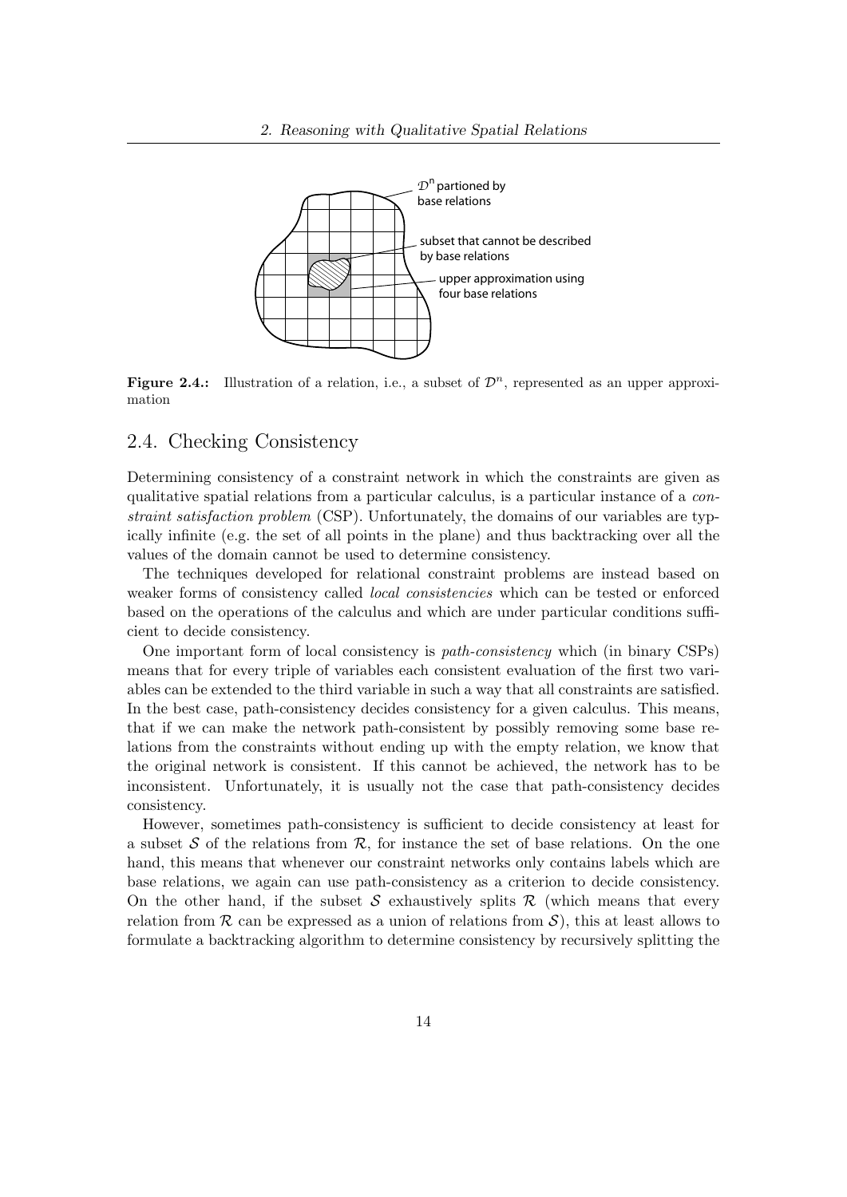**Figure 2.4.:** Illustration of a relation, i.e., a subset of $\mathcal{D}^n$, represented as an upper approximation

## 2.4. Checking Consistency

Determining consistency of a constraint network in which the constraints are given as qualitative spatial relations from a particular calculus, is a particular instance of a *constraint satisfaction problem* (CSP). Unfortunately, the domains of our variables are typically infinite (e.g. the set of all points in the plane) and thus backtracking over all the values of the domain cannot be used to determine consistency.

The techniques developed for relational constraint problems are instead based on weaker forms of consistency called *local consistencies* which can be tested or enforced based on the operations of the calculus and which are under particular conditions sufficient to decide consistency.

One important form of local consistency is *path-consistency* which (in binary CSPs) means that for every triple of variables each consistent evaluation of the first two variables can be extended to the third variable in such a way that all constraints are satisfied. In the best case, path-consistency decides consistency for a given calculus. This means, that if we can make the network path-consistent by possibly removing some base relations from the constraints without ending up with the empty relation, we know that the original network is consistent. If this cannot be achieved, the network has to be inconsistent. Unfortunately, it is usually not the case that path-consistency decides consistency.

However, sometimes path-consistency is sufficient to decide consistency at least for a subset $\mathcal{S}$ of the relations from $\mathcal{R}$, for instance the set of base relations. On the one hand, this means that whenever our constraint networks only contains labels which are base relations, we again can use path-consistency as a criterion to decide consistency. On the other hand, if the subset $\mathcal{S}$ exhaustively splits $\mathcal{R}$ (which means that every relation from $\mathcal{R}$ can be expressed as a union of relations from $\mathcal{S}$), this at least allows to formulate a backtracking algorithm to determine consistency by recursively splitting the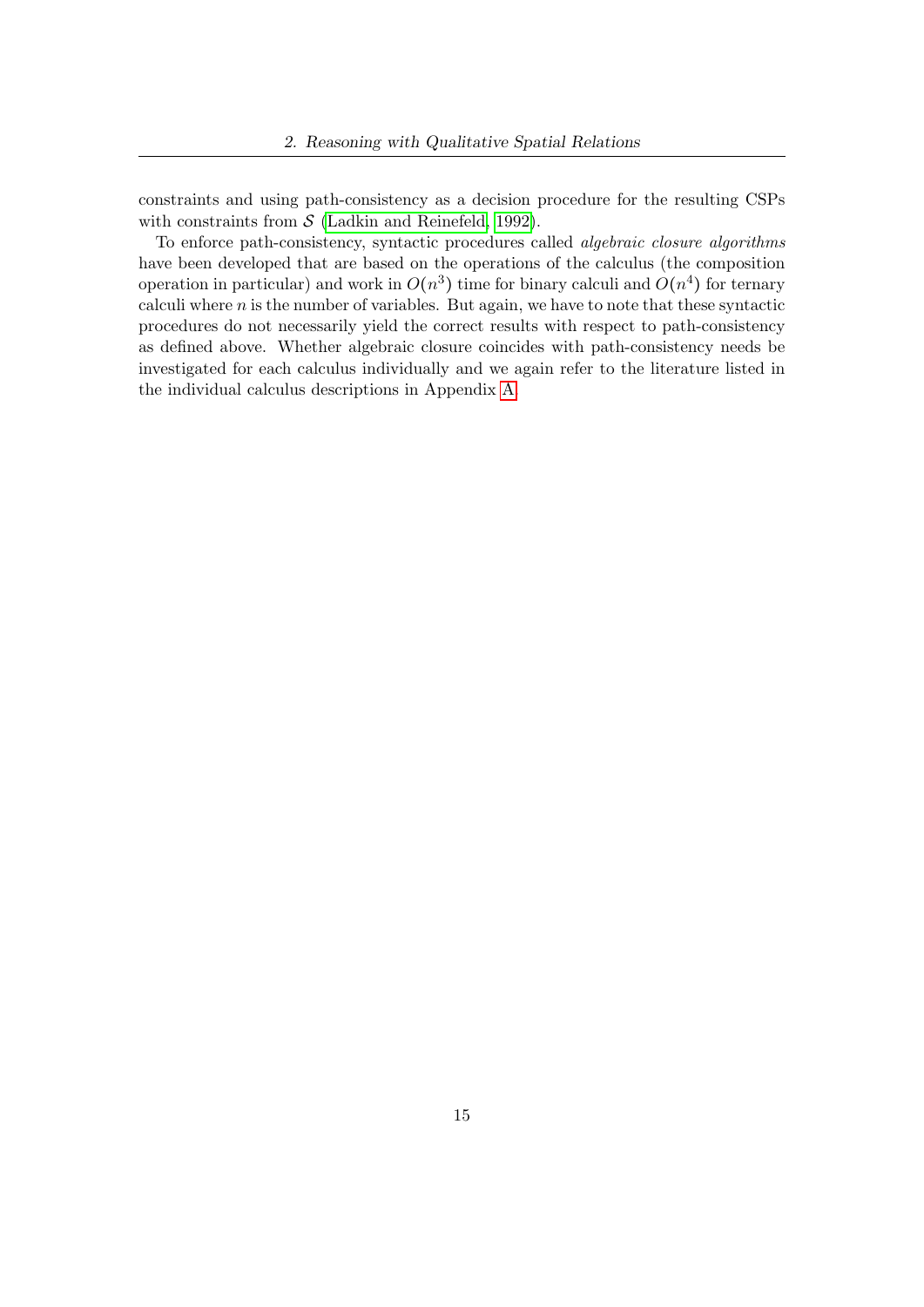constraints and using path-consistency as a decision procedure for the resulting CSPs with constraints from $\mathcal{S}$ (Ladkin and Reinefeld, 1992).

To enforce path-consistency, syntactic procedures called *algebraic closure algorithms* have been developed that are based on the operations of the calculus (the composition operation in particular) and work in $O(n^3)$ time for binary calculi and $O(n^4)$ for ternary calculi where $n$ is the number of variables. But again, we have to note that these syntactic procedures do not necessarily yield the correct results with respect to path-consistency as defined above. Whether algebraic closure coincides with path-consistency needs be investigated for each calculus individually and we again refer to the literature listed in the individual calculus descriptions in Appendix A.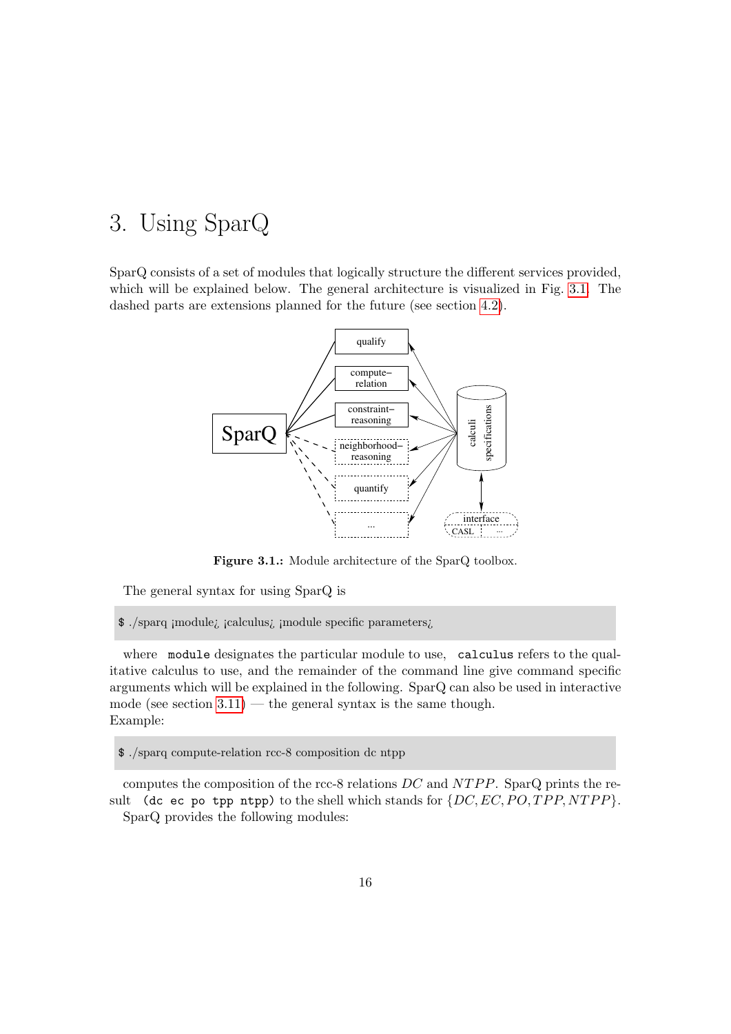# 3. Using SparQ

SparQ consists of a set of modules that logically structure the different services provided, which will be explained below. The general architecture is visualized in Fig. 3.1. The dashed parts are extensions planned for the future (see section 4.2).

**Figure 3.1.:** Module architecture of the SparQ toolbox.

The general syntax for using SparQ is

```
$ ./sparq ¡module¿ ¡calculus¿ ¡module specific parameters¿
```

where `module` designates the particular module to use, `calculus` refers to the qualitative calculus to use, and the remainder of the command line give command specific arguments which will be explained in the following. SparQ can also be used in interactive mode (see section 3.11) — the general syntax is the same though.
Example:

```
$ ./sparq compute-relation rcc-8 composition dc ntpp
```

computes the composition of the rcc-8 relations $DC$ and $NTPP$. SparQ prints the result `(dc ec po tpp ntpp)` to the shell which stands for $\{DC, EC, PO, TPP, NTPP\}$.
SparQ provides the following modules: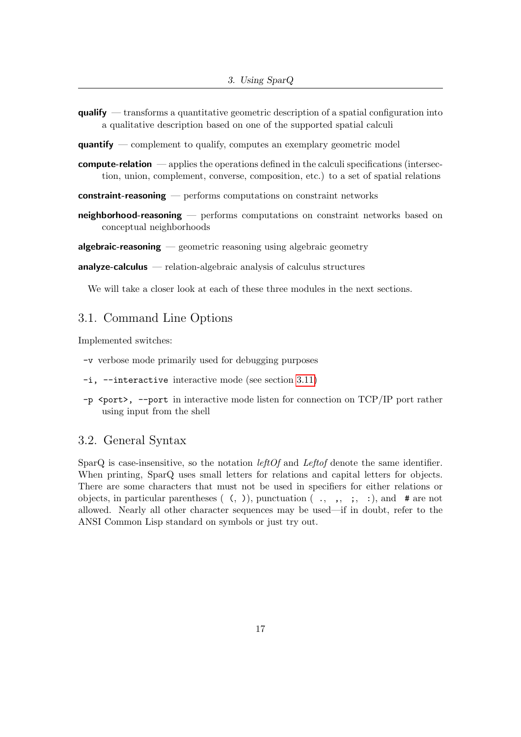**qualify** — transforms a quantitative geometric description of a spatial configuration into a qualitative description based on one of the supported spatial calculi

**quantify** — complement to qualify, computes an exemplary geometric model

**compute-relation** — applies the operations defined in the calculi specifications (intersection, union, complement, converse, composition, etc.) to a set of spatial relations

**constraint-reasoning** — performs computations on constraint networks

**neighborhood-reasoning** — performs computations on constraint networks based on conceptual neighborhoods

**algebraic-reasoning** — geometric reasoning using algebraic geometry

**analyze-calculus** — relation-algebraic analysis of calculus structures

We will take a closer look at each of these three modules in the next sections.

## 3.1. Command Line Options

Implemented switches:

- `-v` verbose mode primarily used for debugging purposes
- `-i, --interactive` interactive mode (see section 3.11)
- `-p <port>, --port` in interactive mode listen for connection on TCP/IP port rather using input from the shell

## 3.2. General Syntax

SparQ is case-insensitive, so the notation *leftOf* and *Leftof* denote the same identifier. When printing, SparQ uses small letters for relations and capital letters for objects. There are some characters that must not be used in specifiers for either relations or objects, in particular parentheses ( `(`, `)`), punctuation ( `.`, `,`, `;`, `:`), and `#` are not allowed. Nearly all other character sequences may be used—if in doubt, refer to the ANSI Common Lisp standard on symbols or just try out.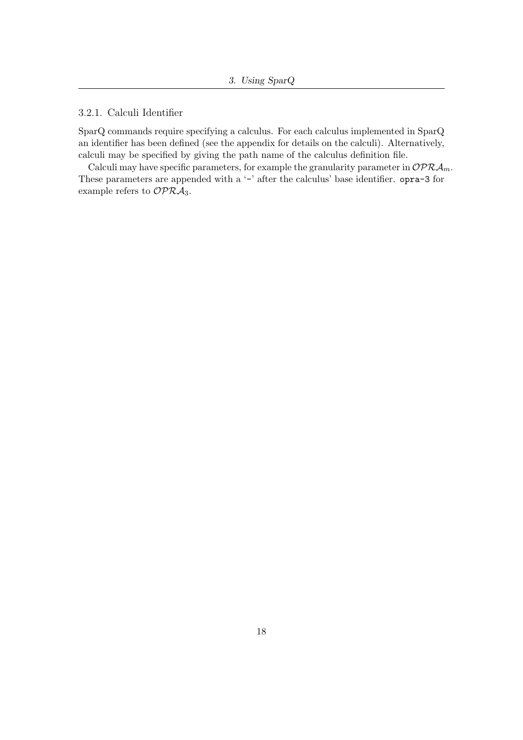### 3.2.1. Calculi Identifier

SparQ commands require specifying a calculus. For each calculus implemented in SparQ an identifier has been defined (see the appendix for details on the calculi). Alternatively, calculi may be specified by giving the path name of the calculus definition file.

Calculi may have specific parameters, for example the granularity parameter in $\mathcal{OPRA}_m$. These parameters are appended with a '`-`' after the calculus' base identifier. `opra-3` for example refers to $\mathcal{OPRA}_3$.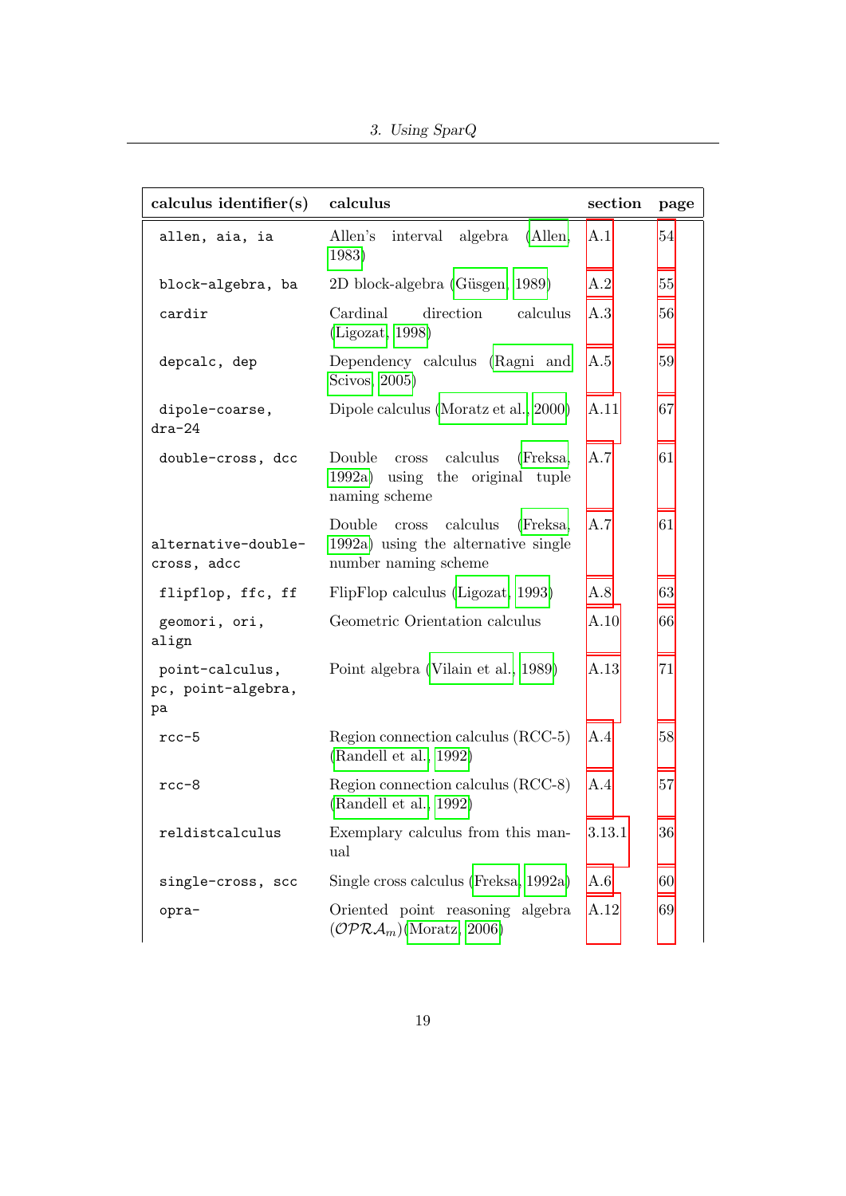| calculus identifier(s) | calculus | section | page |
|---|---|---|---|
| `allen, aia, ia` | Allen's interval algebra (Allen, 1983) | A.1 | 54 |
| `block-algebra, ba` | 2D block-algebra (Güsgen, 1989) | A.2 | 55 |
| `cardir` | Cardinal direction calculus (Ligozat, 1998) | A.3 | 56 |
| `depcalc, dep` | Dependency calculus (Ragni and Scivos, 2005) | A.5 | 59 |
| `dipole-coarse, dra-24` | Dipole calculus (Moratz et al., 2000) | A.11 | 67 |
| `double-cross, dcc` | Double cross calculus (Freksa, 1992a) using the original tuple naming scheme | A.7 | 61 |
| `alternative-double-cross, adcc` | Double cross calculus (Freksa, 1992a) using the alternative single number naming scheme | A.7 | 61 |
| `flipflop, ffc, ff` | FlipFlop calculus (Ligozat, 1993) | A.8 | 63 |
| `geomori, ori, align` | Geometric Orientation calculus | A.10 | 66 |
| `point-calculus, pc, point-algebra, pa` | Point algebra (Vilain et al., 1989) | A.13 | 71 |
| `rcc-5` | Region connection calculus (RCC-5) (Randell et al., 1992) | A.4 | 58 |
| `rcc-8` | Region connection calculus (RCC-8) (Randell et al., 1992) | A.4 | 57 |
| `reldistcalculus` | Exemplary calculus from this manual | 3.13.1 | 36 |
| `single-cross, scc` | Single cross calculus (Freksa, 1992a) | A.6 | 60 |
| `opra-` | Oriented point reasoning algebra ($\mathcal{OPRA}_m$) (Moratz, 2006) | A.12 | 69 |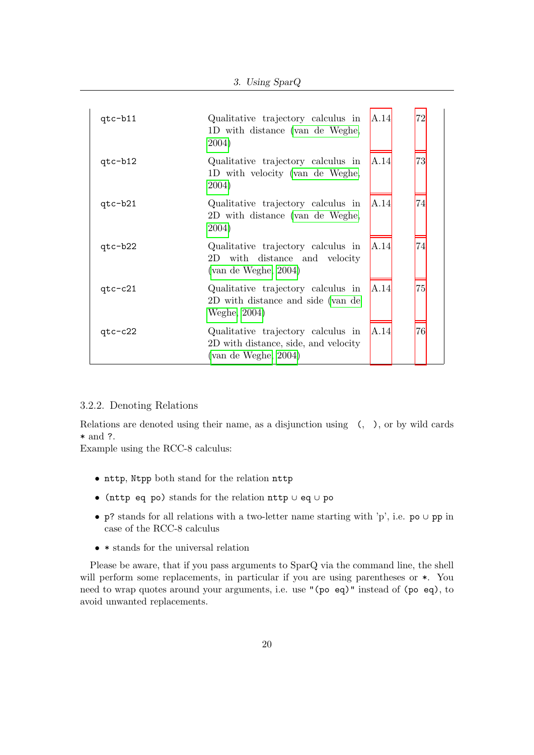| | | | |
|---|---|---|---|
| qtc-b11 | Qualitative trajectory calculus in 1D with distance (van de Weghe, 2004) | A.14 | 72 |
| qtc-b12 | Qualitative trajectory calculus in 1D with velocity (van de Weghe, 2004) | A.14 | 73 |
| qtc-b21 | Qualitative trajectory calculus in 2D with distance (van de Weghe, 2004) | A.14 | 74 |
| qtc-b22 | Qualitative trajectory calculus in 2D with distance and velocity (van de Weghe, 2004) | A.14 | 74 |
| qtc-c21 | Qualitative trajectory calculus in 2D with distance and side (van de Weghe, 2004) | A.14 | 75 |
| qtc-c22 | Qualitative trajectory calculus in 2D with distance, side, and velocity (van de Weghe, 2004) | A.14 | 76 |

### 3.2.2. Denoting Relations

Relations are denoted using their name, as a disjunction using `( , )`, or by wild cards `*` and `?`.
Example using the RCC-8 calculus:

- `nttp`, `Ntpp` both stand for the relation `nttp`
- `(nttp eq po)` stands for the relation `nttp` ∪ `eq` ∪ `po`
- `p?` stands for all relations with a two-letter name starting with 'p', i.e. `po` ∪ `pp` in case of the RCC-8 calculus
- `*` stands for the universal relation

Please be aware, that if you pass arguments to SparQ via the command line, the shell will perform some replacements, in particular if you are using parentheses or `*`. You need to wrap quotes around your arguments, i.e. use `"(po eq)"` instead of `(po eq)`, to avoid unwanted replacements.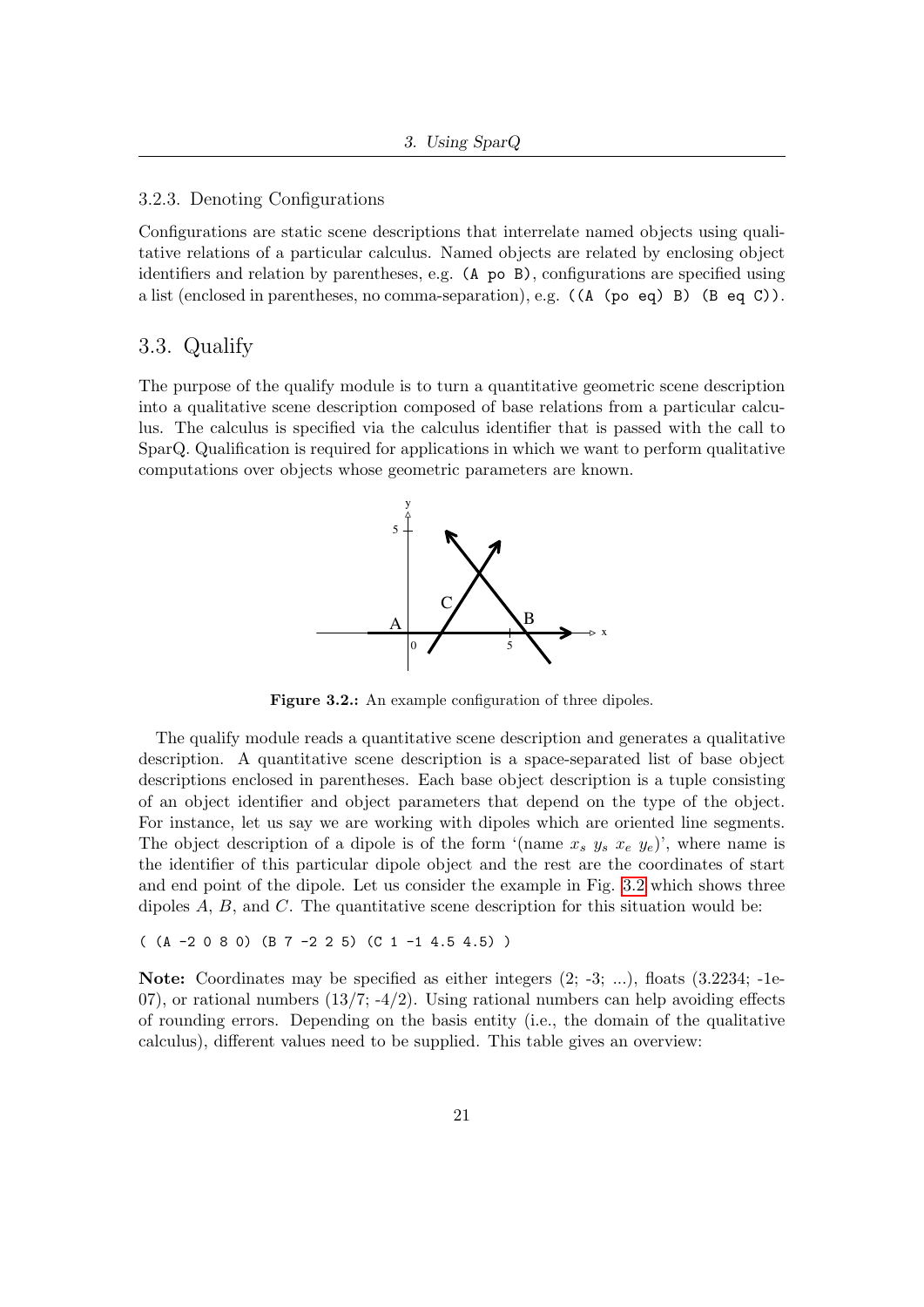### 3.2.3. Denoting Configurations

Configurations are static scene descriptions that interrelate named objects using qualitative relations of a particular calculus. Named objects are related by enclosing object identifiers and relation by parentheses, e.g. `(A po B)`, configurations are specified using a list (enclosed in parentheses, no comma-separation), e.g. `((A (po eq) B) (B eq C))`.

## 3.3. Qualify

The purpose of the qualify module is to turn a quantitative geometric scene description into a qualitative scene description composed of base relations from a particular calculus. The calculus is specified via the calculus identifier that is passed with the call to SparQ. Qualification is required for applications in which we want to perform qualitative computations over objects whose geometric parameters are known.

**Figure 3.2.:** An example configuration of three dipoles.

The qualify module reads a quantitative scene description and generates a qualitative description. A quantitative scene description is a space-separated list of base object descriptions enclosed in parentheses. Each base object description is a tuple consisting of an object identifier and object parameters that depend on the type of the object. For instance, let us say we are working with dipoles which are oriented line segments. The object description of a dipole is of the form '(name $x_s$ $y_s$ $x_e$ $y_e$)', where name is the identifier of this particular dipole object and the rest are the coordinates of start and end point of the dipole. Let us consider the example in Fig. 3.2 which shows three dipoles $A$, $B$, and $C$. The quantitative scene description for this situation would be:

```
( (A -2 0 8 0) (B 7 -2 2 5) (C 1 -1 4.5 4.5) )
```

**Note:** Coordinates may be specified as either integers (2; -3; ...), floats (3.2234; -1e-07), or rational numbers (13/7; -4/2). Using rational numbers can help avoiding effects of rounding errors. Depending on the basis entity (i.e., the domain of the qualitative calculus), different values need to be supplied. This table gives an overview: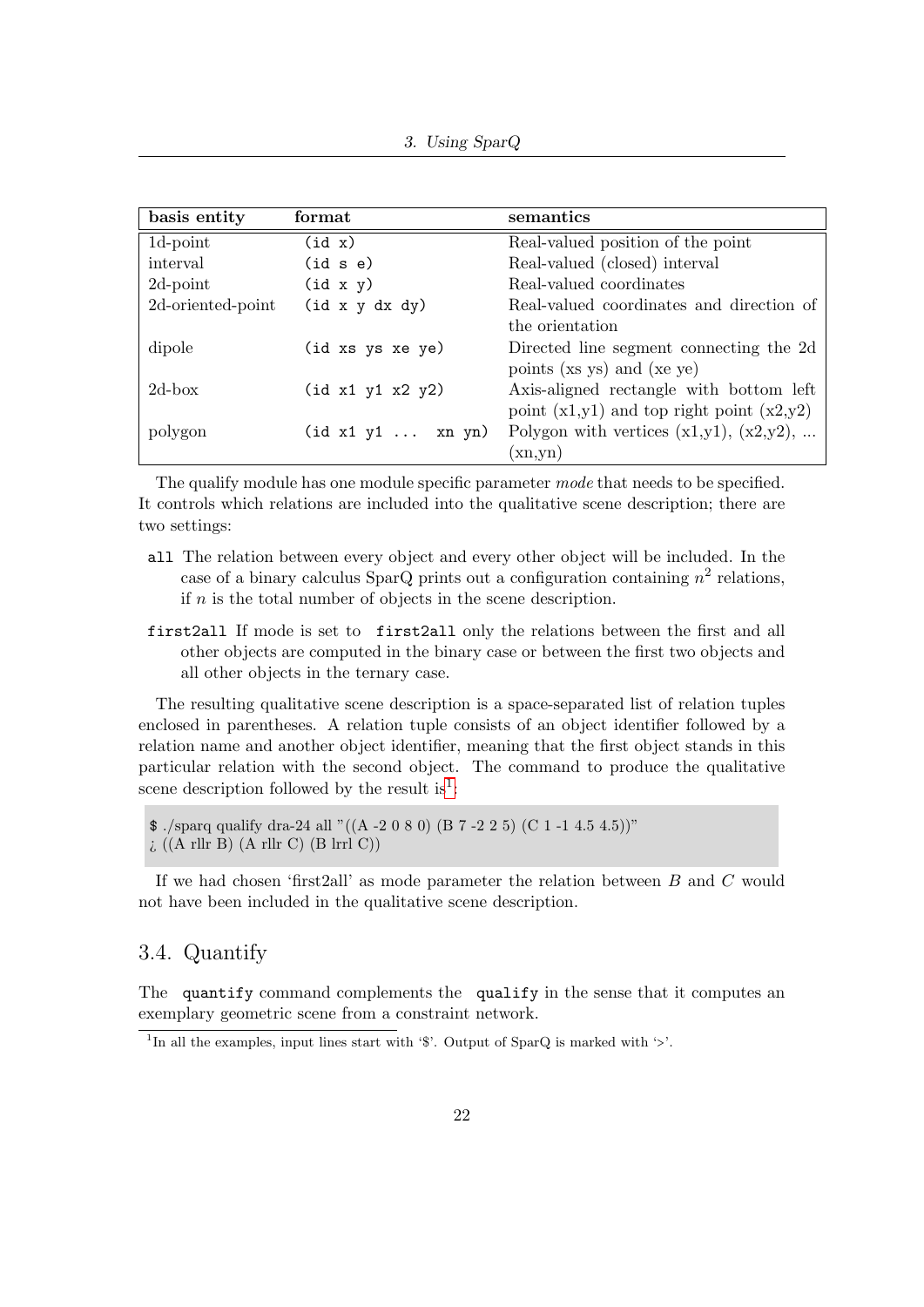| basis entity | format | semantics |
|---|---|---|
| 1d-point | `(id x)` | Real-valued position of the point |
| interval | `(id s e)` | Real-valued (closed) interval |
| 2d-point | `(id x y)` | Real-valued coordinates |
| 2d-oriented-point | `(id x y dx dy)` | Real-valued coordinates and direction of the orientation |
| dipole | `(id xs ys xe ye)` | Directed line segment connecting the 2d points (xs ys) and (xe ye) |
| 2d-box | `(id x1 y1 x2 y2)` | Axis-aligned rectangle with bottom left point (x1,y1) and top right point (x2,y2) |
| polygon | `(id x1 y1 ... xn yn)` | Polygon with vertices (x1,y1), (x2,y2), ... (xn,yn) |

The qualify module has one module specific parameter *mode* that needs to be specified. It controls which relations are included into the qualitative scene description; there are two settings:

- `all` The relation between every object and every other object will be included. In the case of a binary calculus SparQ prints out a configuration containing $n^2$ relations, if $n$ is the total number of objects in the scene description.
- `first2all` If mode is set to `first2all` only the relations between the first and all other objects are computed in the binary case or between the first two objects and all other objects in the ternary case.

The resulting qualitative scene description is a space-separated list of relation tuples enclosed in parentheses. A relation tuple consists of an object identifier followed by a relation name and another object identifier, meaning that the first object stands in this particular relation with the second object. The command to produce the qualitative scene description followed by the result is[1]:

```
$ ./sparq qualify dra-24 all "((A -2 0 8 0) (B 7 -2 2 5) (C 1 -1 4.5 4.5))"
> ((A rllr B) (A rllr C) (B lrrl C))
```

If we had chosen 'first2all' as mode parameter the relation between $B$ and $C$ would not have been included in the qualitative scene description.

## 3.4. Quantify

The `quantify` command complements the `qualify` in the sense that it computes an exemplary geometric scene from a constraint network.

[1] In all the examples, input lines start with '$'. Output of SparQ is marked with '>'.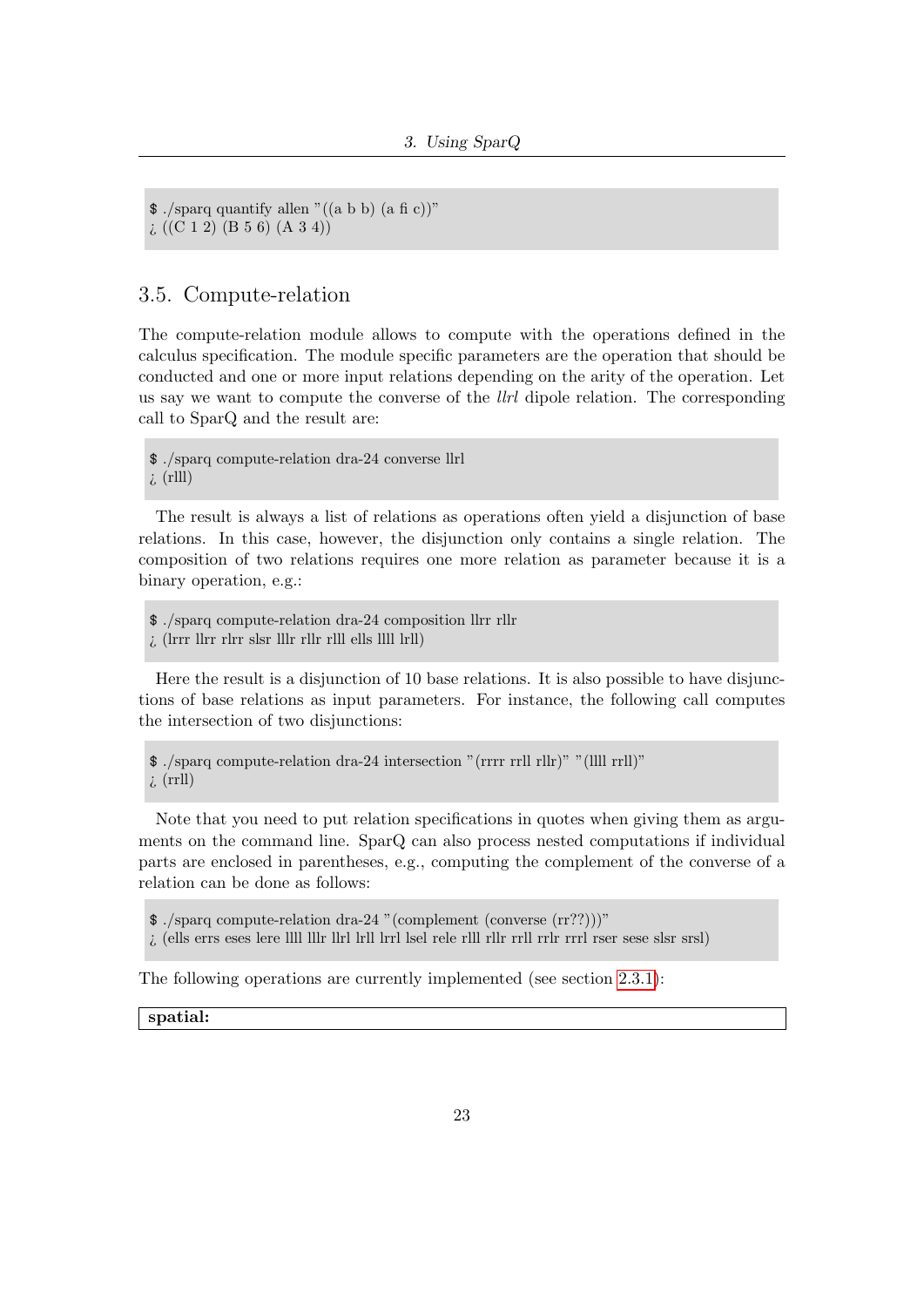```
$ ./sparq quantify allen "((a b b) (a fi c))"
¿ ((C 1 2) (B 5 6) (A 3 4))
```

## 3.5. Compute-relation

The compute-relation module allows to compute with the operations defined in the calculus specification. The module specific parameters are the operation that should be conducted and one or more input relations depending on the arity of the operation. Let us say we want to compute the converse of the *llrl* dipole relation. The corresponding call to SparQ and the result are:

```
$ ./sparq compute-relation dra-24 converse llrl
¿ (rlll)
```

The result is always a list of relations as operations often yield a disjunction of base relations. In this case, however, the disjunction only contains a single relation. The composition of two relations requires one more relation as parameter because it is a binary operation, e.g.:

```
$ ./sparq compute-relation dra-24 composition llrr rllr
¿ (lrrr llrr rlrr slsr lllr rllr rlll ells llll lrll)
```

Here the result is a disjunction of 10 base relations. It is also possible to have disjunctions of base relations as input parameters. For instance, the following call computes the intersection of two disjunctions:

```
$ ./sparq compute-relation dra-24 intersection "(rrrr rrll rllr)" "(llll rrll)"
¿ (rrll)
```

Note that you need to put relation specifications in quotes when giving them as arguments on the command line. SparQ can also process nested computations if individual parts are enclosed in parentheses, e.g., computing the complement of the converse of a relation can be done as follows:

```
$ ./sparq compute-relation dra-24 "(complement (converse (rr??)))"
¿ (ells errs eses lere llll lllr llrl lrll lrrl lsel rele rlll rllr rrll rrlr rrrl rser sese slsr srsl)
```

The following operations are currently implemented (see section 2.3.1):

**spatial:**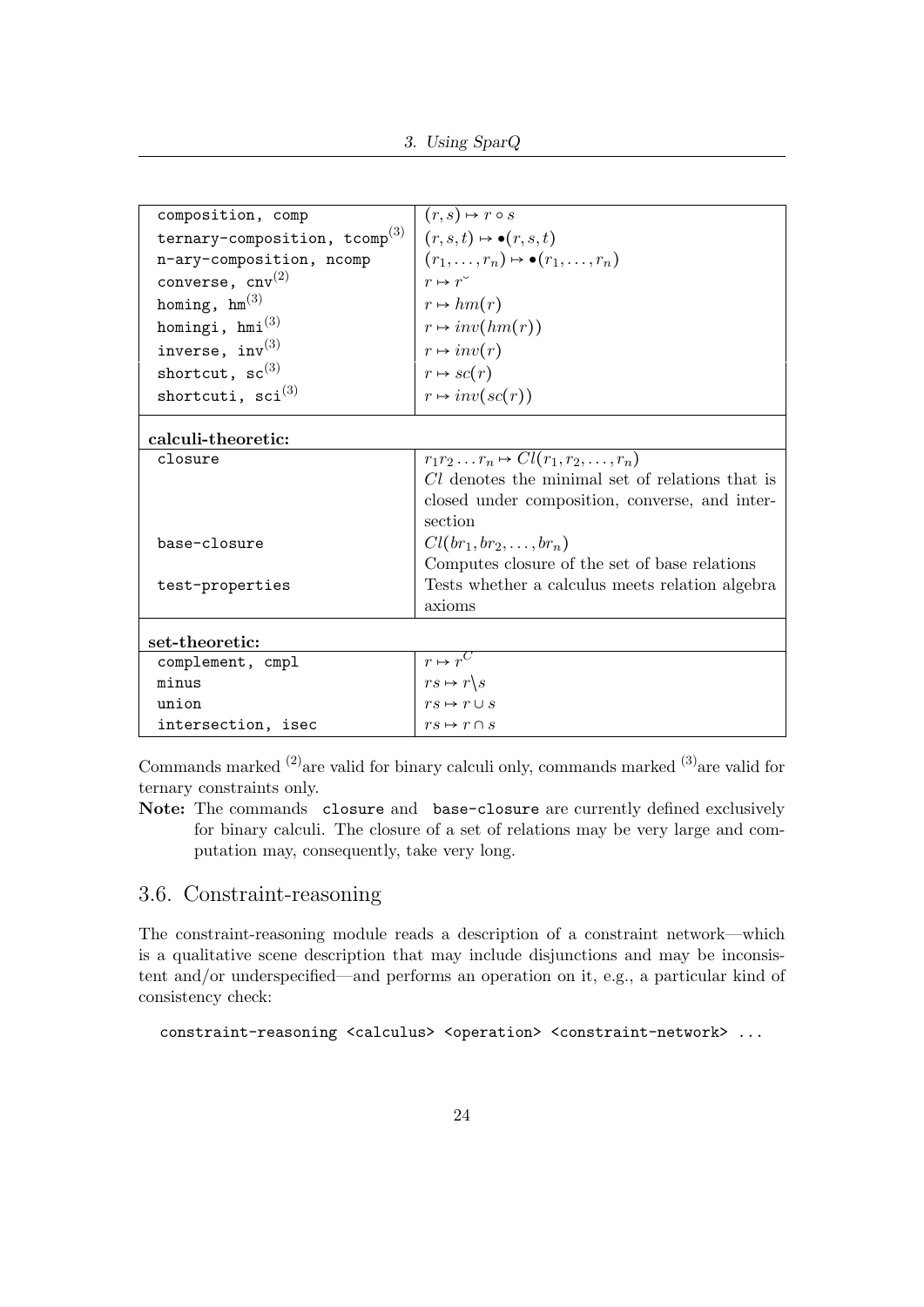| | |
|---|---|
| `composition, comp` | $(r, s) \mapsto r \circ s$ |
| `ternary-composition, tcomp`$^{(3)}$ | $(r, s, t) \mapsto \bullet(r, s, t)$ |
| `n-ary-composition, ncomp` | $(r_1, \ldots, r_n) \mapsto \bullet(r_1, \ldots, r_n)$ |
| `converse, cnv`$^{(2)}$ | $r \mapsto r^{\smile}$ |
| `homing, hm`$^{(3)}$ | $r \mapsto hm(r)$ |
| `homingi, hmi`$^{(3)}$ | $r \mapsto inv(hm(r))$ |
| `inverse, inv`$^{(3)}$ | $r \mapsto inv(r)$ |
| `shortcut, sc`$^{(3)}$ | $r \mapsto sc(r)$ |
| `shortcuti, sci`$^{(3)}$ | $r \mapsto inv(sc(r))$ |
| **calculi-theoretic:** | |
| `closure` | $r_1 r_2 \ldots r_n \mapsto Cl(r_1, r_2, \ldots, r_n)$ <br> $Cl$ denotes the minimal set of relations that is closed under composition, converse, and intersection |
| `base-closure` | $Cl(br_1, br_2, \ldots, br_n)$ <br> Computes closure of the set of base relations |
| `test-properties` | Tests whether a calculus meets relation algebra axioms |
| **set-theoretic:** | |
| `complement, cmpl` | $r \mapsto r^C$ |
| `minus` | $rs \mapsto r \backslash s$ |
| `union` | $rs \mapsto r \cup s$ |
| `intersection, isec` | $rs \mapsto r \cap s$ |

Commands marked $^{(2)}$are valid for binary calculi only, commands marked $^{(3)}$are valid for ternary constraints only.

**Note:** The commands `closure` and `base-closure` are currently defined exclusively for binary calculi. The closure of a set of relations may be very large and computation may, consequently, take very long.

## 3.6. Constraint-reasoning

The constraint-reasoning module reads a description of a constraint network—which is a qualitative scene description that may include disjunctions and may be inconsistent and/or underspecified—and performs an operation on it, e.g., a particular kind of consistency check:

```
constraint-reasoning <calculus> <operation> <constraint-network> ...
```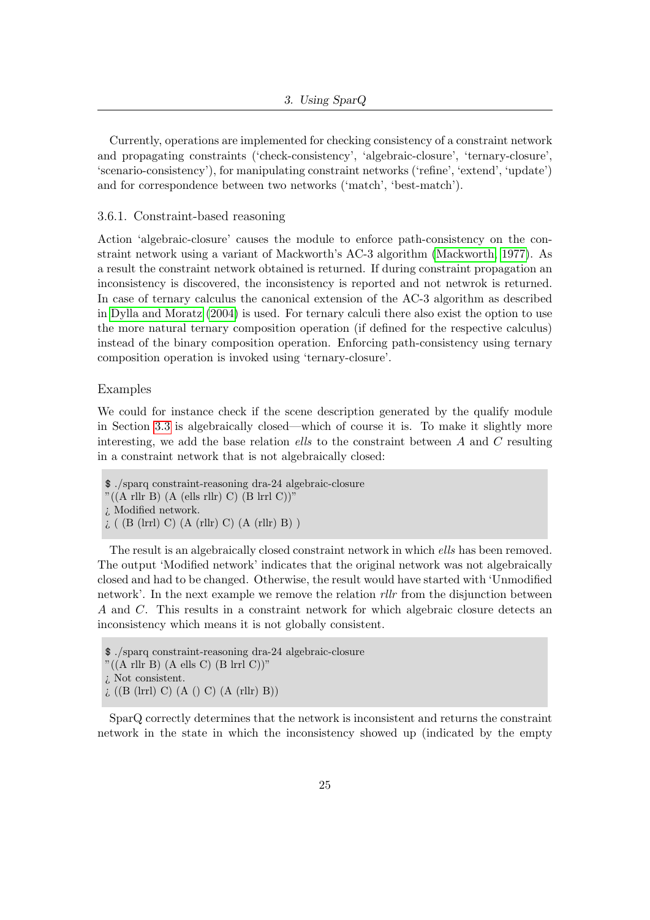Currently, operations are implemented for checking consistency of a constraint network and propagating constraints ('check-consistency', 'algebraic-closure', 'ternary-closure', 'scenario-consistency'), for manipulating constraint networks ('refine', 'extend', 'update') and for correspondence between two networks ('match', 'best-match').

### 3.6.1. Constraint-based reasoning

Action 'algebraic-closure' causes the module to enforce path-consistency on the constraint network using a variant of Mackworth's AC-3 algorithm (Mackworth, 1977). As a result the constraint network obtained is returned. If during constraint propagation an inconsistency is discovered, the inconsistency is reported and not netwrok is returned. In case of ternary calculus the canonical extension of the AC-3 algorithm as described in Dylla and Moratz (2004) is used. For ternary calculi there also exist the option to use the more natural ternary composition operation (if defined for the respective calculus) instead of the binary composition operation. Enforcing path-consistency using ternary composition operation is invoked using 'ternary-closure'.

#### Examples

We could for instance check if the scene description generated by the qualify module in Section 3.3 is algebraically closed—which of course it is. To make it slightly more interesting, we add the base relation *ells* to the constraint between *A* and *C* resulting in a constraint network that is not algebraically closed:

```
$ ./sparq constraint-reasoning dra-24 algebraic-closure
"((A rllr B) (A (ells rllr) C) (B lrrl C))"
> Modified network.
> ( (B (lrrl) C) (A (rllr) C) (A (rllr) B) )
```

The result is an algebraically closed constraint network in which *ells* has been removed. The output 'Modified network' indicates that the original network was not algebraically closed and had to be changed. Otherwise, the result would have started with 'Unmodified network'. In the next example we remove the relation *rllr* from the disjunction between *A* and *C*. This results in a constraint network for which algebraic closure detects an inconsistency which means it is not globally consistent.

```
$ ./sparq constraint-reasoning dra-24 algebraic-closure
"((A rllr B) (A ells C) (B lrrl C))"
> Not consistent.
> ((B (lrrl) C) (A () C) (A (rllr) B))
```

SparQ correctly determines that the network is inconsistent and returns the constraint network in the state in which the inconsistency showed up (indicated by the empty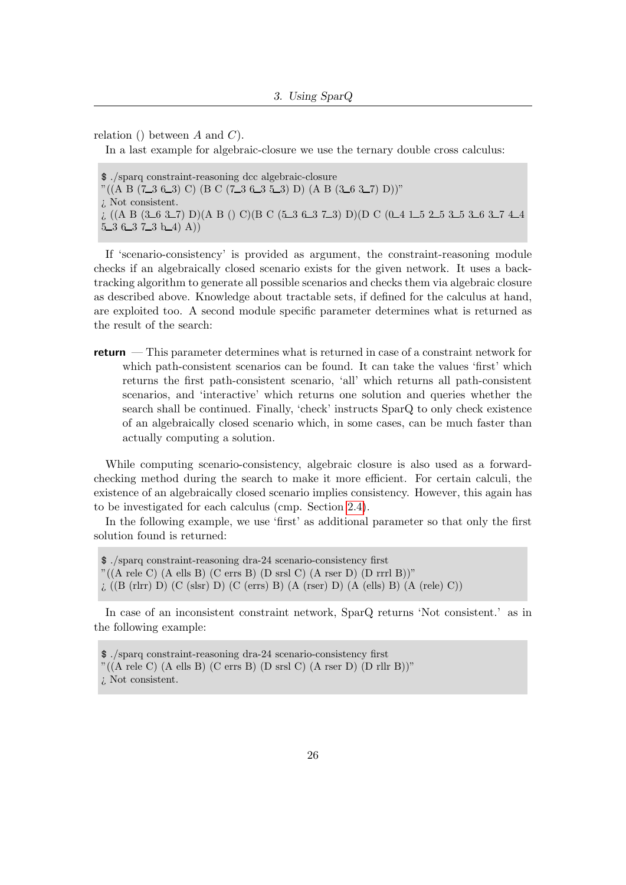relation () between $A$ and $C$).

In a last example for algebraic-closure we use the ternary double cross calculus:

```
$ ./sparq constraint-reasoning dcc algebraic-closure
"((A B (7_3 6_3) C) (B C (7_3 6_3 5_3) D) (A B (3_6 3_7) D))"
¿ Not consistent.
¿ ((A B (3_6 3_7) D)(A B () C)(B C (5_3 6_3 7_3) D)(D C (0_4 1_5 2_5 3_5 3_6 3_7 4_4
5_3 6_3 7_3 b_4) A))
```

If 'scenario-consistency' is provided as argument, the constraint-reasoning module checks if an algebraically closed scenario exists for the given network. It uses a backtracking algorithm to generate all possible scenarios and checks them via algebraic closure as described above. Knowledge about tractable sets, if defined for the calculus at hand, are exploited too. A second module specific parameter determines what is returned as the result of the search:

**return** — This parameter determines what is returned in case of a constraint network for which path-consistent scenarios can be found. It can take the values 'first' which returns the first path-consistent scenario, 'all' which returns all path-consistent scenarios, and 'interactive' which returns one solution and queries whether the search shall be continued. Finally, 'check' instructs SparQ to only check existence of an algebraically closed scenario which, in some cases, can be much faster than actually computing a solution.

While computing scenario-consistency, algebraic closure is also used as a forward-checking method during the search to make it more efficient. For certain calculi, the existence of an algebraically closed scenario implies consistency. However, this again has to be investigated for each calculus (cmp. Section 2.4).

In the following example, we use 'first' as additional parameter so that only the first solution found is returned:

```
$ ./sparq constraint-reasoning dra-24 scenario-consistency first
"((A rele C) (A ells B) (C errs B) (D srsl C) (A rser D) (D rrrl B))"
¿ ((B (rlrr) D) (C (slsr) D) (C (errs) B) (A (rser) D) (A (ells) B) (A (rele) C))
```

In case of an inconsistent constraint network, SparQ returns 'Not consistent.' as in the following example:

```
$ ./sparq constraint-reasoning dra-24 scenario-consistency first
"((A rele C) (A ells B) (C errs B) (D srsl C) (A rser D) (D rllr B))"
¿ Not consistent.
```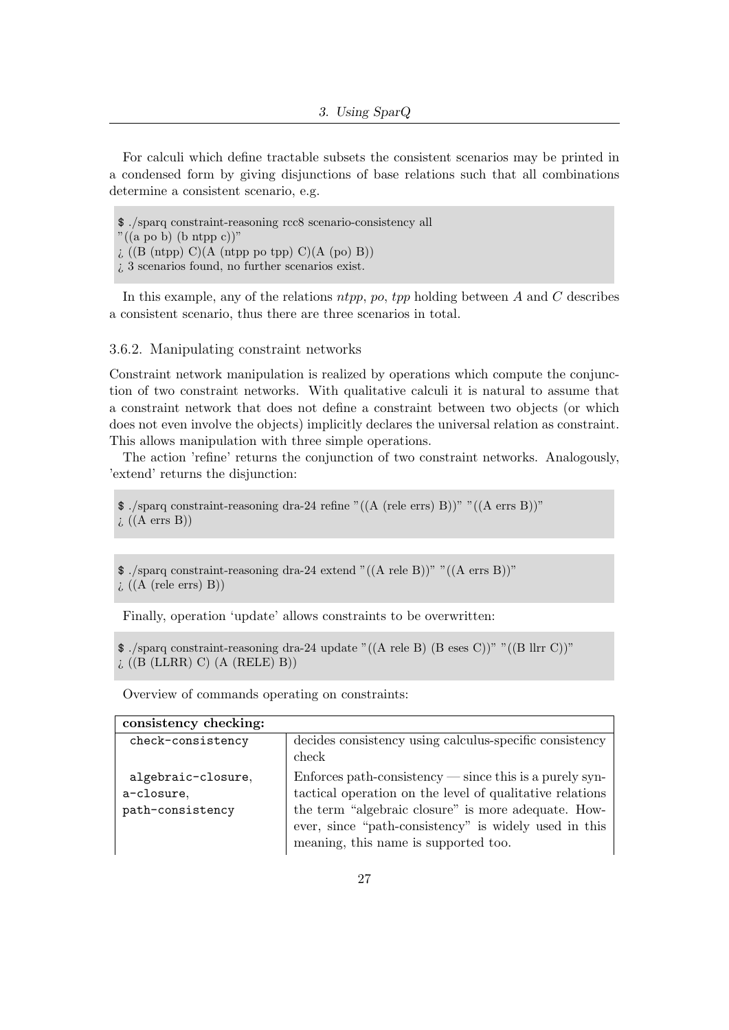For calculi which define tractable subsets the consistent scenarios may be printed in a condensed form by giving disjunctions of base relations such that all combinations determine a consistent scenario, e.g.

```
$ ./sparq constraint-reasoning rcc8 scenario-consistency all
"((a po b) (b ntpp c))"
¿ ((B (ntpp) C)(A (ntpp po tpp) C)(A (po) B))
¿ 3 scenarios found, no further scenarios exist.
```

In this example, any of the relations *ntpp*, *po*, *tpp* holding between *A* and *C* describes a consistent scenario, thus there are three scenarios in total.

### 3.6.2. Manipulating constraint networks

Constraint network manipulation is realized by operations which compute the conjunction of two constraint networks. With qualitative calculi it is natural to assume that a constraint network that does not define a constraint between two objects (or which does not even involve the objects) implicitly declares the universal relation as constraint. This allows manipulation with three simple operations.

The action 'refine' returns the conjunction of two constraint networks. Analogously, 'extend' returns the disjunction:

```
$ ./sparq constraint-reasoning dra-24 refine "((A (rele errs) B))" "((A errs B))"
¿ ((A errs B))
```

```
$ ./sparq constraint-reasoning dra-24 extend "((A rele B))" "((A errs B))"
¿ ((A (rele errs) B))
```

Finally, operation 'update' allows constraints to be overwritten:

```
$ ./sparq constraint-reasoning dra-24 update "((A rele B) (B eses C))" "((B llrr C))"
¿ ((B (LLRR) C) (A (RELE) B))
```

Overview of commands operating on constraints:

| **consistency checking:** | |
|---|---|
| `check-consistency` | decides consistency using calculus-specific consistency check |
| `algebraic-closure`, `a-closure`, `path-consistency` | Enforces path-consistency — since this is a purely syntactical operation on the level of qualitative relations the term "algebraic closure" is more adequate. However, since "path-consistency" is widely used in this meaning, this name is supported too. |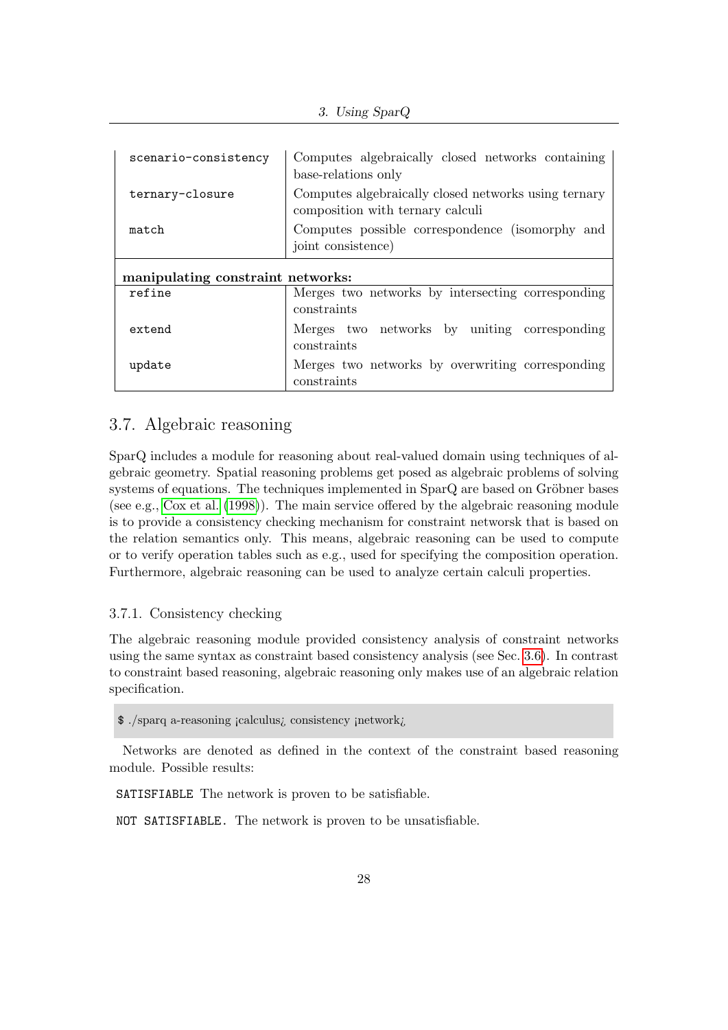| | |
|---|---|
| `scenario-consistency` | Computes algebraically closed networks containing base-relations only |
| `ternary-closure` | Computes algebraically closed networks using ternary composition with ternary calculi |
| `match` | Computes possible correspondence (isomorphy and joint consistence) |
| **manipulating constraint networks:** | |
| `refine` | Merges two networks by intersecting corresponding constraints |
| `extend` | Merges two networks by uniting corresponding constraints |
| `update` | Merges two networks by overwriting corresponding constraints |

## 3.7. Algebraic reasoning

SparQ includes a module for reasoning about real-valued domain using techniques of algebraic geometry. Spatial reasoning problems get posed as algebraic problems of solving systems of equations. The techniques implemented in SparQ are based on Gröbner bases (see e.g., Cox et al. (1998)). The main service offered by the algebraic reasoning module is to provide a consistency checking mechanism for constraint networsk that is based on the relation semantics only. This means, algebraic reasoning can be used to compute or to verify operation tables such as e.g., used for specifying the composition operation. Furthermore, algebraic reasoning can be used to analyze certain calculi properties.

### 3.7.1. Consistency checking

The algebraic reasoning module provided consistency analysis of constraint networks using the same syntax as constraint based consistency analysis (see Sec. 3.6). In contrast to constraint based reasoning, algebraic reasoning only makes use of an algebraic relation specification.

```
$ ./sparq a-reasoning <calculus> consistency <network>
```

Networks are denoted as defined in the context of the constraint based reasoning module. Possible results:

`SATISFIABLE` The network is proven to be satisfiable.

`NOT SATISFIABLE.` The network is proven to be unsatisfiable.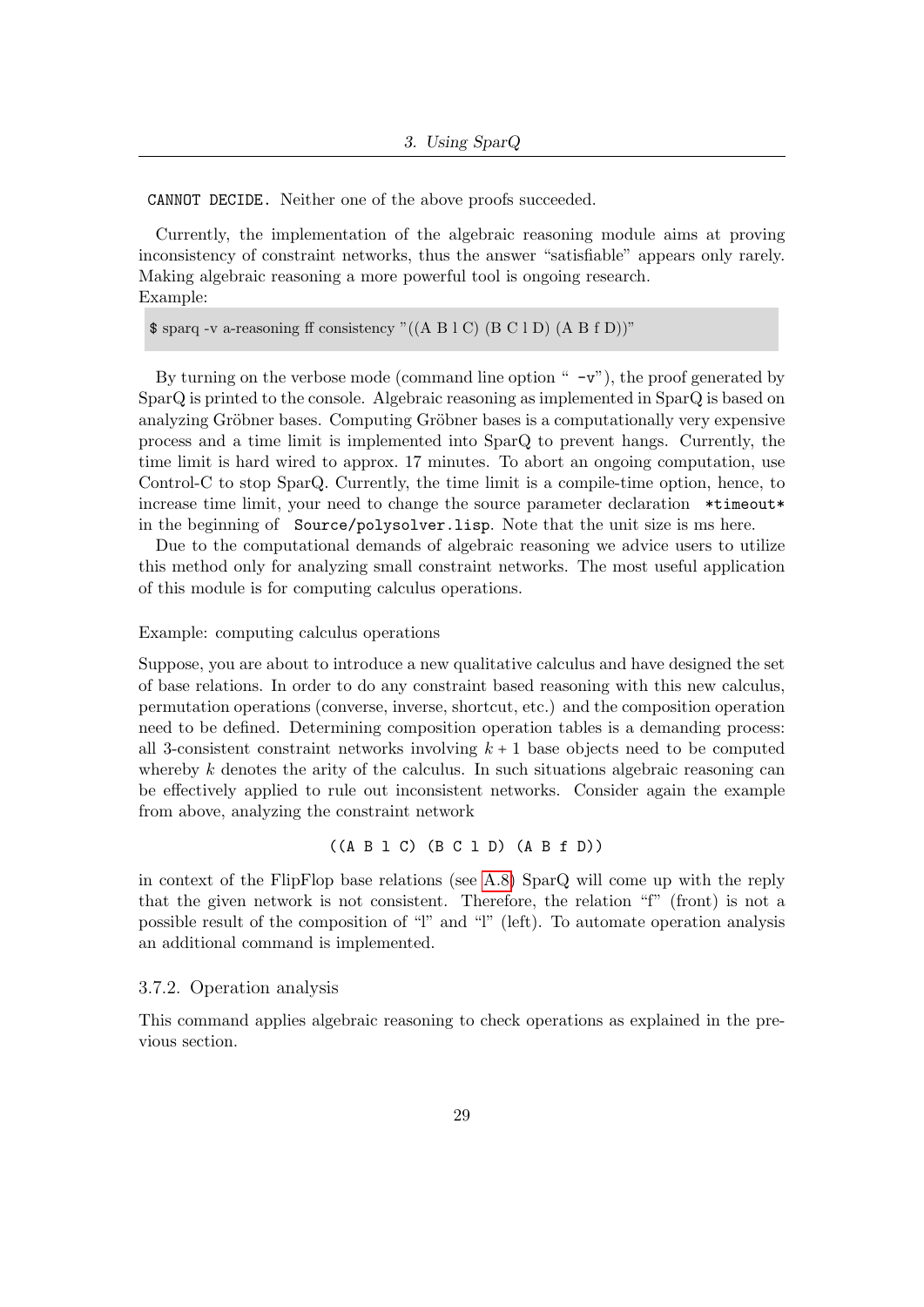`CANNOT DECIDE.` Neither one of the above proofs succeeded.

Currently, the implementation of the algebraic reasoning module aims at proving inconsistency of constraint networks, thus the answer "satisfiable" appears only rarely. Making algebraic reasoning a more powerful tool is ongoing research.
Example:

```
$ sparq -v a-reasoning ff consistency "((A B l C) (B C l D) (A B f D))"
```

By turning on the verbose mode (command line option " `-v`"), the proof generated by SparQ is printed to the console. Algebraic reasoning as implemented in SparQ is based on analyzing Gröbner bases. Computing Gröbner bases is a computationally very expensive process and a time limit is implemented into SparQ to prevent hangs. Currently, the time limit is hard wired to approx. 17 minutes. To abort an ongoing computation, use Control-C to stop SparQ. Currently, the time limit is a compile-time option, hence, to increase time limit, your need to change the source parameter declaration `*timeout*` in the beginning of `Source/polysolver.lisp`. Note that the unit size is ms here.

Due to the computational demands of algebraic reasoning we advice users to utilize this method only for analyzing small constraint networks. The most useful application of this module is for computing calculus operations.

Example: computing calculus operations

Suppose, you are about to introduce a new qualitative calculus and have designed the set of base relations. In order to do any constraint based reasoning with this new calculus, permutation operations (converse, inverse, shortcut, etc.) and the composition operation need to be defined. Determining composition operation tables is a demanding process: all 3-consistent constraint networks involving $k+1$ base objects need to be computed whereby $k$ denotes the arity of the calculus. In such situations algebraic reasoning can be effectively applied to rule out inconsistent networks. Consider again the example from above, analyzing the constraint network

```
((A B l C) (B C l D) (A B f D))
```

in context of the FlipFlop base relations (see A.8) SparQ will come up with the reply that the given network is not consistent. Therefore, the relation "f" (front) is not a possible result of the composition of "l" and "l" (left). To automate operation analysis an additional command is implemented.

### 3.7.2. Operation analysis

This command applies algebraic reasoning to check operations as explained in the previous section.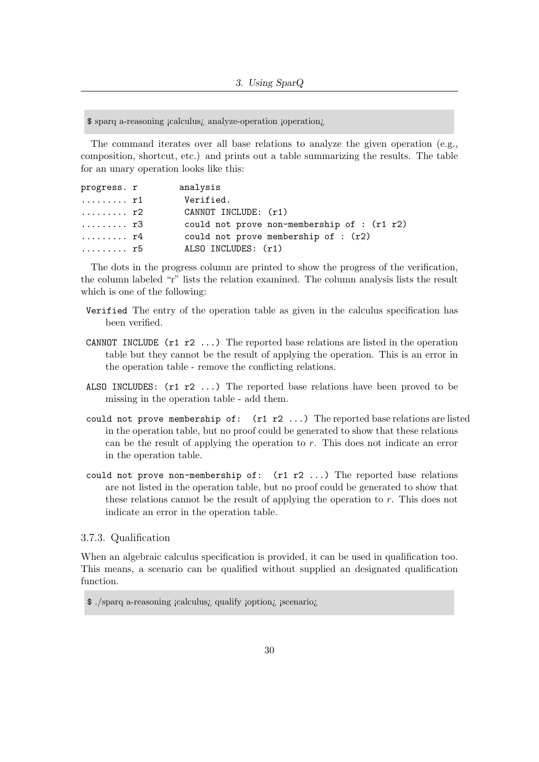```
$ sparq a-reasoning ¡calculus¿ analyze-operation ¡operation¿
```

The command iterates over all base relations to analyze the given operation (e.g., composition, shortcut, etc.) and prints out a table summarizing the results. The table for an unary operation looks like this:

```
progress. r        analysis
......... r1        Verified.
......... r2        CANNOT INCLUDE: (r1)
......... r3        could not prove non-membership of : (r1 r2)
......... r4        could not prove membership of : (r2)
......... r5        ALSO INCLUDES: (r1)
```

The dots in the progress column are printed to show the progress of the verification, the column labeled "r" lists the relation examined. The column analysis lists the result which is one of the following:

- `Verified` The entry of the operation table as given in the calculus specification has been verified.
- `CANNOT INCLUDE (r1 r2 ...)` The reported base relations are listed in the operation table but they cannot be the result of applying the operation. This is an error in the operation table - remove the conflicting relations.
- `ALSO INCLUDES: (r1 r2 ...)` The reported base relations have been proved to be missing in the operation table - add them.
- `could not prove membership of: (r1 r2 ...)` The reported base relations are listed in the operation table, but no proof could be generated to show that these relations can be the result of applying the operation to $r$. This does not indicate an error in the operation table.
- `could not prove non-membership of: (r1 r2 ...)` The reported base relations are not listed in the operation table, but no proof could be generated to show that these relations cannot be the result of applying the operation to $r$. This does not indicate an error in the operation table.

### 3.7.3. Qualification

When an algebraic calculus specification is provided, it can be used in qualification too. This means, a scenario can be qualified without supplied an designated qualification function.

```
$ ./sparq a-reasoning ¡calculus¿ qualify ¡option¿ ¡scenario¿
```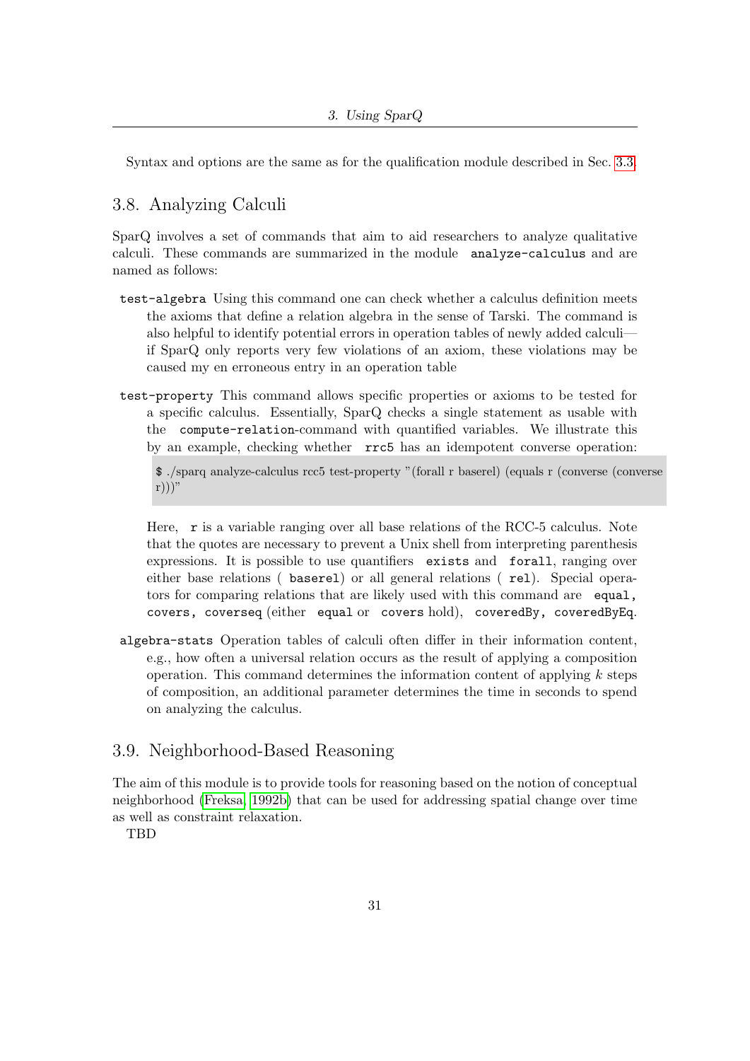Syntax and options are the same as for the qualification module described in Sec. 3.3.

## 3.8. Analyzing Calculi

SparQ involves a set of commands that aim to aid researchers to analyze qualitative calculi. These commands are summarized in the module `analyze-calculus` and are named as follows:

`test-algebra` Using this command one can check whether a calculus definition meets the axioms that define a relation algebra in the sense of Tarski. The command is also helpful to identify potential errors in operation tables of newly added calculi—if SparQ only reports very few violations of an axiom, these violations may be caused my en erroneous entry in an operation table

`test-property` This command allows specific properties or axioms to be tested for a specific calculus. Essentially, SparQ checks a single statement as usable with the `compute-relation`-command with quantified variables. We illustrate this by an example, checking whether `rrc5` has an idempotent converse operation:

```
$ ./sparq analyze-calculus rcc5 test-property "(forall r baserel) (equals r (converse (converse r)))"
```

Here, `r` is a variable ranging over all base relations of the RCC-5 calculus. Note that the quotes are necessary to prevent a Unix shell from interpreting parenthesis expressions. It is possible to use quantifiers `exists` and `forall`, ranging over either base relations ( `baserel`) or all general relations ( `rel`). Special operators for comparing relations that are likely used with this command are `equal`, `covers`, `coverseq` (either `equal` or `covers` hold), `coveredBy`, `coveredByEq`.

`algebra-stats` Operation tables of calculi often differ in their information content, e.g., how often a universal relation occurs as the result of applying a composition operation. This command determines the information content of applying $k$ steps of composition, an additional parameter determines the time in seconds to spend on analyzing the calculus.

## 3.9. Neighborhood-Based Reasoning

The aim of this module is to provide tools for reasoning based on the notion of conceptual neighborhood (Freksa, 1992b) that can be used for addressing spatial change over time as well as constraint relaxation.

TBD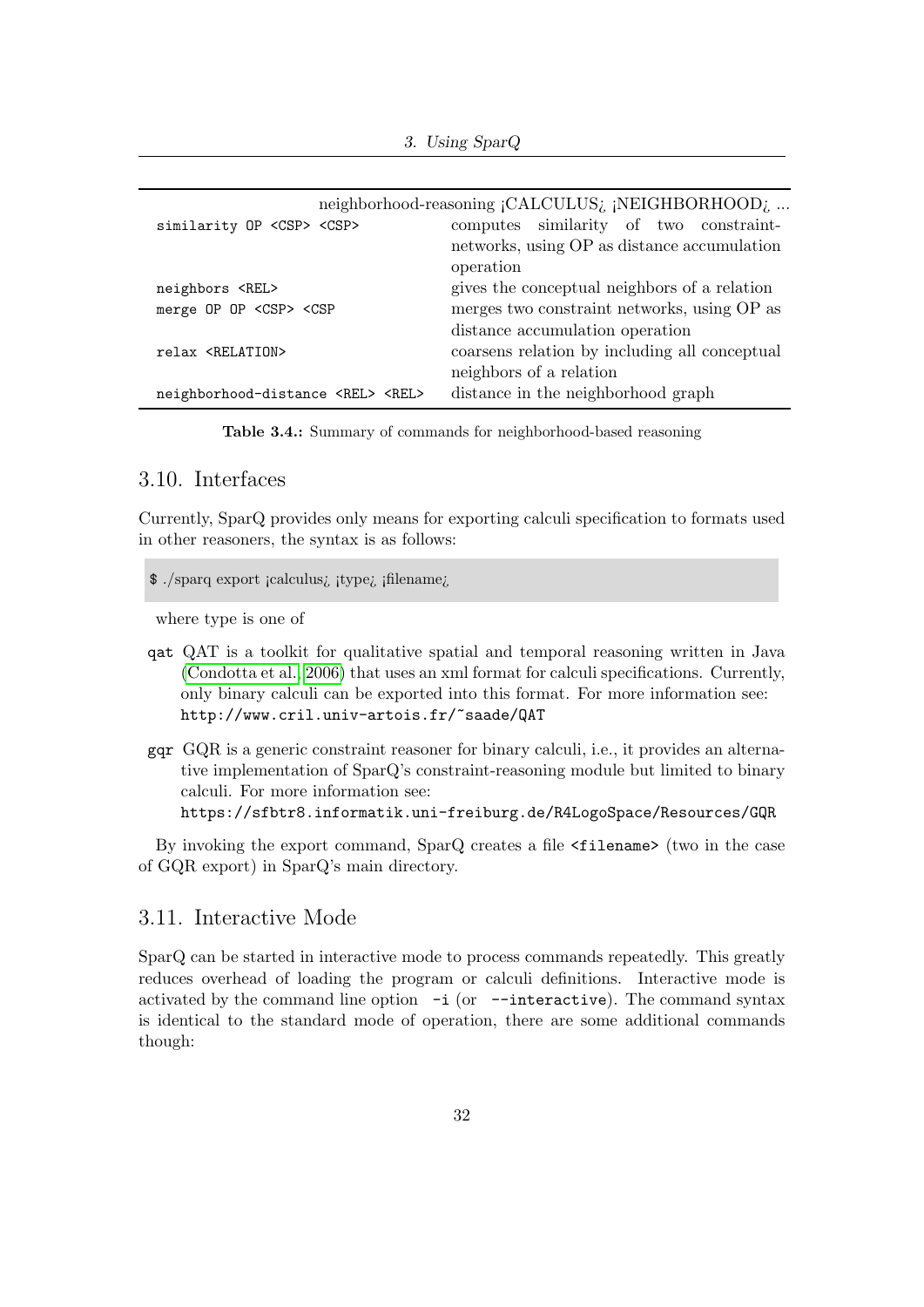| neighborhood-reasoning ¡CALCULUS¿ ¡NEIGHBORHOOD¿ ... | |
|---|---|
| `similarity OP <CSP> <CSP>` | computes similarity of two constraint-networks, using OP as distance accumulation operation |
| `neighbors <REL>` | gives the conceptual neighbors of a relation |
| `merge OP OP <CSP> <CSP` | merges two constraint networks, using OP as distance accumulation operation |
| `relax <RELATION>` | coarsens relation by including all conceptual neighbors of a relation |
| `neighborhood-distance <REL> <REL>` | distance in the neighborhood graph |

**Table 3.4.:** Summary of commands for neighborhood-based reasoning

## 3.10. Interfaces

Currently, SparQ provides only means for exporting calculi specification to formats used in other reasoners, the syntax is as follows:

```
$ ./sparq export ¡calculus¿ ¡type¿ ¡filename¿
```

where type is one of

- **qat** QAT is a toolkit for qualitative spatial and temporal reasoning written in Java (Condotta et al., 2006) that uses an xml format for calculi specifications. Currently, only binary calculi can be exported into this format. For more information see: `http://www.cril.univ-artois.fr/~saade/QAT`

- **gqr** GQR is a generic constraint reasoner for binary calculi, i.e., it provides an alternative implementation of SparQ's constraint-reasoning module but limited to binary calculi. For more information see: `https://sfbtr8.informatik.uni-freiburg.de/R4LogoSpace/Resources/GQR`

By invoking the export command, SparQ creates a file `<filename>` (two in the case of GQR export) in SparQ's main directory.

## 3.11. Interactive Mode

SparQ can be started in interactive mode to process commands repeatedly. This greatly reduces overhead of loading the program or calculi definitions. Interactive mode is activated by the command line option `-i` (or `--interactive`). The command syntax is identical to the standard mode of operation, there are some additional commands though: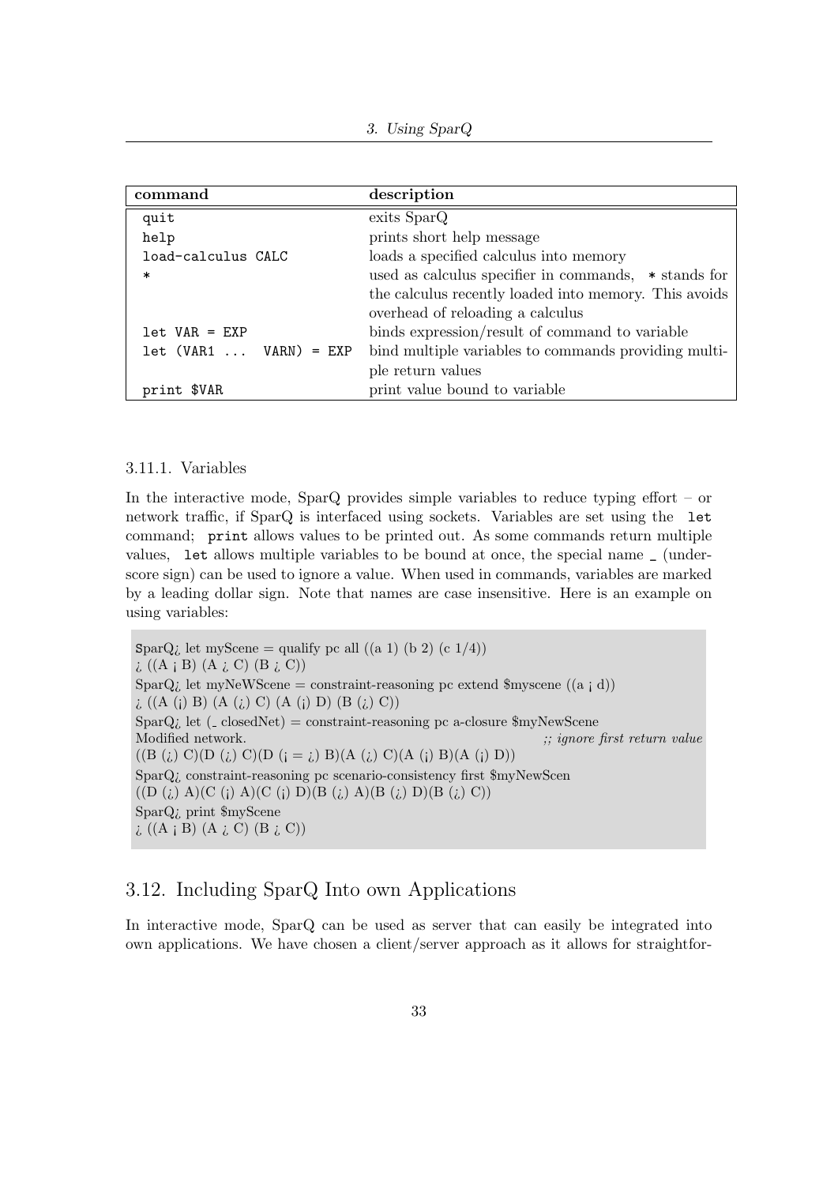| command | description |
|---|---|
| quit | exits SparQ |
| help | prints short help message |
| load-calculus CALC | loads a specified calculus into memory |
| * | used as calculus specifier in commands, * stands for the calculus recently loaded into memory. This avoids overhead of reloading a calculus |
| let VAR = EXP | binds expression/result of command to variable |
| let (VAR1 ... VARN) = EXP | bind multiple variables to commands providing multiple return values |
| print $VAR | print value bound to variable |

### 3.11.1. Variables

In the interactive mode, SparQ provides simple variables to reduce typing effort – or network traffic, if SparQ is interfaced using sockets. Variables are set using the `let` command; `print` allows values to be printed out. As some commands return multiple values, `let` allows multiple variables to be bound at once, the special name _ (underscore sign) can be used to ignore a value. When used in commands, variables are marked by a leading dollar sign. Note that names are case insensitive. Here is an example on using variables:

```
SparQ¿ let myScene = qualify pc all ((a 1) (b 2) (c 1/4))
¿ ((A ¡ B) (A ¿ C) (B ¿ C))
SparQ¿ let myNeWScene = constraint-reasoning pc extend $myscene ((a ¡ d))
¿ ((A (¡) B) (A (¿) C) (A (¡) D) (B (¿) C))
SparQ¿ let (_ closedNet) = constraint-reasoning pc a-closure $myNewScene
Modified network.                                          ;; ignore first return value
((B (¿) C)(D (¿) C)(D (¡ = ¿) B)(A (¿) C)(A (¡) B)(A (¡) D))
SparQ¿ constraint-reasoning pc scenario-consistency first $myNewScen
((D (¿) A)(C (¡) A)(C (¡) D)(B (¿) A)(B (¿) D)(B (¿) C))
SparQ¿ print $myScene
¿ ((A ¡ B) (A ¿ C) (B ¿ C))
```

## 3.12. Including SparQ Into own Applications

In interactive mode, SparQ can be used as server that can easily be integrated into own applications. We have chosen a client/server approach as it allows for straightfor-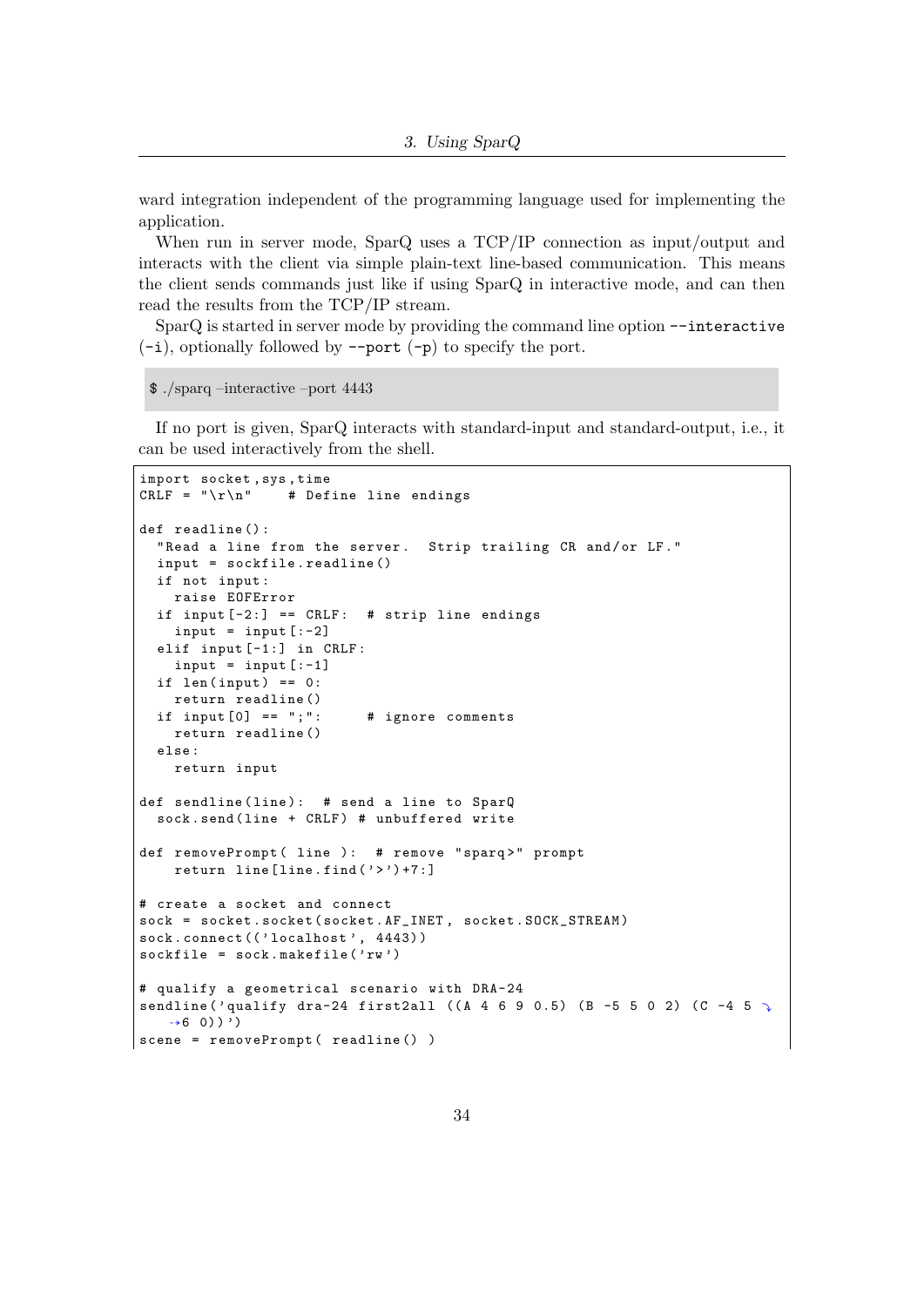ward integration independent of the programming language used for implementing the application.

When run in server mode, SparQ uses a TCP/IP connection as input/output and interacts with the client via simple plain-text line-based communication. This means the client sends commands just like if using SparQ in interactive mode, and can then read the results from the TCP/IP stream.

SparQ is started in server mode by providing the command line option `--interactive` (`-i`), optionally followed by `--port` (`-p`) to specify the port.

```
$ ./sparq –interactive –port 4443
```

If no port is given, SparQ interacts with standard-input and standard-output, i.e., it can be used interactively from the shell.

```
import socket,sys,time
CRLF = "\r\n"    # Define line endings

def readline():
  "Read a line from the server.  Strip trailing CR and/or LF."
  input = sockfile.readline()
  if not input:
    raise EOFError
  if input[-2:] == CRLF:  # strip line endings
    input = input[:-2]
  elif input[-1:] in CRLF:
    input = input[:-1]
  if len(input) == 0:
    return readline()
  if input[0] == ";":      # ignore comments
    return readline()
  else:
    return input

def sendline(line):  # send a line to SparQ
  sock.send(line + CRLF) # unbuffered write

def removePrompt( line ):  # remove "sparq>" prompt
    return line[line.find('>')+7:]

# create a socket and connect
sock = socket.socket(socket.AF_INET, socket.SOCK_STREAM)
sock.connect(('localhost', 4443))
sockfile = sock.makefile('rw')

# qualify a geometrical scenario with DRA-24
sendline('qualify dra-24 first2all ((A 4 6 9 0.5) (B -5 5 0 2) (C -4 5 6 0))')
scene = removePrompt( readline() )
```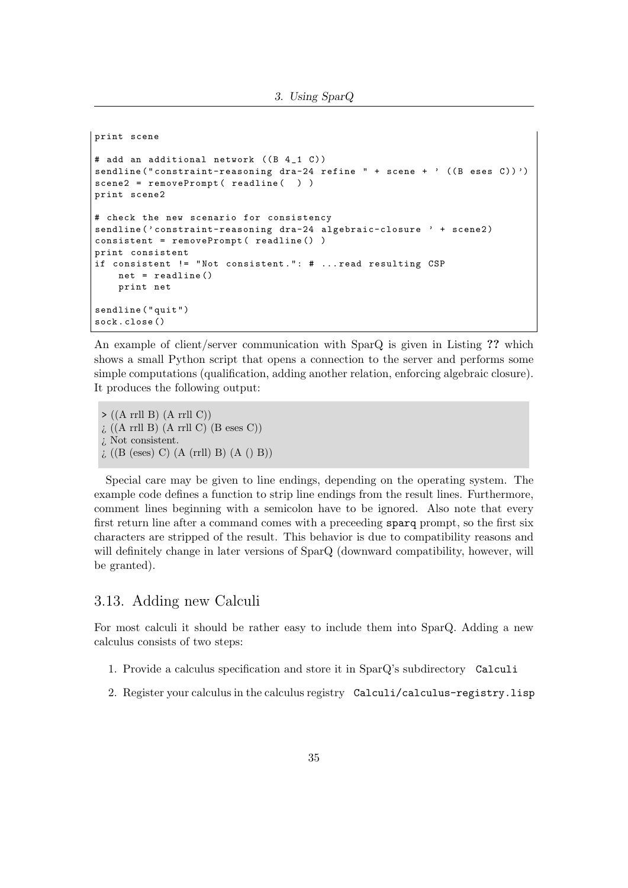```
print scene

# add an additional network ((B 4_1 C))
sendline("constraint-reasoning dra-24 refine " + scene + ' ((B eses C))')
scene2 = removePrompt( readline(  ) )
print scene2

# check the new scenario for consistency
sendline('constraint-reasoning dra-24 algebraic-closure ' + scene2)
consistent = removePrompt( readline() )
print consistent
if consistent != "Not consistent.": # ...read resulting CSP
    net = readline()
    print net

sendline("quit")
sock.close()
```

An example of client/server communication with SparQ is given in Listing ?? which shows a small Python script that opens a connection to the server and performs some simple computations (qualification, adding another relation, enforcing algebraic closure). It produces the following output:

```
> ((A rrll B) (A rrll C))
¿ ((A rrll B) (A rrll C) (B eses C))
¿ Not consistent.
¿ ((B (eses) C) (A (rrll) B) (A () B))
```

Special care may be given to line endings, depending on the operating system. The example code defines a function to strip line endings from the result lines. Furthermore, comment lines beginning with a semicolon have to be ignored. Also note that every first return line after a command comes with a preceeding `sparq` prompt, so the first six characters are stripped of the result. This behavior is due to compatibility reasons and will definitely change in later versions of SparQ (downward compatibility, however, will be granted).

## 3.13. Adding new Calculi

For most calculi it should be rather easy to include them into SparQ. Adding a new calculus consists of two steps:

1. Provide a calculus specification and store it in SparQ's subdirectory `Calculi`
2. Register your calculus in the calculus registry `Calculi/calculus-registry.lisp`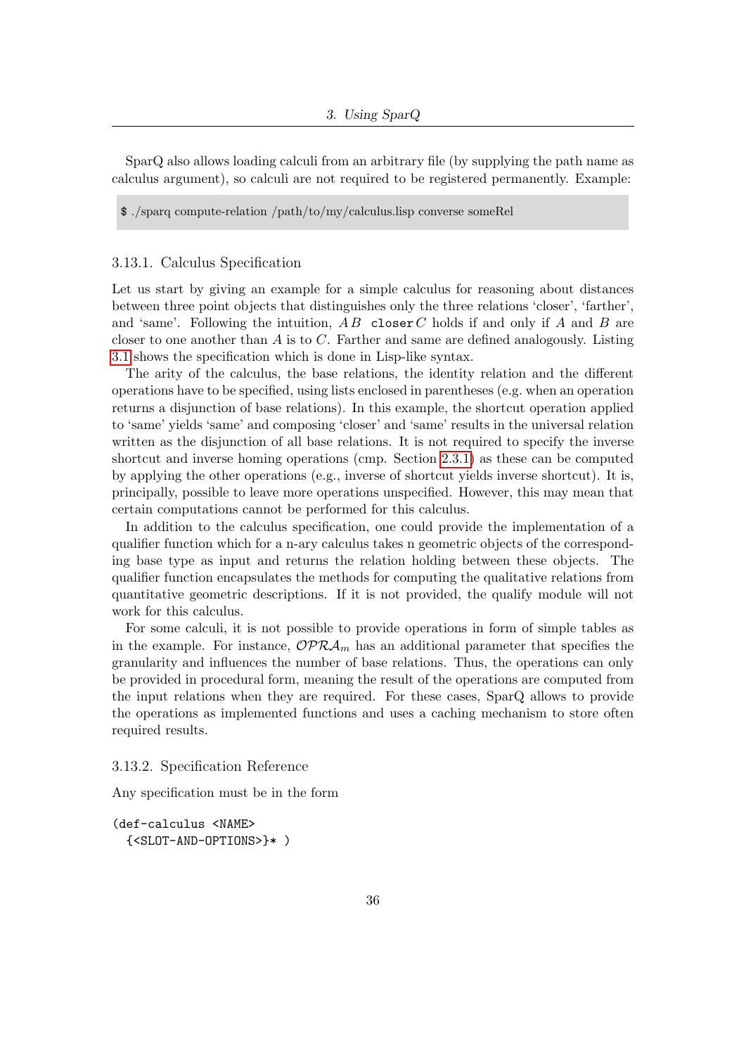SparQ also allows loading calculi from an arbitrary file (by supplying the path name as calculus argument), so calculi are not required to be registered permanently. Example:

```
$ ./sparq compute-relation /path/to/my/calculus.lisp converse someRel
```

### 3.13.1. Calculus Specification

Let us start by giving an example for a simple calculus for reasoning about distances between three point objects that distinguishes only the three relations 'closer', 'farther', and 'same'. Following the intuition, $A\,B$ `closer` $C$ holds if and only if $A$ and $B$ are closer to one another than $A$ is to $C$. Farther and same are defined analogously. Listing 3.1 shows the specification which is done in Lisp-like syntax.

The arity of the calculus, the base relations, the identity relation and the different operations have to be specified, using lists enclosed in parentheses (e.g. when an operation returns a disjunction of base relations). In this example, the shortcut operation applied to 'same' yields 'same' and composing 'closer' and 'same' results in the universal relation written as the disjunction of all base relations. It is not required to specify the inverse shortcut and inverse homing operations (cmp. Section 2.3.1) as these can be computed by applying the other operations (e.g., inverse of shortcut yields inverse shortcut). It is, principally, possible to leave more operations unspecified. However, this may mean that certain computations cannot be performed for this calculus.

In addition to the calculus specification, one could provide the implementation of a qualifier function which for a n-ary calculus takes n geometric objects of the corresponding base type as input and returns the relation holding between these objects. The qualifier function encapsulates the methods for computing the qualitative relations from quantitative geometric descriptions. If it is not provided, the qualify module will not work for this calculus.

For some calculi, it is not possible to provide operations in form of simple tables as in the example. For instance, $\mathcal{OPRA}_m$ has an additional parameter that specifies the granularity and influences the number of base relations. Thus, the operations can only be provided in procedural form, meaning the result of the operations are computed from the input relations when they are required. For these cases, SparQ allows to provide the operations as implemented functions and uses a caching mechanism to store often required results.

### 3.13.2. Specification Reference

Any specification must be in the form

```
(def-calculus <NAME>
  {<SLOT-AND-OPTIONS>}* )
```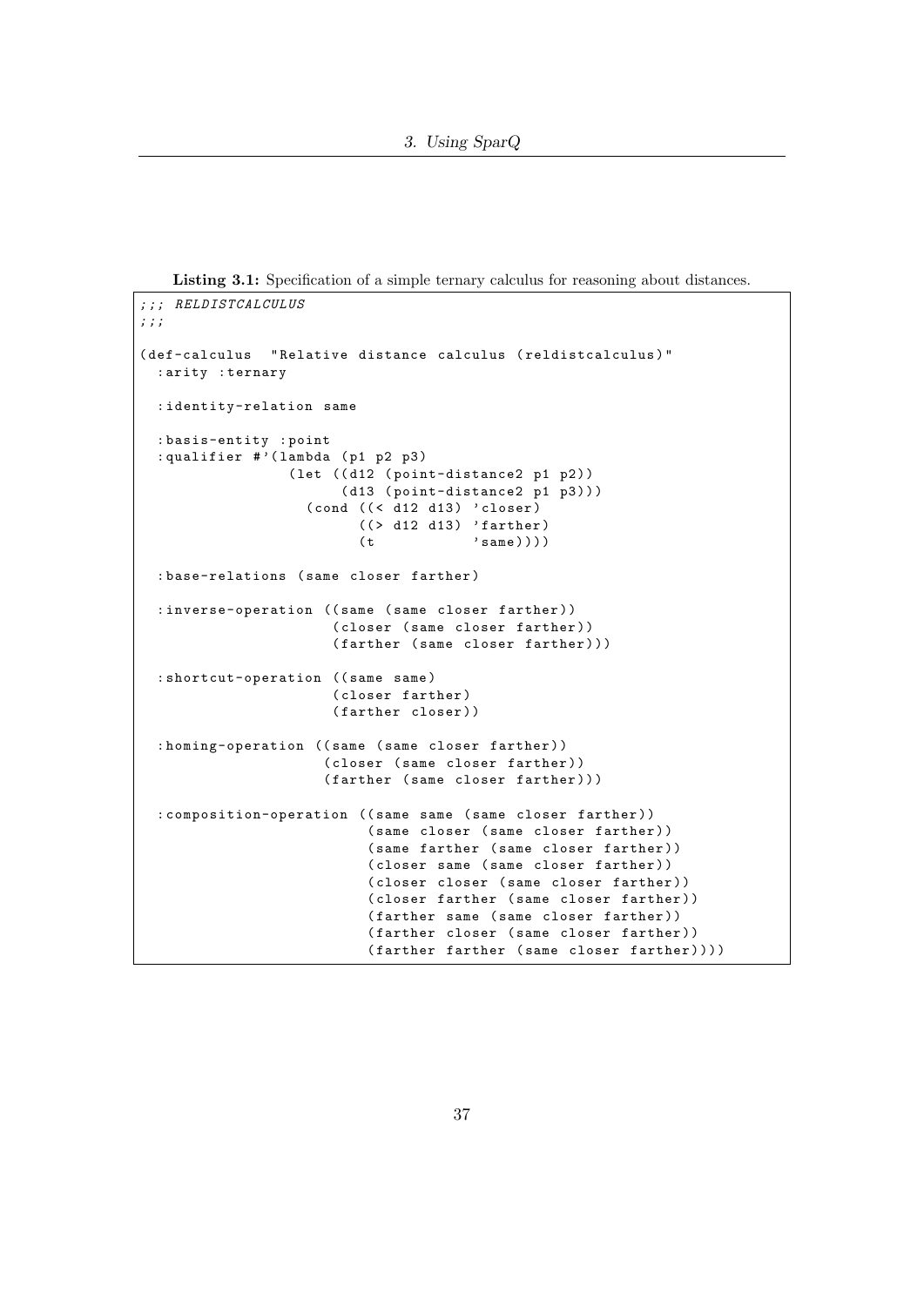**Listing 3.1:** Specification of a simple ternary calculus for reasoning about distances.

```
;;; RELDISTCALCULUS
;;;

(def-calculus  "Relative distance calculus (reldistcalculus)"
  :arity :ternary

  :identity-relation same

  :basis-entity :point
  :qualifier #'(lambda (p1 p2 p3)
                 (let ((d12 (point-distance2 p1 p2))
                       (d13 (point-distance2 p1 p3)))
                   (cond ((< d12 d13) 'closer)
                         ((> d12 d13) 'farther)
                         (t           'same))))

  :base-relations (same closer farther)

  :inverse-operation ((same (same closer farther))
                      (closer (same closer farther))
                      (farther (same closer farther)))

  :shortcut-operation ((same same)
                       (closer farther)
                       (farther closer))

  :homing-operation ((same (same closer farther))
                     (closer (same closer farther))
                     (farther (same closer farther)))

  :composition-operation ((same same (same closer farther))
                          (same closer (same closer farther))
                          (same farther (same closer farther))
                          (closer same (same closer farther))
                          (closer closer (same closer farther))
                          (closer farther (same closer farther))
                          (farther same (same closer farther))
                          (farther closer (same closer farther))
                          (farther farther (same closer farther))))
```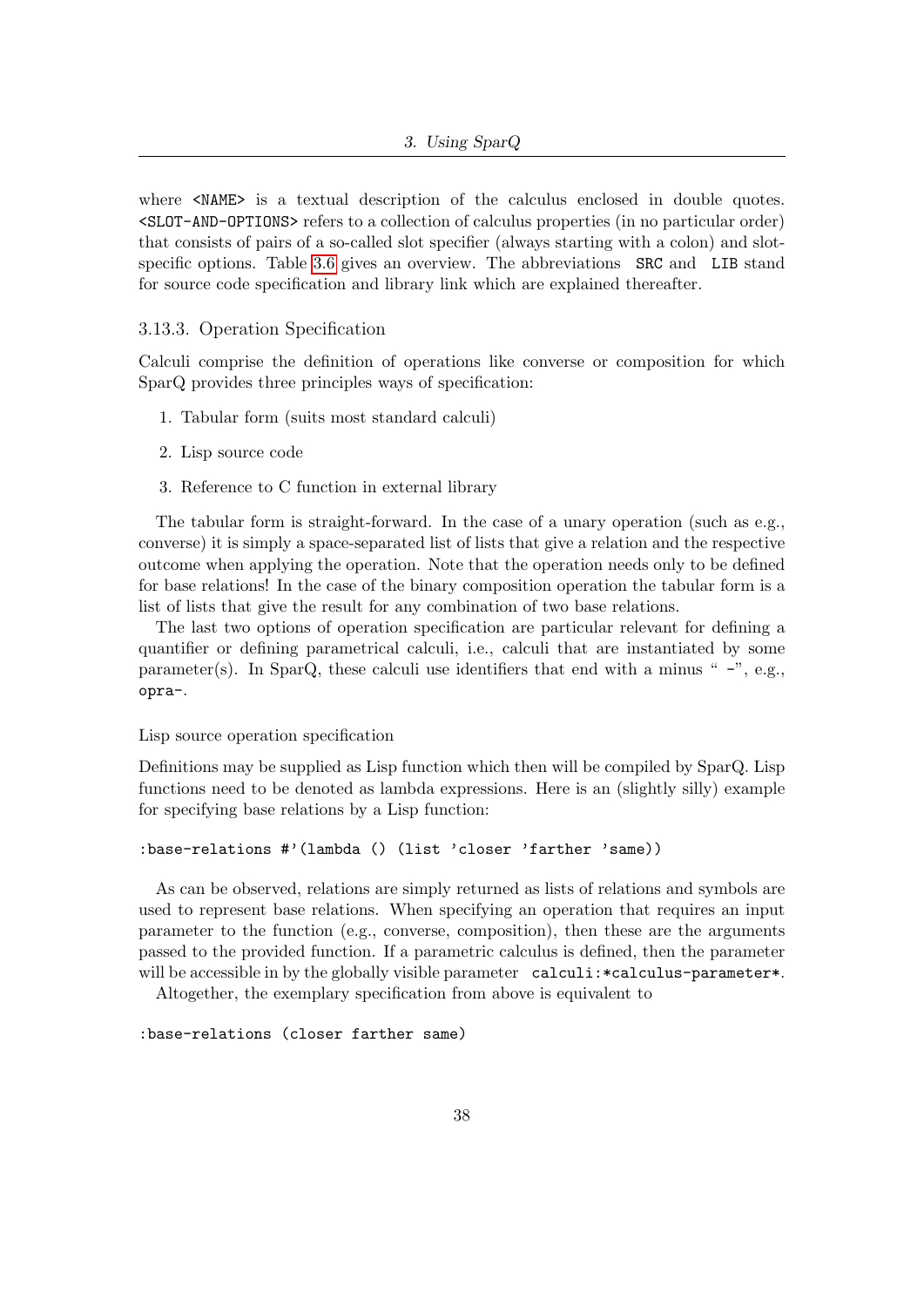where `<NAME>` is a textual description of the calculus enclosed in double quotes. `<SLOT-AND-OPTIONS>` refers to a collection of calculus properties (in no particular order) that consists of pairs of a so-called slot specifier (always starting with a colon) and slot-specific options. Table 3.6 gives an overview. The abbreviations `SRC` and `LIB` stand for source code specification and library link which are explained thereafter.

### 3.13.3. Operation Specification

Calculi comprise the definition of operations like converse or composition for which SparQ provides three principles ways of specification:

1. Tabular form (suits most standard calculi)
2. Lisp source code
3. Reference to C function in external library

The tabular form is straight-forward. In the case of a unary operation (such as e.g., converse) it is simply a space-separated list of lists that give a relation and the respective outcome when applying the operation. Note that the operation needs only to be defined for base relations! In the case of the binary composition operation the tabular form is a list of lists that give the result for any combination of two base relations.

The last two options of operation specification are particular relevant for defining a quantifier or defining parametrical calculi, i.e., calculi that are instantiated by some parameter(s). In SparQ, these calculi use identifiers that end with a minus " `-`", e.g., `opra-`.

#### Lisp source operation specification

Definitions may be supplied as Lisp function which then will be compiled by SparQ. Lisp functions need to be denoted as lambda expressions. Here is an (slightly silly) example for specifying base relations by a Lisp function:

```
:base-relations #'(lambda () (list 'closer 'farther 'same))
```

As can be observed, relations are simply returned as lists of relations and symbols are used to represent base relations. When specifying an operation that requires an input parameter to the function (e.g., converse, composition), then these are the arguments passed to the provided function. If a parametric calculus is defined, then the parameter will be accessible in by the globally visible parameter `calculi:*calculus-parameter*`.

Altogether, the exemplary specification from above is equivalent to

```
:base-relations (closer farther same)
```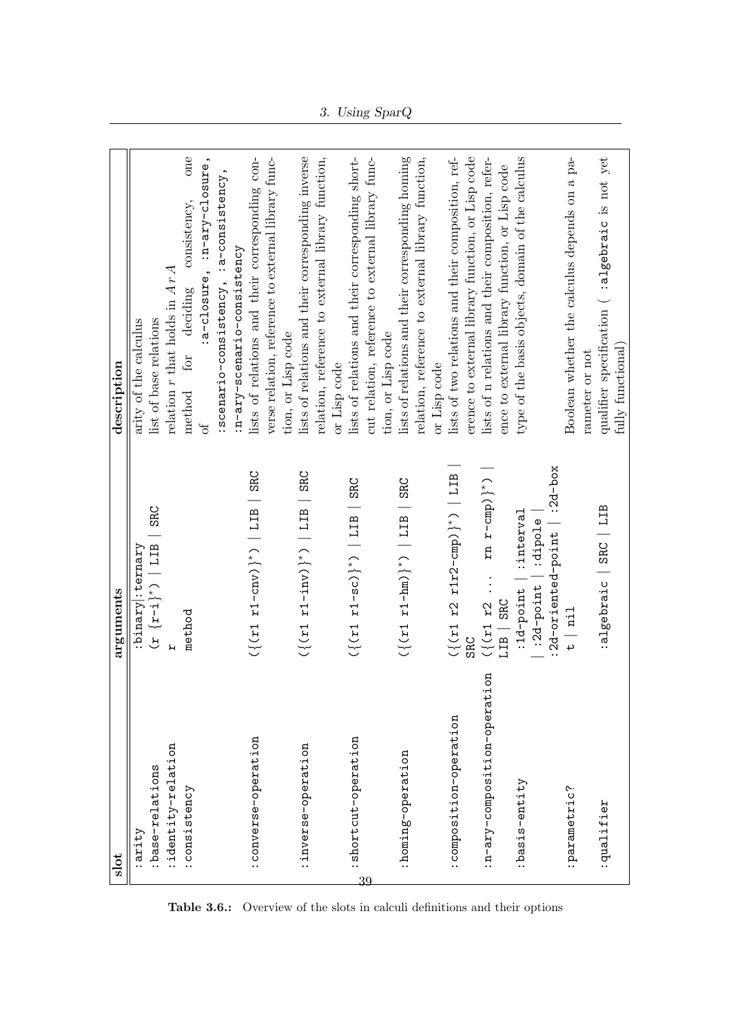| slot | arguments | description |
| --- | --- | --- |
| :arity | :binary \| :ternary | arity of the calculus |
| :base-relations | (r {r-i}*) \| LIB \| SRC | list of base relations |
| :identity-relation | r | relation $r$ that holds in $A\,r\,A$ |
| :consistency | method | method for deciding consistency, one of :a-closure, :n-ary-closure, :scenario-consistency, :a-consistency, :n-ary-scenario-consistency |
| :converse-operation | ({(r1 r1-cnv)}*) \| LIB \| SRC | lists of relations and their corresponding converse relation, reference to external library function, or Lisp code |
| :inverse-operation | ({(r1 r1-inv)}*) \| LIB \| SRC | lists of relations and their corresponding inverse relation, reference to external library function, or Lisp code |
| :shortcut-operation | ({(r1 r1-sc)}*) \| LIB \| SRC | lists of relations and their corresponding shortcut relation, reference to external library function, or Lisp code |
| :homing-operation | ({(r1 r1-hm)}*) \| LIB \| SRC | lists of relations and their corresponding homing relation, reference to external library function, or Lisp code |
| :composition-operation | ({(r1 r2 r1r2-cmp)}*) \| LIB \| SRC | lists of two relations and their composition, reference to external library function, or Lisp code |
| :n-ary-composition-operation | ({(r1 r2 ... rn r-cmp)}*) \| LIB \| SRC | lists of n relations and their composition, reference to external library function, or Lisp code |
| :basis-entity | :1d-point \| :interval \| :2d-point \| :dipole \| :2d-oriented-point \| :2d-box | type of the basis objects, domain of the calculus |
| :parametric? | t \| nil | Boolean whether the calculus depends on a parameter or not |
| :qualifier | :algebraic \| SRC \| LIB | qualifier specification ( :algebraic is not yet fully functional) |

**Table 3.6.:** Overview of the slots in calculi definitions and their options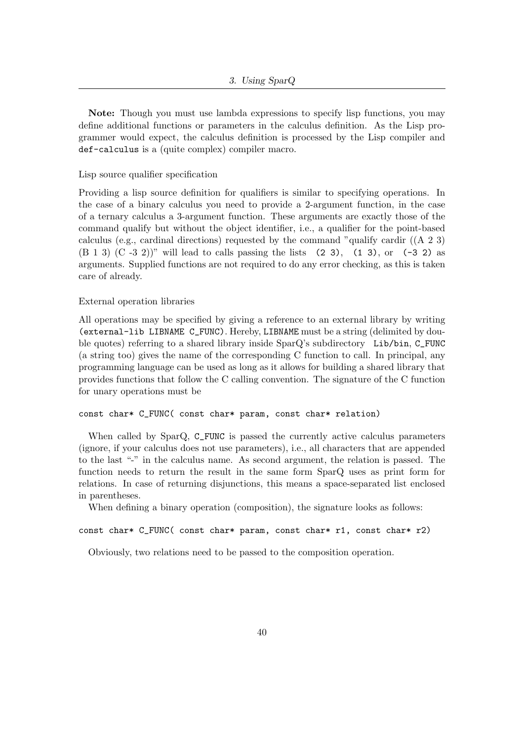**Note:** Though you must use lambda expressions to specify lisp functions, you may define additional functions or parameters in the calculus definition. As the Lisp programmer would expect, the calculus definition is processed by the Lisp compiler and `def-calculus` is a (quite complex) compiler macro.

Lisp source qualifier specification

Providing a lisp source definition for qualifiers is similar to specifying operations. In the case of a binary calculus you need to provide a 2-argument function, in the case of a ternary calculus a 3-argument function. These arguments are exactly those of the command qualify but without the object identifier, i.e., a qualifier for the point-based calculus (e.g., cardinal directions) requested by the command "qualify cardir ((A 2 3) (B 1 3) (C -3 2))" will lead to calls passing the lists `(2 3)`, `(1 3)`, or `(-3 2)` as arguments. Supplied functions are not required to do any error checking, as this is taken care of already.

External operation libraries

All operations may be specified by giving a reference to an external library by writing `(external-lib LIBNAME C_FUNC)`. Hereby, `LIBNAME` must be a string (delimited by double quotes) referring to a shared library inside SparQ's subdirectory `Lib/bin`, `C_FUNC` (a string too) gives the name of the corresponding C function to call. In principal, any programming language can be used as long as it allows for building a shared library that provides functions that follow the C calling convention. The signature of the C function for unary operations must be

```
const char* C_FUNC( const char* param, const char* relation)
```

When called by SparQ, `C_FUNC` is passed the currently active calculus parameters (ignore, if your calculus does not use parameters), i.e., all characters that are appended to the last "-" in the calculus name. As second argument, the relation is passed. The function needs to return the result in the same form SparQ uses as print form for relations. In case of returning disjunctions, this means a space-separated list enclosed in parentheses.

When defining a binary operation (composition), the signature looks as follows:

```
const char* C_FUNC( const char* param, const char* r1, const char* r2)
```

Obviously, two relations need to be passed to the composition operation.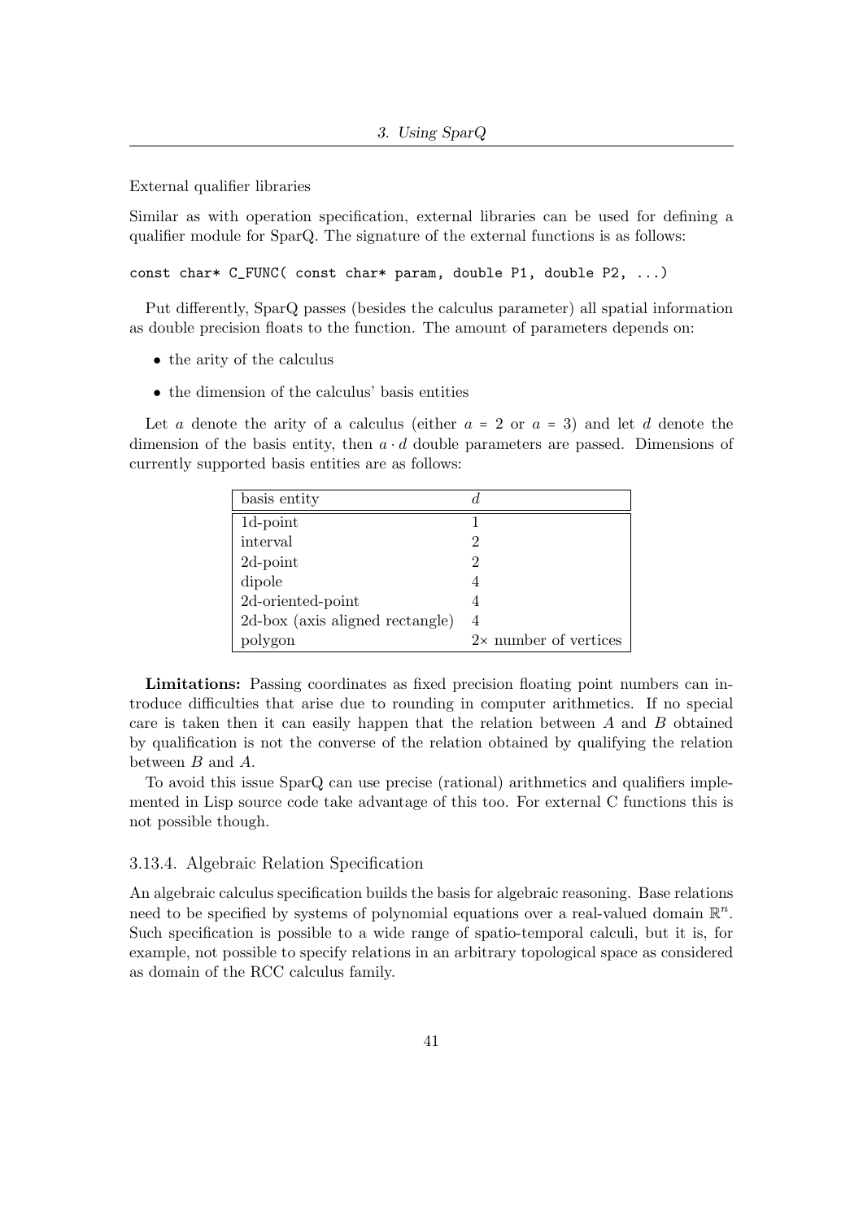External qualifier libraries

Similar as with operation specification, external libraries can be used for defining a qualifier module for SparQ. The signature of the external functions is as follows:

```
const char* C_FUNC( const char* param, double P1, double P2, ...)
```

Put differently, SparQ passes (besides the calculus parameter) all spatial information as double precision floats to the function. The amount of parameters depends on:

- the arity of the calculus
- the dimension of the calculus' basis entities

Let $a$ denote the arity of a calculus (either $a = 2$ or $a = 3$) and let $d$ denote the dimension of the basis entity, then $a \cdot d$ double parameters are passed. Dimensions of currently supported basis entities are as follows:

| basis entity | $d$ |
|---|---|
| 1d-point | 1 |
| interval | 2 |
| 2d-point | 2 |
| dipole | 4 |
| 2d-oriented-point | 4 |
| 2d-box (axis aligned rectangle) | 4 |
| polygon | $2\times$ number of vertices |

**Limitations:** Passing coordinates as fixed precision floating point numbers can introduce difficulties that arise due to rounding in computer arithmetics. If no special care is taken then it can easily happen that the relation between $A$ and $B$ obtained by qualification is not the converse of the relation obtained by qualifying the relation between $B$ and $A$.

To avoid this issue SparQ can use precise (rational) arithmetics and qualifiers implemented in Lisp source code take advantage of this too. For external C functions this is not possible though.

### 3.13.4. Algebraic Relation Specification

An algebraic calculus specification builds the basis for algebraic reasoning. Base relations need to be specified by systems of polynomial equations over a real-valued domain $\mathbb{R}^n$. Such specification is possible to a wide range of spatio-temporal calculi, but it is, for example, not possible to specify relations in an arbitrary topological space as considered as domain of the RCC calculus family.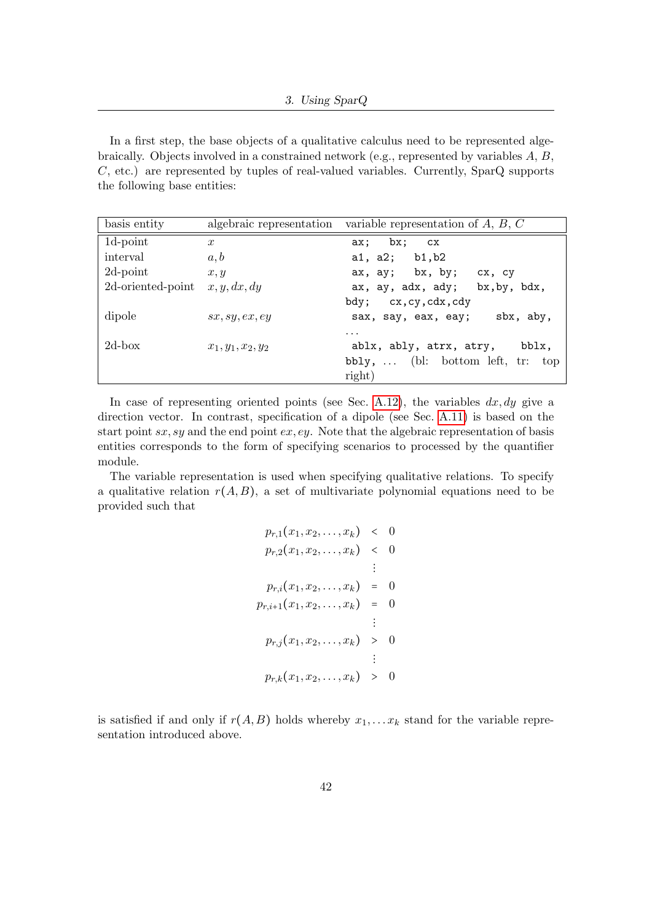In a first step, the base objects of a qualitative calculus need to be represented algebraically. Objects involved in a constrained network (e.g., represented by variables $A$, $B$, $C$, etc.) are represented by tuples of real-valued variables. Currently, SparQ supports the following base entities:

| basis entity | algebraic representation | variable representation of $A$, $B$, $C$ |
|---|---|---|
| 1d-point | $x$ | `ax; bx; cx` |
| interval | $a, b$ | `a1, a2; b1,b2` |
| 2d-point | $x, y$ | `ax, ay; bx, by; cx, cy` |
| 2d-oriented-point | $x, y, dx, dy$ | `ax, ay, adx, ady; bx,by, bdx, bdy; cx,cy,cdx,cdy` |
| dipole | $sx, sy, ex, ey$ | `sax, say, eax, eay; sbx, aby,` ... |
| 2d-box | $x_1, y_1, x_2, y_2$ | `ablx, ably, atrx, atry, bblx, bbly,` ... (bl: bottom left, tr: top right) |

In case of representing oriented points (see Sec. A.12), the variables $dx, dy$ give a direction vector. In contrast, specification of a dipole (see Sec. A.11) is based on the start point $sx, sy$ and the end point $ex, ey$. Note that the algebraic representation of basis entities corresponds to the form of specifying scenarios to processed by the quantifier module.

The variable representation is used when specifying qualitative relations. To specify a qualitative relation $r(A, B)$, a set of multivariate polynomial equations need to be provided such that

$$
\begin{aligned}
p_{r,1}(x_1, x_2, \ldots, x_k) &< 0 \\
p_{r,2}(x_1, x_2, \ldots, x_k) &< 0 \\
&\vdots \\
p_{r,i}(x_1, x_2, \ldots, x_k) &= 0 \\
p_{r,i+1}(x_1, x_2, \ldots, x_k) &= 0 \\
&\vdots \\
p_{r,j}(x_1, x_2, \ldots, x_k) &> 0 \\
&\vdots \\
p_{r,k}(x_1, x_2, \ldots, x_k) &> 0
\end{aligned}
$$

is satisfied if and only if $r(A, B)$ holds whereby $x_1, \ldots x_k$ stand for the variable representation introduced above.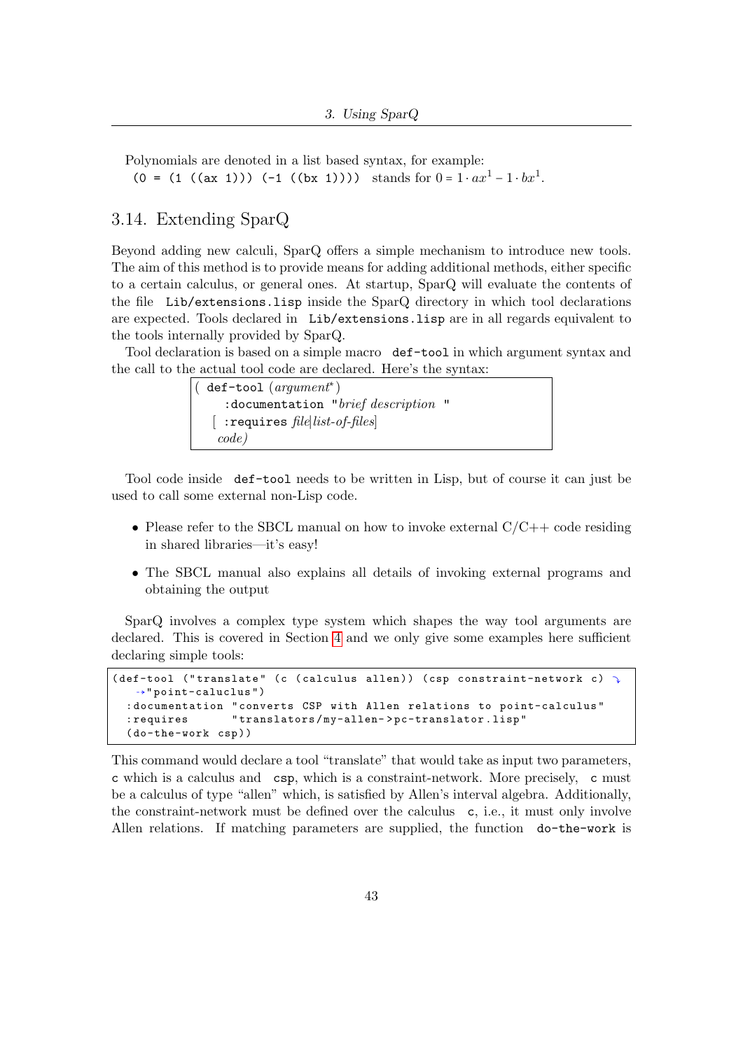Polynomials are denoted in a list based syntax, for example:
`(0 = (1 ((ax 1))) (-1 ((bx 1))))` stands for $0 = 1 \cdot ax^1 - 1 \cdot bx^1$.

## 3.14. Extending SparQ

Beyond adding new calculi, SparQ offers a simple mechanism to introduce new tools. The aim of this method is to provide means for adding additional methods, either specific to a certain calculus, or general ones. At startup, SparQ will evaluate the contents of the file `Lib/extensions.lisp` inside the SparQ directory in which tool declarations are expected. Tools declared in `Lib/extensions.lisp` are in all regards equivalent to the tools internally provided by SparQ.

Tool declaration is based on a simple macro `def-tool` in which argument syntax and the call to the actual tool code are declared. Here's the syntax:

```
( def-tool (argument*)
    :documentation "brief description "
  [ :requires file|list-of-files]
   code)
```

Tool code inside `def-tool` needs to be written in Lisp, but of course it can just be used to call some external non-Lisp code.

- Please refer to the SBCL manual on how to invoke external C/C++ code residing in shared libraries—it's easy!
- The SBCL manual also explains all details of invoking external programs and obtaining the output

SparQ involves a complex type system which shapes the way tool arguments are declared. This is covered in Section 4 and we only give some examples here sufficient declaring simple tools:

```
(def-tool ("translate" (c (calculus allen)) (csp constraint-network c) 
    "point-caluclus")
  :documentation "converts CSP with Allen relations to point-calculus"
  :requires      "translators/my-allen->pc-translator.lisp"
  (do-the-work csp))
```

This command would declare a tool "translate" that would take as input two parameters, `c` which is a calculus and `csp`, which is a constraint-network. More precisely, `c` must be a calculus of type "allen" which, is satisfied by Allen's interval algebra. Additionally, the constraint-network must be defined over the calculus `c`, i.e., it must only involve Allen relations. If matching parameters are supplied, the function `do-the-work` is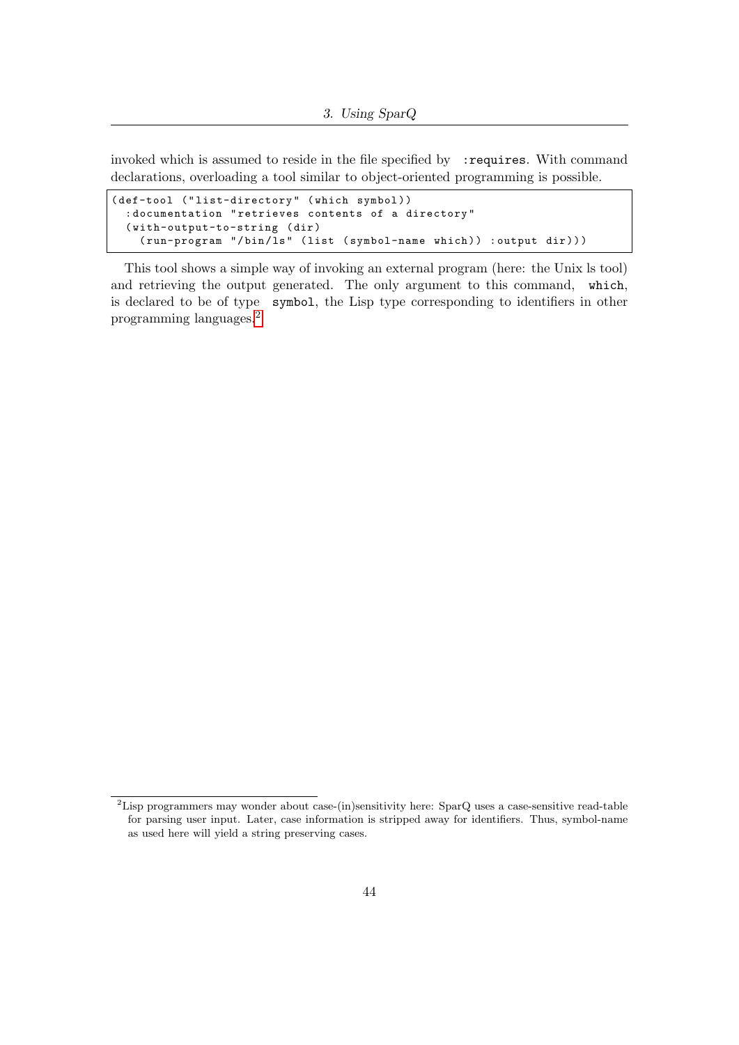invoked which is assumed to reside in the file specified by `:requires`. With command declarations, overloading a tool similar to object-oriented programming is possible.

```
(def-tool ("list-directory" (which symbol))
  :documentation "retrieves contents of a directory"
  (with-output-to-string (dir)
    (run-program "/bin/ls" (list (symbol-name which)) :output dir)))
```

This tool shows a simple way of invoking an external program (here: the Unix ls tool) and retrieving the output generated. The only argument to this command, `which`, is declared to be of type `symbol`, the Lisp type corresponding to identifiers in other programming languages.[2]

---

[2] Lisp programmers may wonder about case-(in)sensitivity here: SparQ uses a case-sensitive read-table for parsing user input. Later, case information is stripped away for identifiers. Thus, symbol-name as used here will yield a string preserving cases.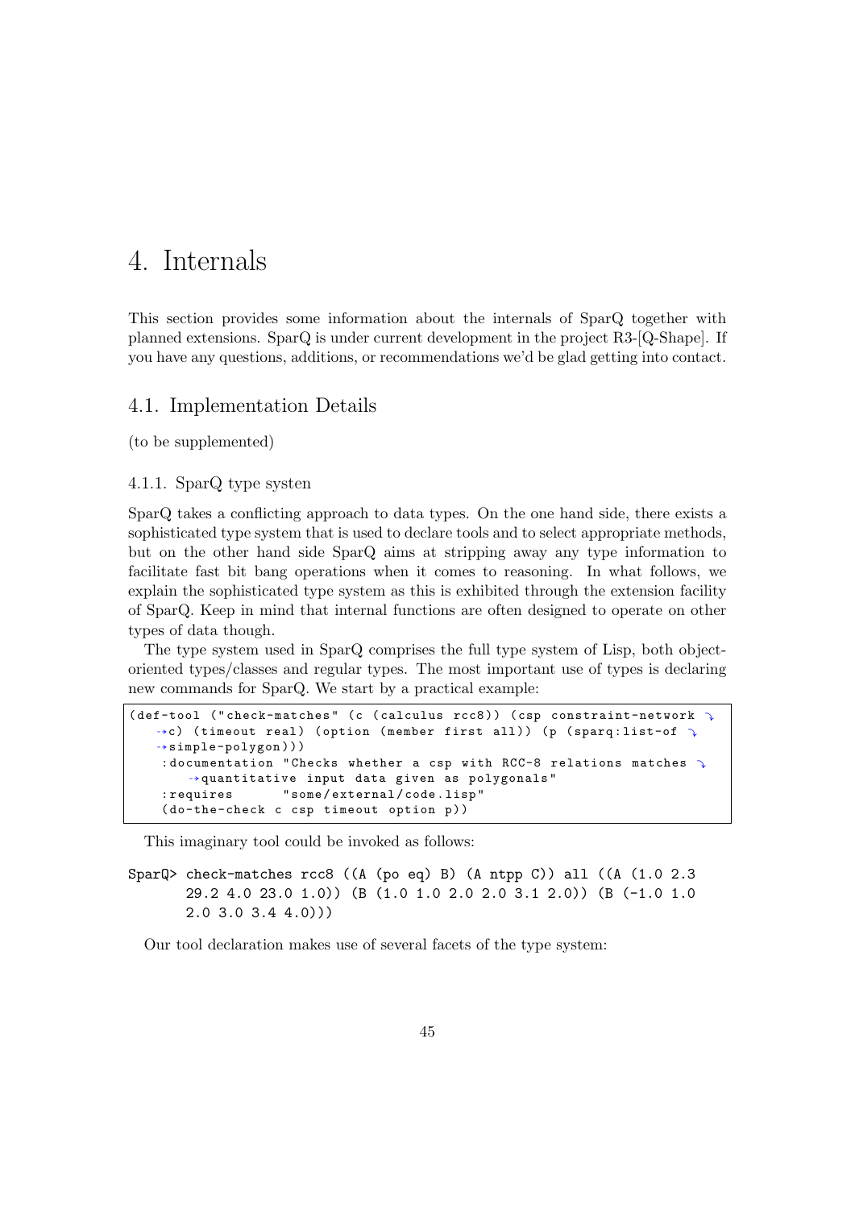# 4. Internals

This section provides some information about the internals of SparQ together with planned extensions. SparQ is under current development in the project R3-[Q-Shape]. If you have any questions, additions, or recommendations we'd be glad getting into contact.

## 4.1. Implementation Details

(to be supplemented)

### 4.1.1. SparQ type systen

SparQ takes a conflicting approach to data types. On the one hand side, there exists a sophisticated type system that is used to declare tools and to select appropriate methods, but on the other hand side SparQ aims at stripping away any type information to facilitate fast bit bang operations when it comes to reasoning. In what follows, we explain the sophisticated type system as this is exhibited through the extension facility of SparQ. Keep in mind that internal functions are often designed to operate on other types of data though.

The type system used in SparQ comprises the full type system of Lisp, both object-oriented types/classes and regular types. The most important use of types is declaring new commands for SparQ. We start by a practical example:

```
(def-tool ("check-matches" (c (calculus rcc8)) (csp constraint-network c) (timeout real) (option (member first all)) (p (sparq:list-of simple-polygon)))
    :documentation "Checks whether a csp with RCC-8 relations matches quantitative input data given as polygonals"
    :requires      "some/external/code.lisp"
    (do-the-check c csp timeout option p))
```

This imaginary tool could be invoked as follows:

```
SparQ> check-matches rcc8 ((A (po eq) B) (A ntpp C)) all ((A (1.0 2.3
       29.2 4.0 23.0 1.0)) (B (1.0 1.0 2.0 2.0 3.1 2.0)) (B (-1.0 1.0
       2.0 3.0 3.4 4.0)))
```

Our tool declaration makes use of several facets of the type system: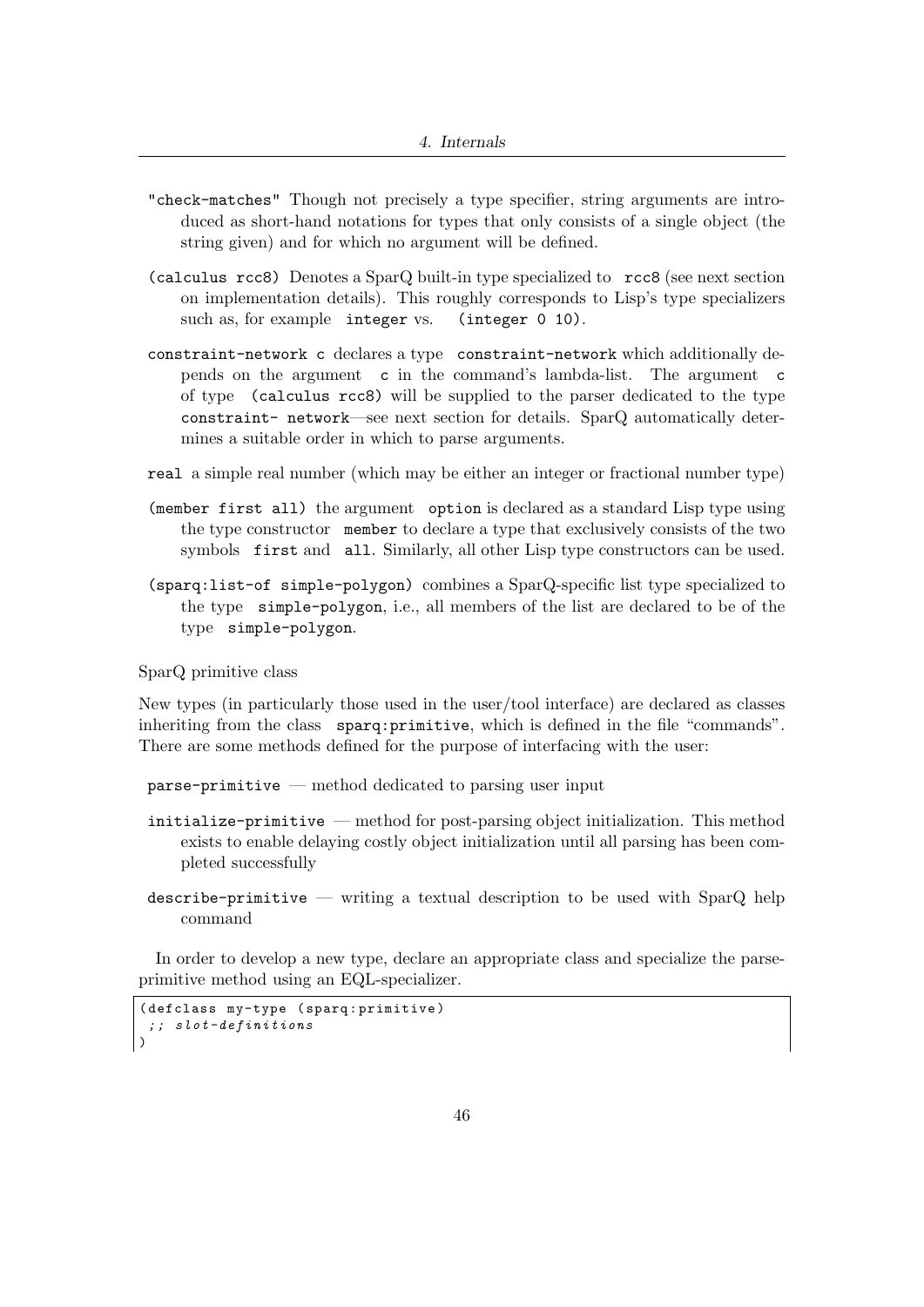`"check-matches"` Though not precisely a type specifier, string arguments are introduced as short-hand notations for types that only consists of a single object (the string given) and for which no argument will be defined.

`(calculus rcc8)` Denotes a SparQ built-in type specialized to `rcc8` (see next section on implementation details). This roughly corresponds to Lisp's type specializers such as, for example `integer` vs. `(integer 0 10)`.

`constraint-network c` declares a type `constraint-network` which additionally depends on the argument `c` in the command's lambda-list. The argument `c` of type `(calculus rcc8)` will be supplied to the parser dedicated to the type `constraint- network`—see next section for details. SparQ automatically determines a suitable order in which to parse arguments.

`real` a simple real number (which may be either an integer or fractional number type)

`(member first all)` the argument `option` is declared as a standard Lisp type using the type constructor `member` to declare a type that exclusively consists of the two symbols `first` and `all`. Similarly, all other Lisp type constructors can be used.

`(sparq:list-of simple-polygon)` combines a SparQ-specific list type specialized to the type `simple-polygon`, i.e., all members of the list are declared to be of the type `simple-polygon`.

SparQ primitive class

New types (in particularly those used in the user/tool interface) are declared as classes inheriting from the class `sparq:primitive`, which is defined in the file "commands". There are some methods defined for the purpose of interfacing with the user:

`parse-primitive` — method dedicated to parsing user input

`initialize-primitive` — method for post-parsing object initialization. This method exists to enable delaying costly object initialization until all parsing has been completed successfully

`describe-primitive` — writing a textual description to be used with SparQ help command

In order to develop a new type, declare an appropriate class and specialize the parse-primitive method using an EQL-specializer.

```
(defclass my-type (sparq:primitive)
 ;; slot-definitions
)
```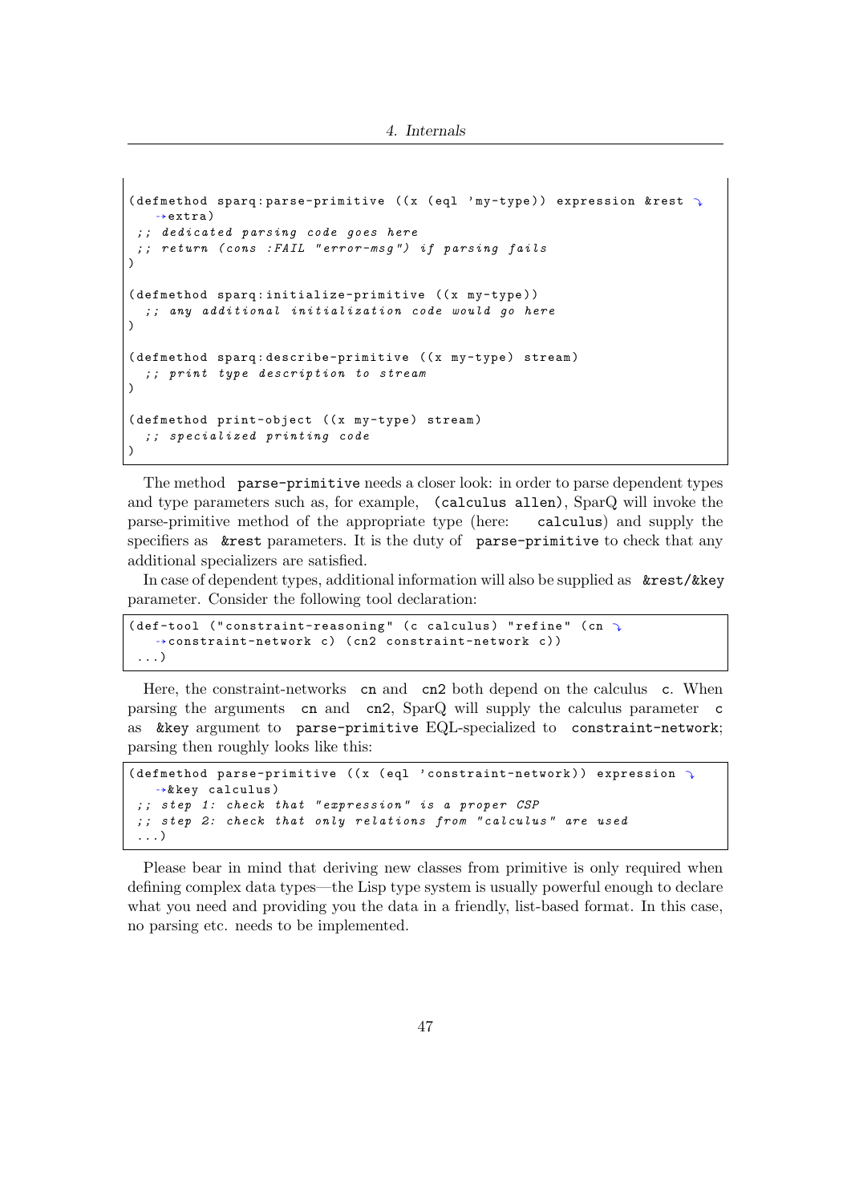```
(defmethod sparq:parse-primitive ((x (eql 'my-type)) expression &rest extra)
 ;; dedicated parsing code goes here
 ;; return (cons :FAIL "error-msg") if parsing fails
)

(defmethod sparq:initialize-primitive ((x my-type))
  ;; any additional initialization code would go here
)

(defmethod sparq:describe-primitive ((x my-type) stream)
  ;; print type description to stream
)

(defmethod print-object ((x my-type) stream)
  ;; specialized printing code
)
```

The method `parse-primitive` needs a closer look: in order to parse dependent types and type parameters such as, for example, `(calculus allen)`, SparQ will invoke the parse-primitive method of the appropriate type (here: `calculus`) and supply the specifiers as `&rest` parameters. It is the duty of `parse-primitive` to check that any additional specializers are satisfied.

In case of dependent types, additional information will also be supplied as `&rest/&key` parameter. Consider the following tool declaration:

```
(def-tool ("constraint-reasoning" (c calculus) "refine" (cn constraint-network c) (cn2 constraint-network c))
 ...)
```

Here, the constraint-networks `cn` and `cn2` both depend on the calculus `c`. When parsing the arguments `cn` and `cn2`, SparQ will supply the calculus parameter `c` as `&key` argument to `parse-primitive` EQL-specialized to `constraint-network`; parsing then roughly looks like this:

```
(defmethod parse-primitive ((x (eql 'constraint-network)) expression &key calculus)
 ;; step 1: check that "expression" is a proper CSP
 ;; step 2: check that only relations from "calculus" are used
 ...)
```

Please bear in mind that deriving new classes from primitive is only required when defining complex data types—the Lisp type system is usually powerful enough to declare what you need and providing you the data in a friendly, list-based format. In this case, no parsing etc. needs to be implemented.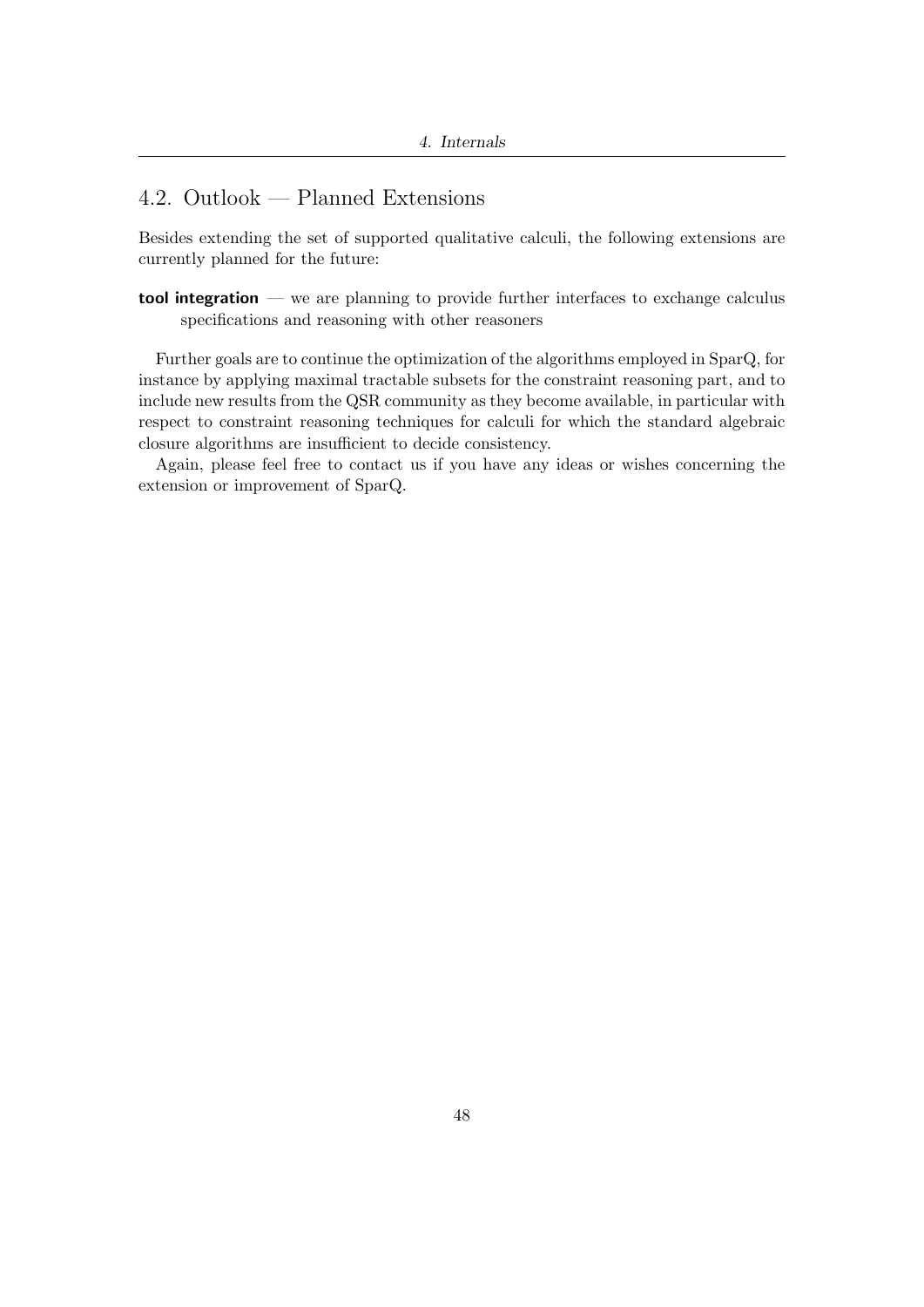## 4.2. Outlook — Planned Extensions

Besides extending the set of supported qualitative calculi, the following extensions are currently planned for the future:

**tool integration** — we are planning to provide further interfaces to exchange calculus specifications and reasoning with other reasoners

Further goals are to continue the optimization of the algorithms employed in SparQ, for instance by applying maximal tractable subsets for the constraint reasoning part, and to include new results from the QSR community as they become available, in particular with respect to constraint reasoning techniques for calculi for which the standard algebraic closure algorithms are insufficient to decide consistency.

Again, please feel free to contact us if you have any ideas or wishes concerning the extension or improvement of SparQ.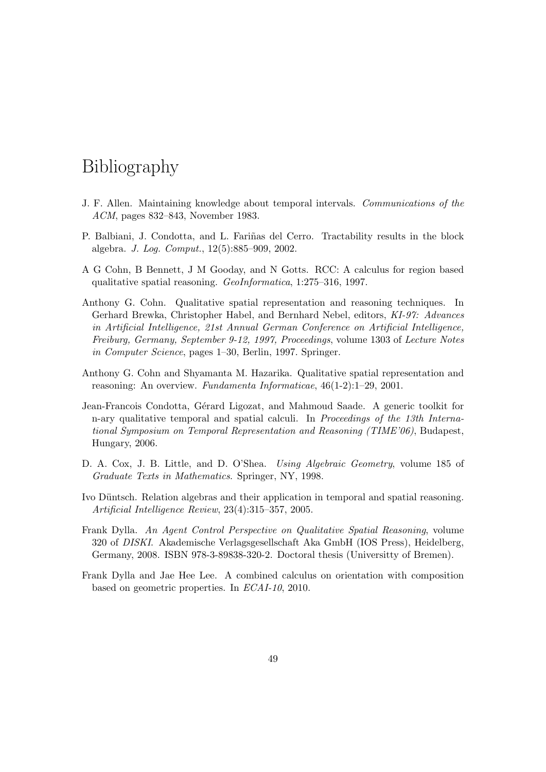# Bibliography

J. F. Allen. Maintaining knowledge about temporal intervals. *Communications of the ACM*, pages 832–843, November 1983.

P. Balbiani, J. Condotta, and L. Fariñas del Cerro. Tractability results in the block algebra. *J. Log. Comput.*, 12(5):885–909, 2002.

A G Cohn, B Bennett, J M Gooday, and N Gotts. RCC: A calculus for region based qualitative spatial reasoning. *GeoInformatica*, 1:275–316, 1997.

Anthony G. Cohn. Qualitative spatial representation and reasoning techniques. In Gerhard Brewka, Christopher Habel, and Bernhard Nebel, editors, *KI-97: Advances in Artificial Intelligence, 21st Annual German Conference on Artificial Intelligence, Freiburg, Germany, September 9-12, 1997, Proceedings*, volume 1303 of *Lecture Notes in Computer Science*, pages 1–30, Berlin, 1997. Springer.

Anthony G. Cohn and Shyamanta M. Hazarika. Qualitative spatial representation and reasoning: An overview. *Fundamenta Informaticae*, 46(1-2):1–29, 2001.

Jean-Francois Condotta, Gérard Ligozat, and Mahmoud Saade. A generic toolkit for n-ary qualitative temporal and spatial calculi. In *Proceedings of the 13th International Symposium on Temporal Representation and Reasoning (TIME'06)*, Budapest, Hungary, 2006.

D. A. Cox, J. B. Little, and D. O'Shea. *Using Algebraic Geometry*, volume 185 of *Graduate Texts in Mathematics*. Springer, NY, 1998.

Ivo Düntsch. Relation algebras and their application in temporal and spatial reasoning. *Artificial Intelligence Review*, 23(4):315–357, 2005.

Frank Dylla. *An Agent Control Perspective on Qualitative Spatial Reasoning*, volume 320 of *DISKI*. Akademische Verlagsgesellschaft Aka GmbH (IOS Press), Heidelberg, Germany, 2008. ISBN 978-3-89838-320-2. Doctoral thesis (Universitty of Bremen).

Frank Dylla and Jae Hee Lee. A combined calculus on orientation with composition based on geometric properties. In *ECAI-10*, 2010.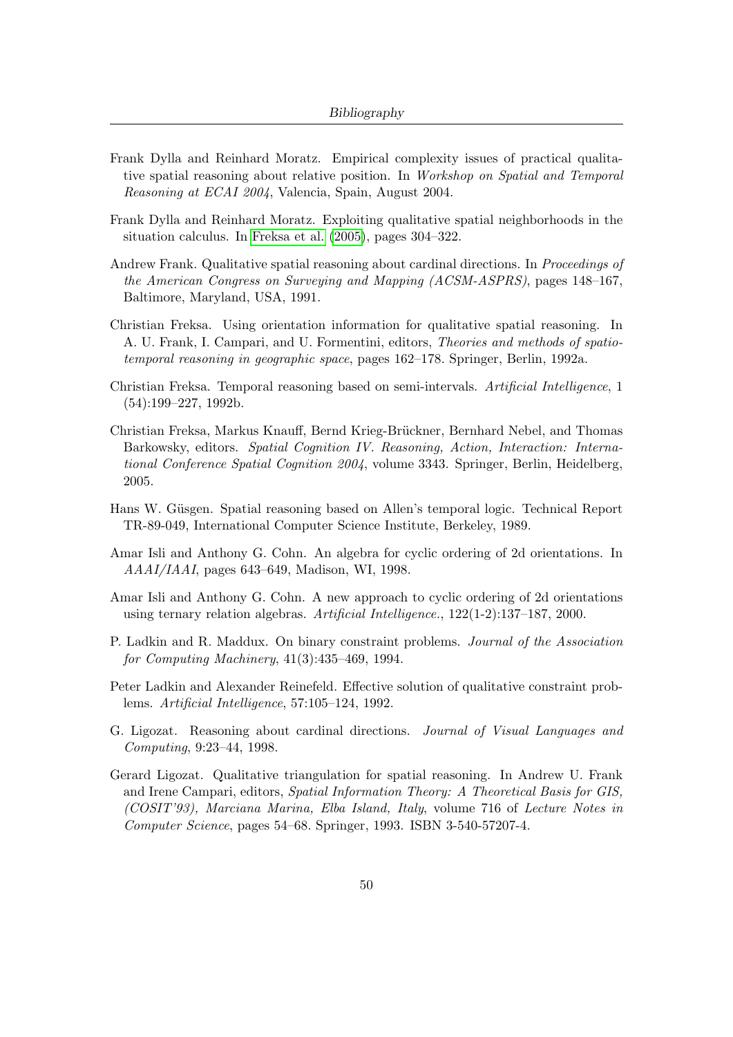Frank Dylla and Reinhard Moratz. Empirical complexity issues of practical qualitative spatial reasoning about relative position. In *Workshop on Spatial and Temporal Reasoning at ECAI 2004*, Valencia, Spain, August 2004.

Frank Dylla and Reinhard Moratz. Exploiting qualitative spatial neighborhoods in the situation calculus. In Freksa et al. (2005), pages 304–322.

Andrew Frank. Qualitative spatial reasoning about cardinal directions. In *Proceedings of the American Congress on Surveying and Mapping (ACSM-ASPRS)*, pages 148–167, Baltimore, Maryland, USA, 1991.

Christian Freksa. Using orientation information for qualitative spatial reasoning. In A. U. Frank, I. Campari, and U. Formentini, editors, *Theories and methods of spatio-temporal reasoning in geographic space*, pages 162–178. Springer, Berlin, 1992a.

Christian Freksa. Temporal reasoning based on semi-intervals. *Artificial Intelligence*, 1 (54):199–227, 1992b.

Christian Freksa, Markus Knauff, Bernd Krieg-Brückner, Bernhard Nebel, and Thomas Barkowsky, editors. *Spatial Cognition IV. Reasoning, Action, Interaction: International Conference Spatial Cognition 2004*, volume 3343. Springer, Berlin, Heidelberg, 2005.

Hans W. Güsgen. Spatial reasoning based on Allen's temporal logic. Technical Report TR-89-049, International Computer Science Institute, Berkeley, 1989.

Amar Isli and Anthony G. Cohn. An algebra for cyclic ordering of 2d orientations. In *AAAI/IAAI*, pages 643–649, Madison, WI, 1998.

Amar Isli and Anthony G. Cohn. A new approach to cyclic ordering of 2d orientations using ternary relation algebras. *Artificial Intelligence.*, 122(1-2):137–187, 2000.

P. Ladkin and R. Maddux. On binary constraint problems. *Journal of the Association for Computing Machinery*, 41(3):435–469, 1994.

Peter Ladkin and Alexander Reinefeld. Effective solution of qualitative constraint problems. *Artificial Intelligence*, 57:105–124, 1992.

G. Ligozat. Reasoning about cardinal directions. *Journal of Visual Languages and Computing*, 9:23–44, 1998.

Gerard Ligozat. Qualitative triangulation for spatial reasoning. In Andrew U. Frank and Irene Campari, editors, *Spatial Information Theory: A Theoretical Basis for GIS, (COSIT'93), Marciana Marina, Elba Island, Italy*, volume 716 of *Lecture Notes in Computer Science*, pages 54–68. Springer, 1993. ISBN 3-540-57207-4.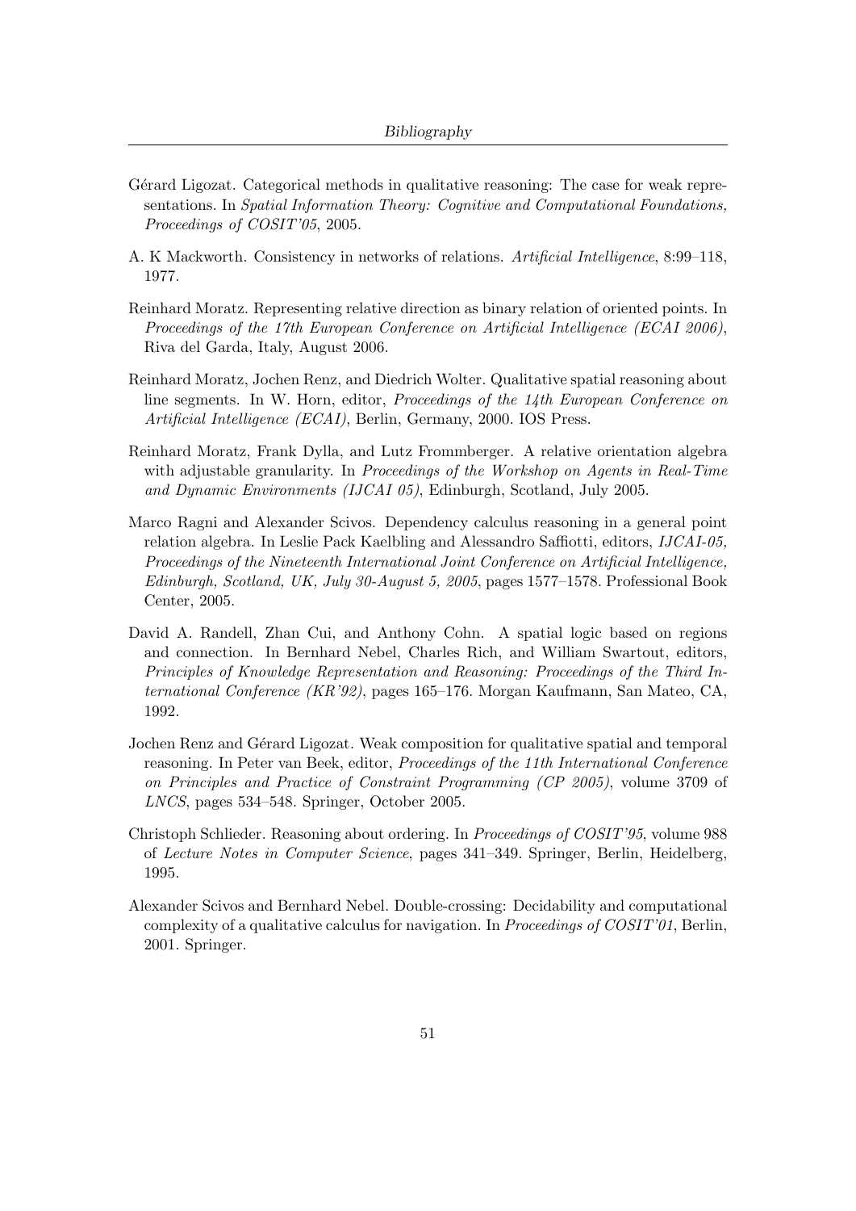Gérard Ligozat. Categorical methods in qualitative reasoning: The case for weak representations. In *Spatial Information Theory: Cognitive and Computational Foundations, Proceedings of COSIT'05*, 2005.

A. K Mackworth. Consistency in networks of relations. *Artificial Intelligence*, 8:99–118, 1977.

Reinhard Moratz. Representing relative direction as binary relation of oriented points. In *Proceedings of the 17th European Conference on Artificial Intelligence (ECAI 2006)*, Riva del Garda, Italy, August 2006.

Reinhard Moratz, Jochen Renz, and Diedrich Wolter. Qualitative spatial reasoning about line segments. In W. Horn, editor, *Proceedings of the 14th European Conference on Artificial Intelligence (ECAI)*, Berlin, Germany, 2000. IOS Press.

Reinhard Moratz, Frank Dylla, and Lutz Frommberger. A relative orientation algebra with adjustable granularity. In *Proceedings of the Workshop on Agents in Real-Time and Dynamic Environments (IJCAI 05)*, Edinburgh, Scotland, July 2005.

Marco Ragni and Alexander Scivos. Dependency calculus reasoning in a general point relation algebra. In Leslie Pack Kaelbling and Alessandro Saffiotti, editors, *IJCAI-05, Proceedings of the Nineteenth International Joint Conference on Artificial Intelligence, Edinburgh, Scotland, UK, July 30-August 5, 2005*, pages 1577–1578. Professional Book Center, 2005.

David A. Randell, Zhan Cui, and Anthony Cohn. A spatial logic based on regions and connection. In Bernhard Nebel, Charles Rich, and William Swartout, editors, *Principles of Knowledge Representation and Reasoning: Proceedings of the Third International Conference (KR'92)*, pages 165–176. Morgan Kaufmann, San Mateo, CA, 1992.

Jochen Renz and Gérard Ligozat. Weak composition for qualitative spatial and temporal reasoning. In Peter van Beek, editor, *Proceedings of the 11th International Conference on Principles and Practice of Constraint Programming (CP 2005)*, volume 3709 of *LNCS*, pages 534–548. Springer, October 2005.

Christoph Schlieder. Reasoning about ordering. In *Proceedings of COSIT'95*, volume 988 of *Lecture Notes in Computer Science*, pages 341–349. Springer, Berlin, Heidelberg, 1995.

Alexander Scivos and Bernhard Nebel. Double-crossing: Decidability and computational complexity of a qualitative calculus for navigation. In *Proceedings of COSIT'01*, Berlin, 2001. Springer.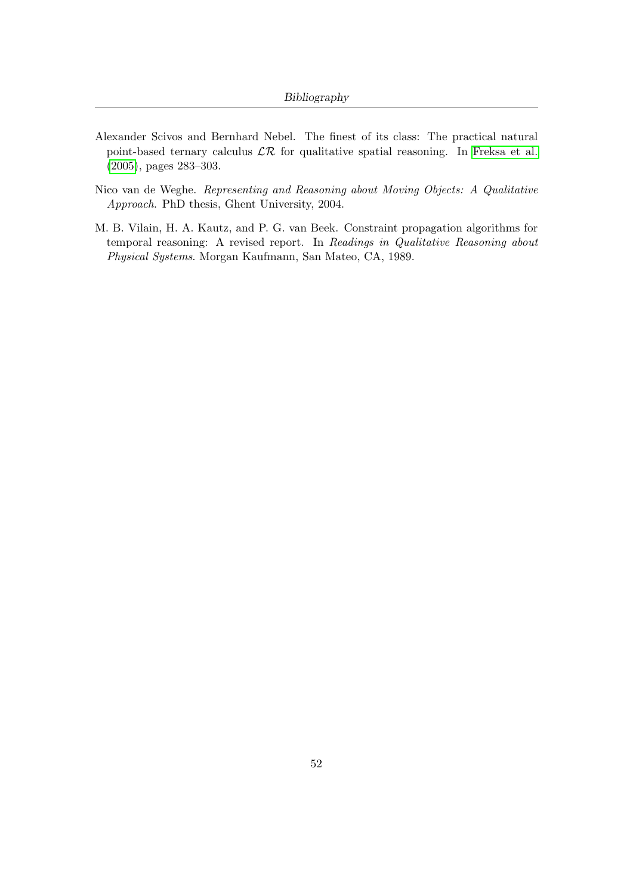Alexander Scivos and Bernhard Nebel. The finest of its class: The practical natural point-based ternary calculus $\mathcal{LR}$ for qualitative spatial reasoning. In Freksa et al. (2005), pages 283–303.

Nico van de Weghe. *Representing and Reasoning about Moving Objects: A Qualitative Approach*. PhD thesis, Ghent University, 2004.

M. B. Vilain, H. A. Kautz, and P. G. van Beek. Constraint propagation algorithms for temporal reasoning: A revised report. In *Readings in Qualitative Reasoning about Physical Systems*. Morgan Kaufmann, San Mateo, CA, 1989.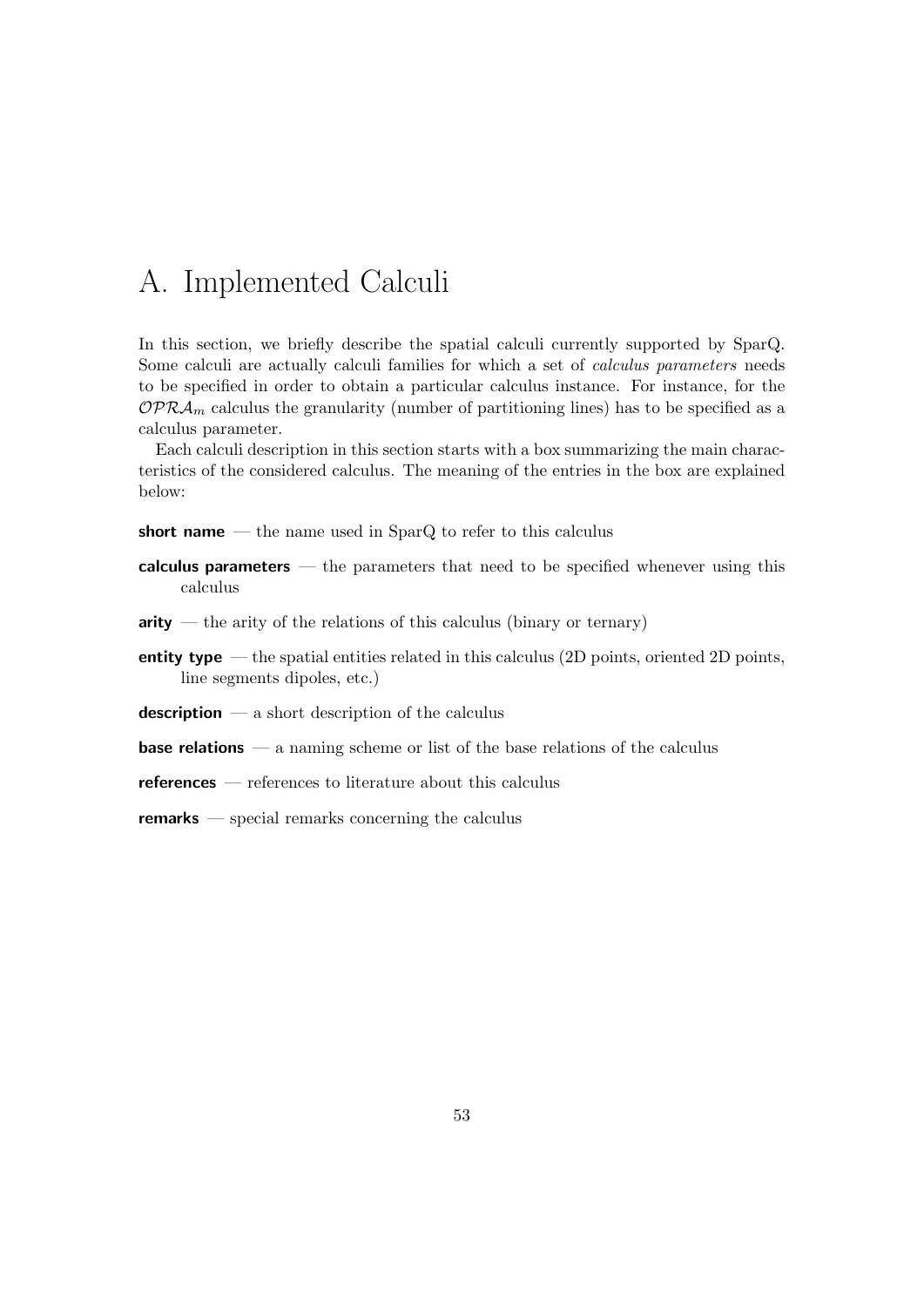# A. Implemented Calculi

In this section, we briefly describe the spatial calculi currently supported by SparQ. Some calculi are actually calculi families for which a set of *calculus parameters* needs to be specified in order to obtain a particular calculus instance. For instance, for the $\mathcal{OPRA}_m$ calculus the granularity (number of partitioning lines) has to be specified as a calculus parameter.

Each calculi description in this section starts with a box summarizing the main characteristics of the considered calculus. The meaning of the entries in the box are explained below:

**short name** — the name used in SparQ to refer to this calculus

**calculus parameters** — the parameters that need to be specified whenever using this calculus

**arity** — the arity of the relations of this calculus (binary or ternary)

**entity type** — the spatial entities related in this calculus (2D points, oriented 2D points, line segments dipoles, etc.)

**description** — a short description of the calculus

**base relations** — a naming scheme or list of the base relations of the calculus

**references** — references to literature about this calculus

**remarks** — special remarks concerning the calculus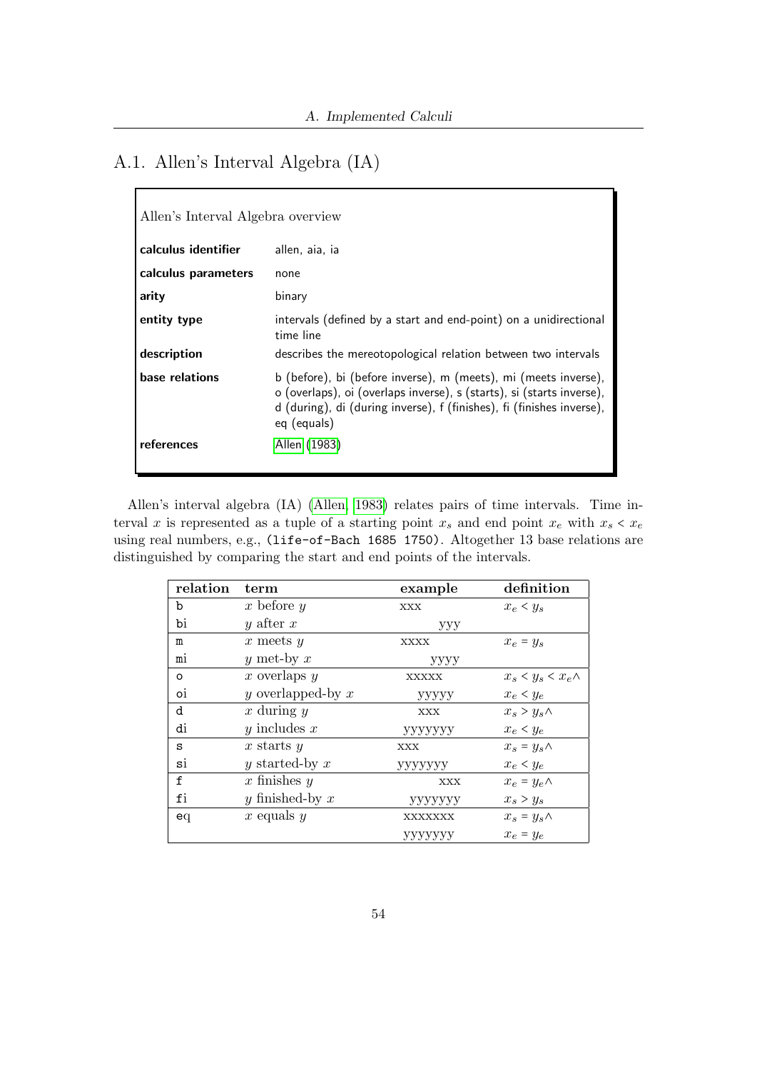## A.1. Allen's Interval Algebra (IA)

Allen's Interval Algebra overview

| | |
|---|---|
| **calculus identifier** | allen, aia, ia |
| **calculus parameters** | none |
| **arity** | binary |
| **entity type** | intervals (defined by a start and end-point) on a unidirectional time line |
| **description** | describes the mereotopological relation between two intervals |
| **base relations** | b (before), bi (before inverse), m (meets), mi (meets inverse), o (overlaps), oi (overlaps inverse), s (starts), si (starts inverse), d (during), di (during inverse), f (finishes), fi (finishes inverse), eq (equals) |
| **references** | Allen (1983) |

Allen's interval algebra (IA) (Allen, 1983) relates pairs of time intervals. Time interval $x$ is represented as a tuple of a starting point $x_s$ and end point $x_e$ with $x_s < x_e$ using real numbers, e.g., `(life-of-Bach 1685 1750)`. Altogether 13 base relations are distinguished by comparing the start and end points of the intervals.

| relation | term | example | definition |
|---|---|---|---|
| `b` | $x$ before $y$ | xxx | $x_e < y_s$ |
| `bi` | $y$ after $x$ | yyy | |
| `m` | $x$ meets $y$ | xxxx | $x_e = y_s$ |
| `mi` | $y$ met-by $x$ | yyyy | |
| `o` | $x$ overlaps $y$ | xxxxx | $x_s < y_s < x_e \wedge$ |
| `oi` | $y$ overlapped-by $x$ | yyyyy | $x_e < y_e$ |
| `d` | $x$ during $y$ | xxx | $x_s > y_s \wedge$ |
| `di` | $y$ includes $x$ | yyyyyyy | $x_e < y_e$ |
| `s` | $x$ starts $y$ | xxx | $x_s = y_s \wedge$ |
| `si` | $y$ started-by $x$ | yyyyyyy | $x_e < y_e$ |
| `f` | $x$ finishes $y$ | xxx | $x_e = y_e \wedge$ |
| `fi` | $y$ finished-by $x$ | yyyyyyy | $x_s > y_s$ |
| `eq` | $x$ equals $y$ | xxxxxxx | $x_s = y_s \wedge$ |
| | | yyyyyyy | $x_e = y_e$ |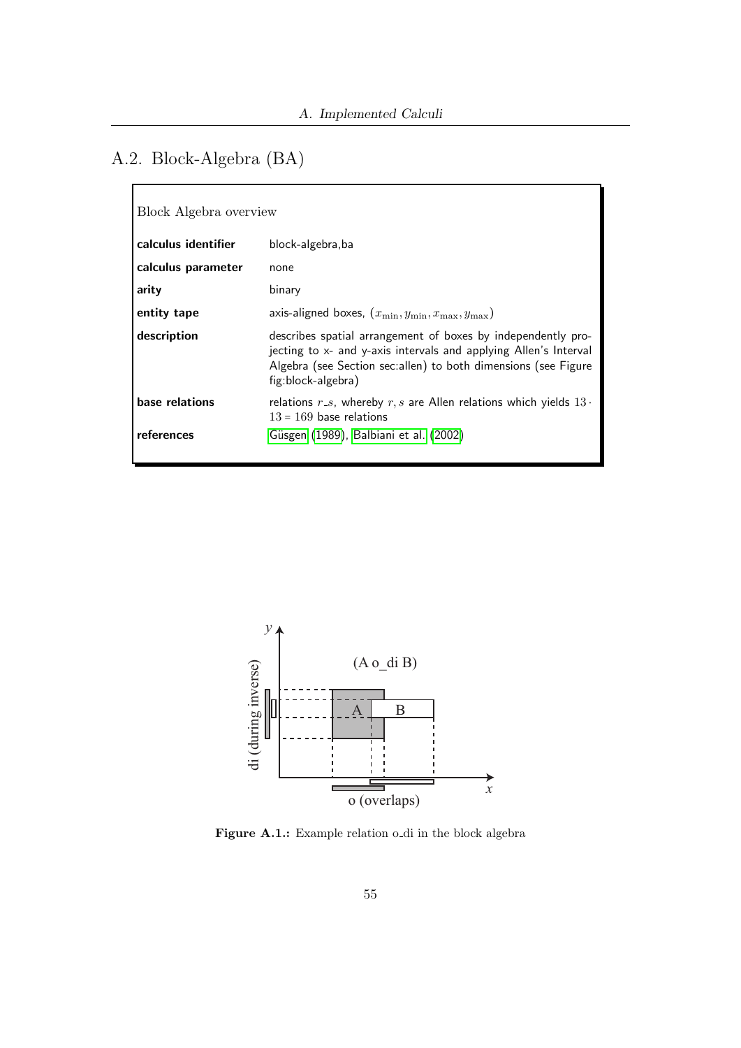## A.2. Block-Algebra (BA)

Block Algebra overview

| | |
|---|---|
| **calculus identifier** | block-algebra,ba |
| **calculus parameter** | none |
| **arity** | binary |
| **entity tape** | axis-aligned boxes, $(x_{\min}, y_{\min}, x_{\max}, y_{\max})$ |
| **description** | describes spatial arrangement of boxes by independently projecting to x- and y-axis intervals and applying Allen's Interval Algebra (see Section sec:allen) to both dimensions (see Figure fig:block-algebra) |
| **base relations** | relations $r\_s$, whereby $r, s$ are Allen relations which yields $13 \cdot 13 = 169$ base relations |
| **references** | Güsgen (1989), Balbiani et al. (2002) |

**Figure A.1.:** Example relation o_di in the block algebra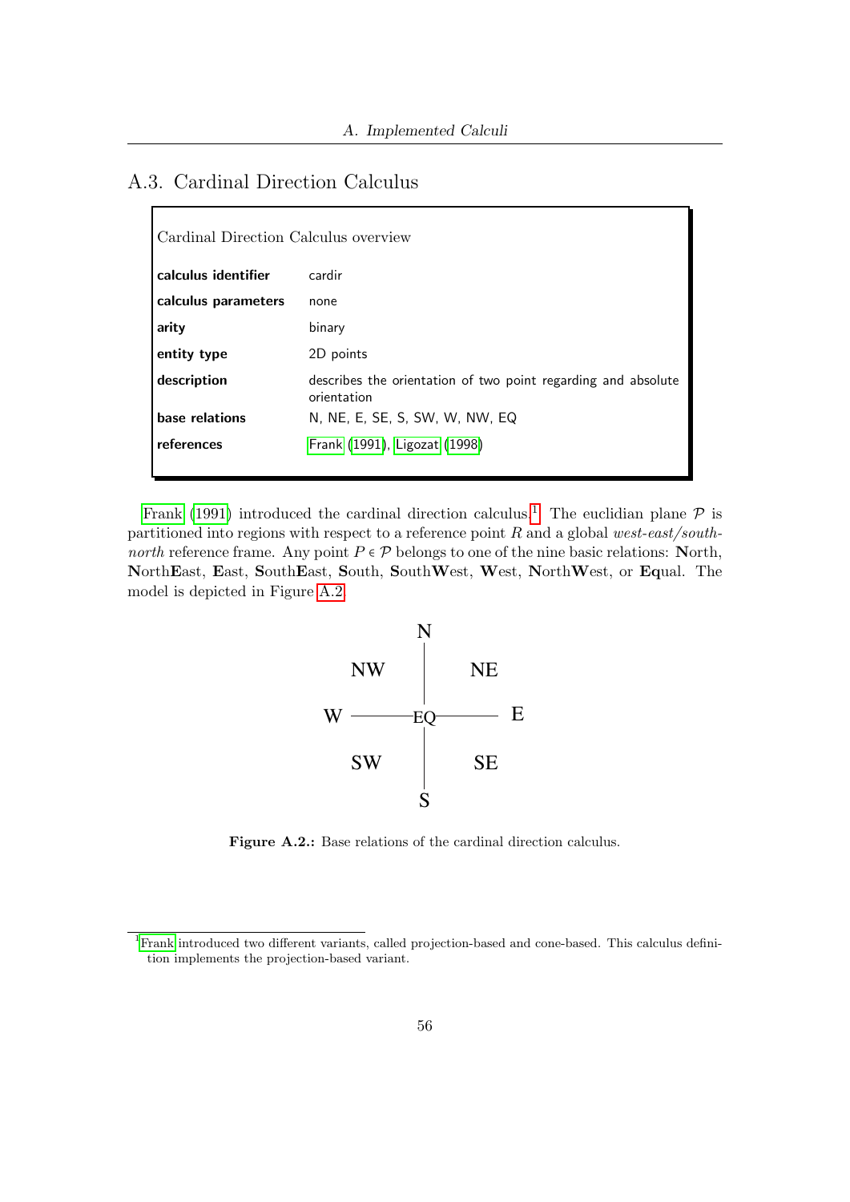## A.3. Cardinal Direction Calculus

| Cardinal Direction Calculus overview | |
|---|---|
| **calculus identifier** | cardir |
| **calculus parameters** | none |
| **arity** | binary |
| **entity type** | 2D points |
| **description** | describes the orientation of two point regarding and absolute orientation |
| **base relations** | N, NE, E, SE, S, SW, W, NW, EQ |
| **references** | Frank (1991), Ligozat (1998) |

Frank (1991) introduced the cardinal direction calculus.[1] The euclidian plane $\mathcal{P}$ is partitioned into regions with respect to a reference point $R$ and a global *west-east/south-north* reference frame. Any point $P \in \mathcal{P}$ belongs to one of the nine basic relations: **N**orth, **N**orth**E**ast, **E**ast, **S**outh**E**ast, **S**outh, **S**outh**W**est, **W**est, **N**orth**W**est, or **Eq**ual. The model is depicted in Figure A.2.

```
              N
     NW       |       NE
              |
 W  ---------EQ---------  E
              |
     SW       |       SE
              S
```

**Figure A.2.:** Base relations of the cardinal direction calculus.

[1] Frank introduced two different variants, called projection-based and cone-based. This calculus definition implements the projection-based variant.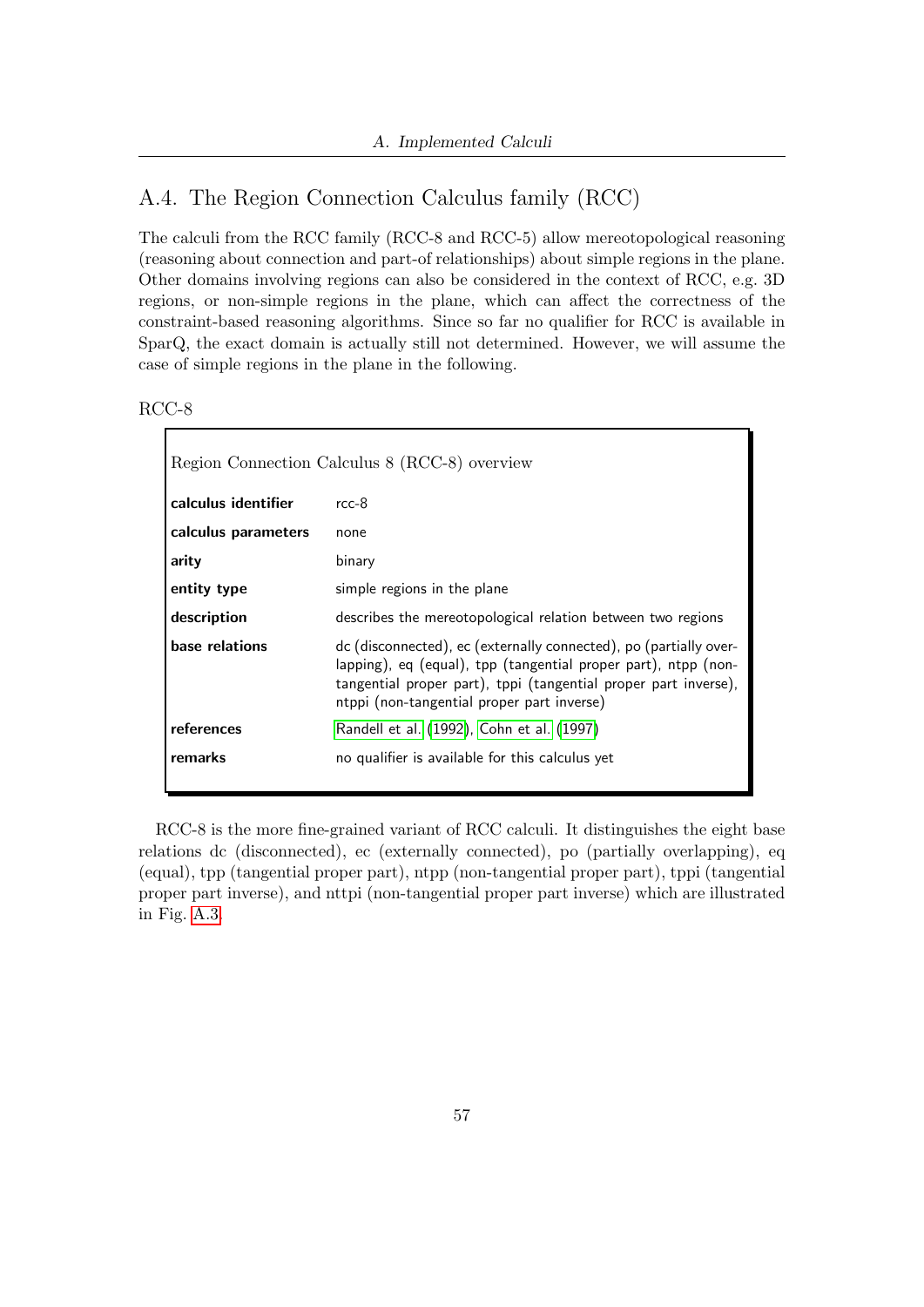## A.4. The Region Connection Calculus family (RCC)

The calculi from the RCC family (RCC-8 and RCC-5) allow mereotopological reasoning (reasoning about connection and part-of relationships) about simple regions in the plane. Other domains involving regions can also be considered in the context of RCC, e.g. 3D regions, or non-simple regions in the plane, which can affect the correctness of the constraint-based reasoning algorithms. Since so far no qualifier for RCC is available in SparQ, the exact domain is actually still not determined. However, we will assume the case of simple regions in the plane in the following.

RCC-8

| Region Connection Calculus 8 (RCC-8) overview | |
|---|---|
| **calculus identifier** | rcc-8 |
| **calculus parameters** | none |
| **arity** | binary |
| **entity type** | simple regions in the plane |
| **description** | describes the mereotopological relation between two regions |
| **base relations** | dc (disconnected), ec (externally connected), po (partially overlapping), eq (equal), tpp (tangential proper part), ntpp (non-tangential proper part), tppi (tangential proper part inverse), ntppi (non-tangential proper part inverse) |
| **references** | Randell et al. (1992), Cohn et al. (1997) |
| **remarks** | no qualifier is available for this calculus yet |

RCC-8 is the more fine-grained variant of RCC calculi. It distinguishes the eight base relations dc (disconnected), ec (externally connected), po (partially overlapping), eq (equal), tpp (tangential proper part), ntpp (non-tangential proper part), tppi (tangential proper part inverse), and nttpi (non-tangential proper part inverse) which are illustrated in Fig. A.3.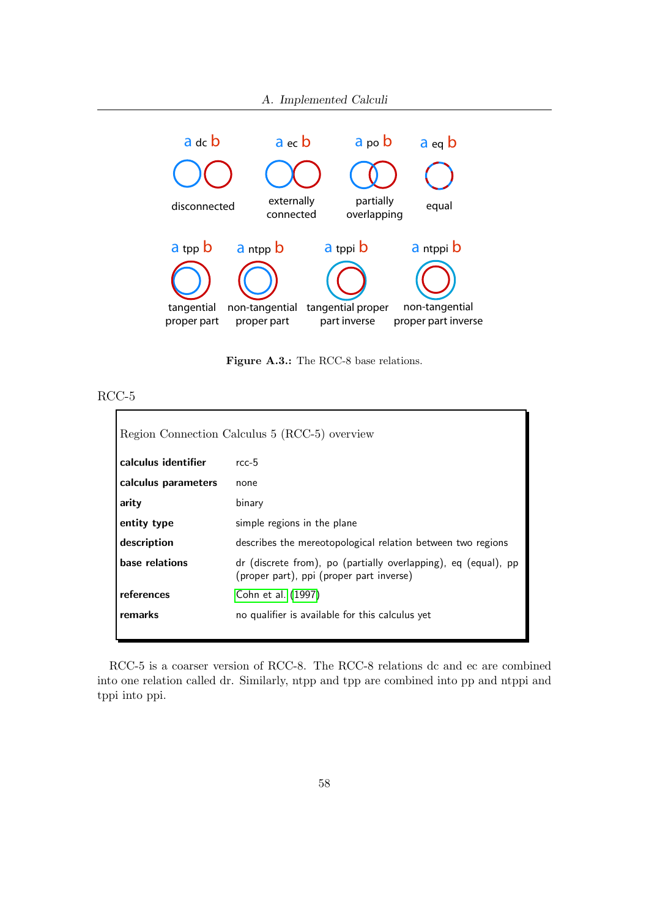a dc b — disconnected
a ec b — externally connected
a po b — partially overlapping
a eq b — equal
a tpp b — tangential proper part
a ntpp b — non-tangential proper part
a tppi b — tangential proper part inverse
a ntppi b — non-tangential proper part inverse

**Figure A.3.:** The RCC-8 base relations.

## RCC-5

Region Connection Calculus 5 (RCC-5) overview

| | |
|---|---|
| **calculus identifier** | rcc-5 |
| **calculus parameters** | none |
| **arity** | binary |
| **entity type** | simple regions in the plane |
| **description** | describes the mereotopological relation between two regions |
| **base relations** | dr (discrete from), po (partially overlapping), eq (equal), pp (proper part), ppi (proper part inverse) |
| **references** | Cohn et al. (1997) |
| **remarks** | no qualifier is available for this calculus yet |

RCC-5 is a coarser version of RCC-8. The RCC-8 relations dc and ec are combined into one relation called dr. Similarly, ntpp and tpp are combined into pp and ntppi and tppi into ppi.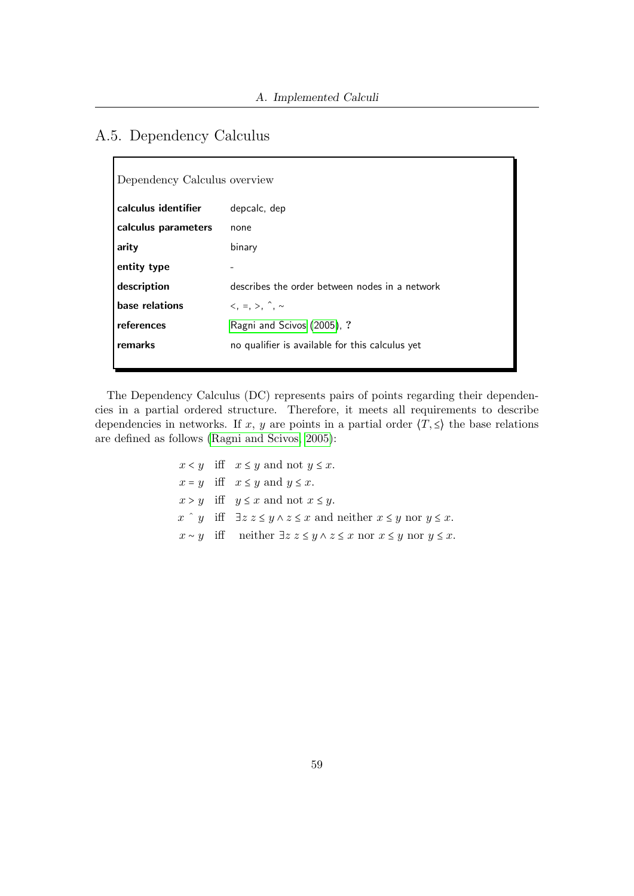## A.5. Dependency Calculus

| Dependency Calculus overview | |
|---|---|
| **calculus identifier** | depcalc, dep |
| **calculus parameters** | none |
| **arity** | binary |
| **entity type** | - |
| **description** | describes the order between nodes in a network |
| **base relations** | <, =, >, ˆ, ~ |
| **references** | Ragni and Scivos (2005), **?** |
| **remarks** | no qualifier is available for this calculus yet |

The Dependency Calculus (DC) represents pairs of points regarding their dependencies in a partial ordered structure. Therefore, it meets all requirements to describe dependencies in networks. If $x$, $y$ are points in a partial order $\langle T, \leq \rangle$ the base relations are defined as follows (Ragni and Scivos, 2005):

$$
\begin{array}{lll}
x < y & \text{iff} & x \leq y \text{ and not } y \leq x. \\
x = y & \text{iff} & x \leq y \text{ and } y \leq x. \\
x > y & \text{iff} & y \leq x \text{ and not } x \leq y. \\
x \;\hat{}\; y & \text{iff} & \exists z\; z \leq y \wedge z \leq x \text{ and neither } x \leq y \text{ nor } y \leq x. \\
x \sim y & \text{iff} & \text{neither } \exists z\; z \leq y \wedge z \leq x \text{ nor } x \leq y \text{ nor } y \leq x.
\end{array}
$$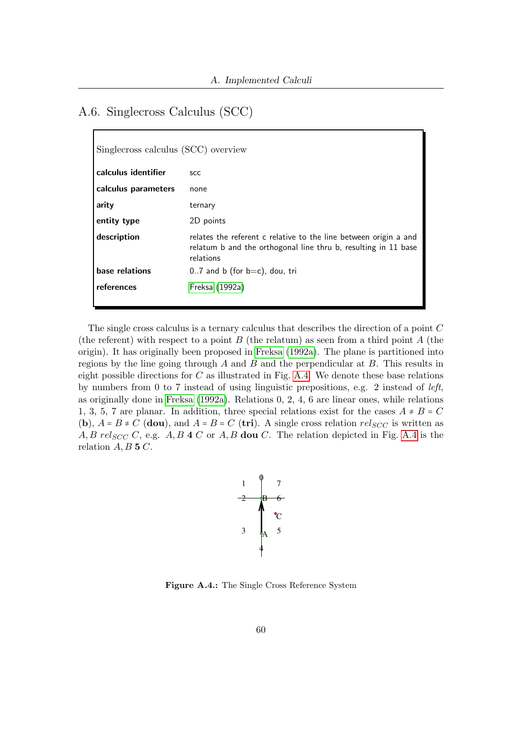## A.6. Singlecross Calculus (SCC)

Singlecross calculus (SCC) overview

| | |
|---|---|
| **calculus identifier** | scc |
| **calculus parameters** | none |
| **arity** | ternary |
| **entity type** | 2D points |
| **description** | relates the referent c relative to the line between origin a and relatum b and the orthogonal line thru b, resulting in 11 base relations |
| **base relations** | 0..7 and b (for b=c), dou, tri |
| **references** | Freksa (1992a) |

The single cross calculus is a ternary calculus that describes the direction of a point $C$ (the referent) with respect to a point $B$ (the relatum) as seen from a third point $A$ (the origin). It has originally been proposed in Freksa (1992a). The plane is partitioned into regions by the line going through $A$ and $B$ and the perpendicular at $B$. This results in eight possible directions for $C$ as illustrated in Fig. A.4. We denote these base relations by numbers from 0 to 7 instead of using linguistic prepositions, e.g. 2 instead of *left*, as originally done in Freksa (1992a). Relations 0, 2, 4, 6 are linear ones, while relations 1, 3, 5, 7 are planar. In addition, three special relations exist for the cases $A \neq B = C$ (**b**), $A = B \neq C$ (**dou**), and $A = B = C$ (**tri**). A single cross relation $rel_{SCC}$ is written as $A, B \; rel_{SCC} \; C$, e.g. $A, B \; \mathbf{4} \; C$ or $A, B \; \mathbf{dou} \; C$. The relation depicted in Fig. A.4 is the relation $A, B \; \mathbf{5} \; C$.

**Figure A.4.:** The Single Cross Reference System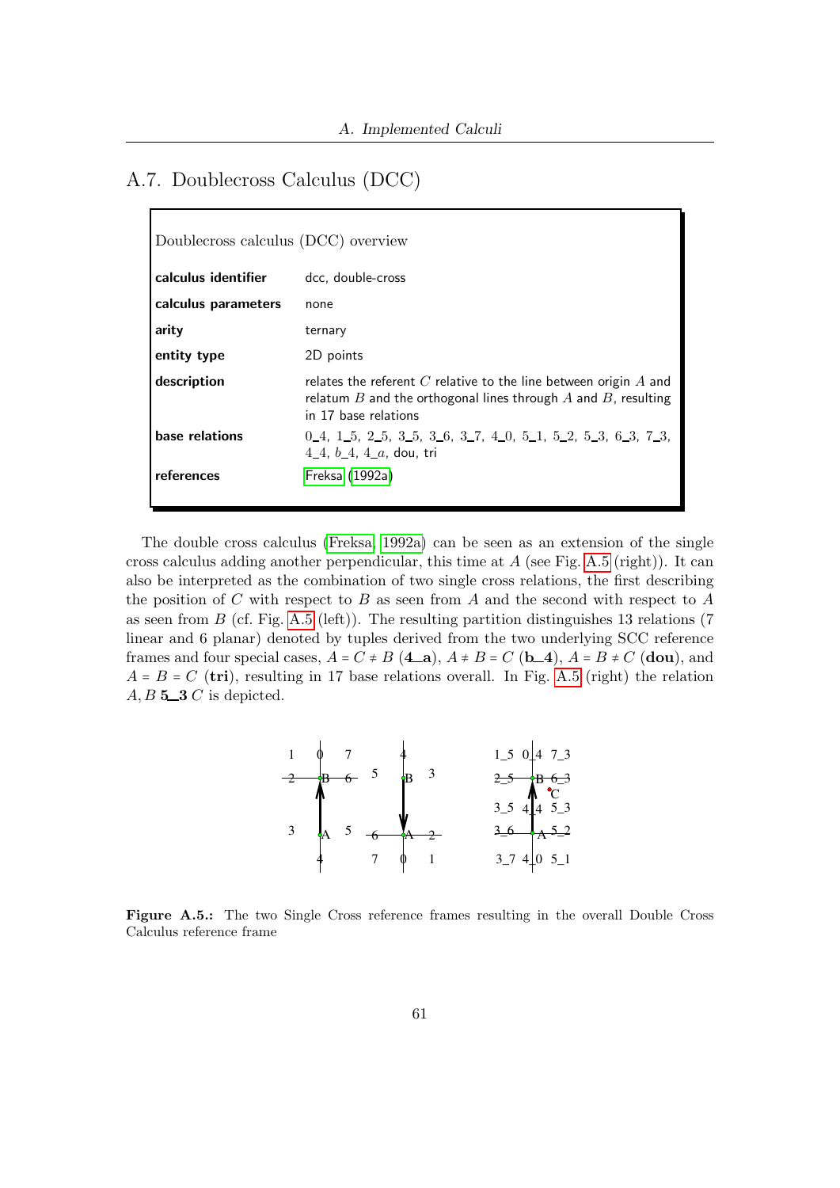## A.7. Doublecross Calculus (DCC)

Doublecross calculus (DCC) overview

| | |
|---|---|
| **calculus identifier** | dcc, double-cross |
| **calculus parameters** | none |
| **arity** | ternary |
| **entity type** | 2D points |
| **description** | relates the referent $C$ relative to the line between origin $A$ and relatum $B$ and the orthogonal lines through $A$ and $B$, resulting in 17 base relations |
| **base relations** | 0_4, 1_5, 2_5, 3_5, 3_6, 3_7, 4_0, 5_1, 5_2, 5_3, 6_3, 7_3, 4_4, $b$_4, 4_$a$, dou, tri |
| **references** | Freksa (1992a) |

The double cross calculus (Freksa, 1992a) can be seen as an extension of the single cross calculus adding another perpendicular, this time at $A$ (see Fig. A.5 (right)). It can also be interpreted as the combination of two single cross relations, the first describing the position of $C$ with respect to $B$ as seen from $A$ and the second with respect to $A$ as seen from $B$ (cf. Fig. A.5 (left)). The resulting partition distinguishes 13 relations (7 linear and 6 planar) denoted by tuples derived from the two underlying SCC reference frames and four special cases, $A = C \neq B$ (**4_a**), $A \neq B = C$ (**b_4**), $A = B \neq C$ (**dou**), and $A = B = C$ (**tri**), resulting in 17 base relations overall. In Fig. A.5 (right) the relation $A, B$ **5_3** $C$ is depicted.

**Figure A.5.:** The two Single Cross reference frames resulting in the overall Double Cross Calculus reference frame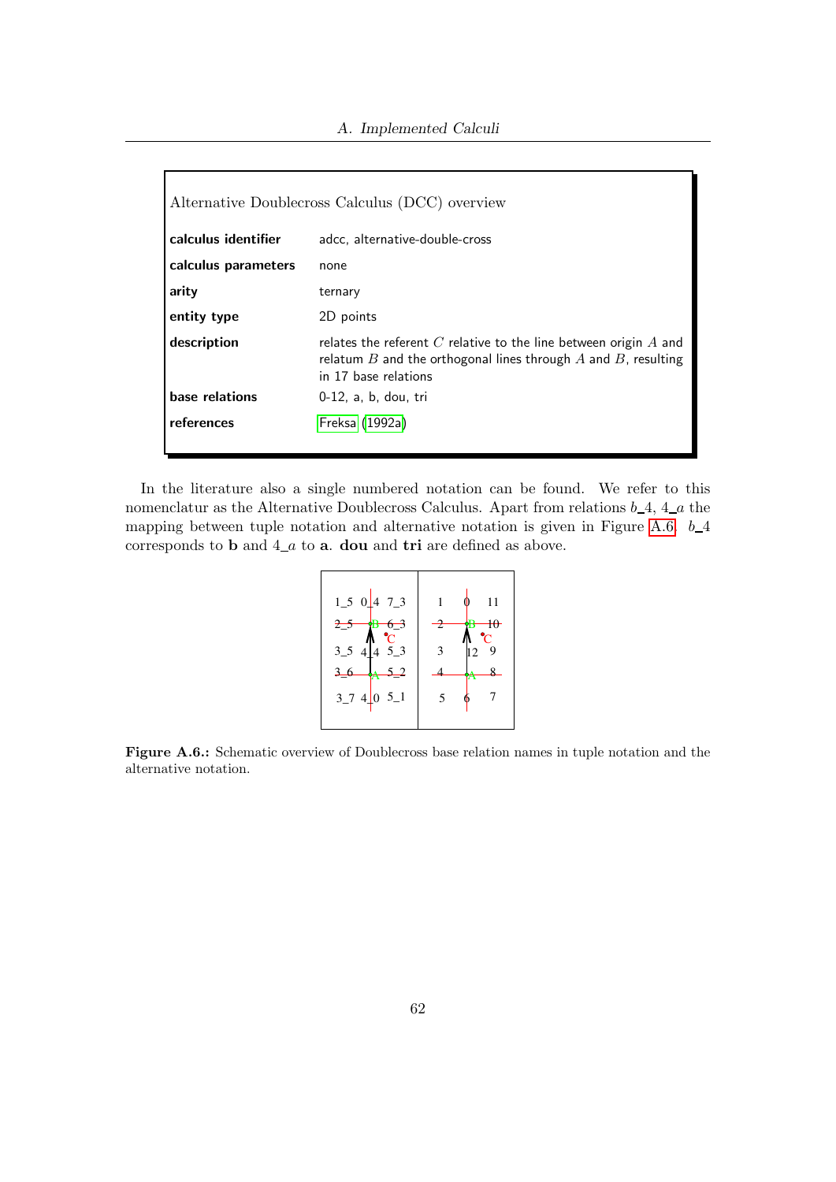Alternative Doublecross Calculus (DCC) overview

| | |
|---|---|
| **calculus identifier** | adcc, alternative-double-cross |
| **calculus parameters** | none |
| **arity** | ternary |
| **entity type** | 2D points |
| **description** | relates the referent $C$ relative to the line between origin $A$ and relatum $B$ and the orthogonal lines through $A$ and $B$, resulting in 17 base relations |
| **base relations** | 0-12, a, b, dou, tri |
| **references** | Freksa (1992a) |

In the literature also a single numbered notation can be found. We refer to this nomenclatur as the Alternative Doublecross Calculus. Apart from relations $b\_4$, $4\_a$ the mapping between tuple notation and alternative notation is given in Figure A.6. $b\_4$ corresponds to **b** and $4\_a$ to **a**. **dou** and **tri** are defined as above.

| Tuple notation | | | Alternative notation | | |
|---|---|---|---|---|---|
| 1_5 | 0_4 | 7_3 | 1 | 0 | 11 |
| 2_5 | B | 6_3 | 2 | B | 10 |
| 3_5 | 4_4 | 5_3 | 3 | 12 | 9 |
| 3_6 | A | 5_2 | 4 | A | 8 |
| 3_7 | 4_0 | 5_1 | 5 | 6 | 7 |

**Figure A.6.:** Schematic overview of Doublecross base relation names in tuple notation and the alternative notation.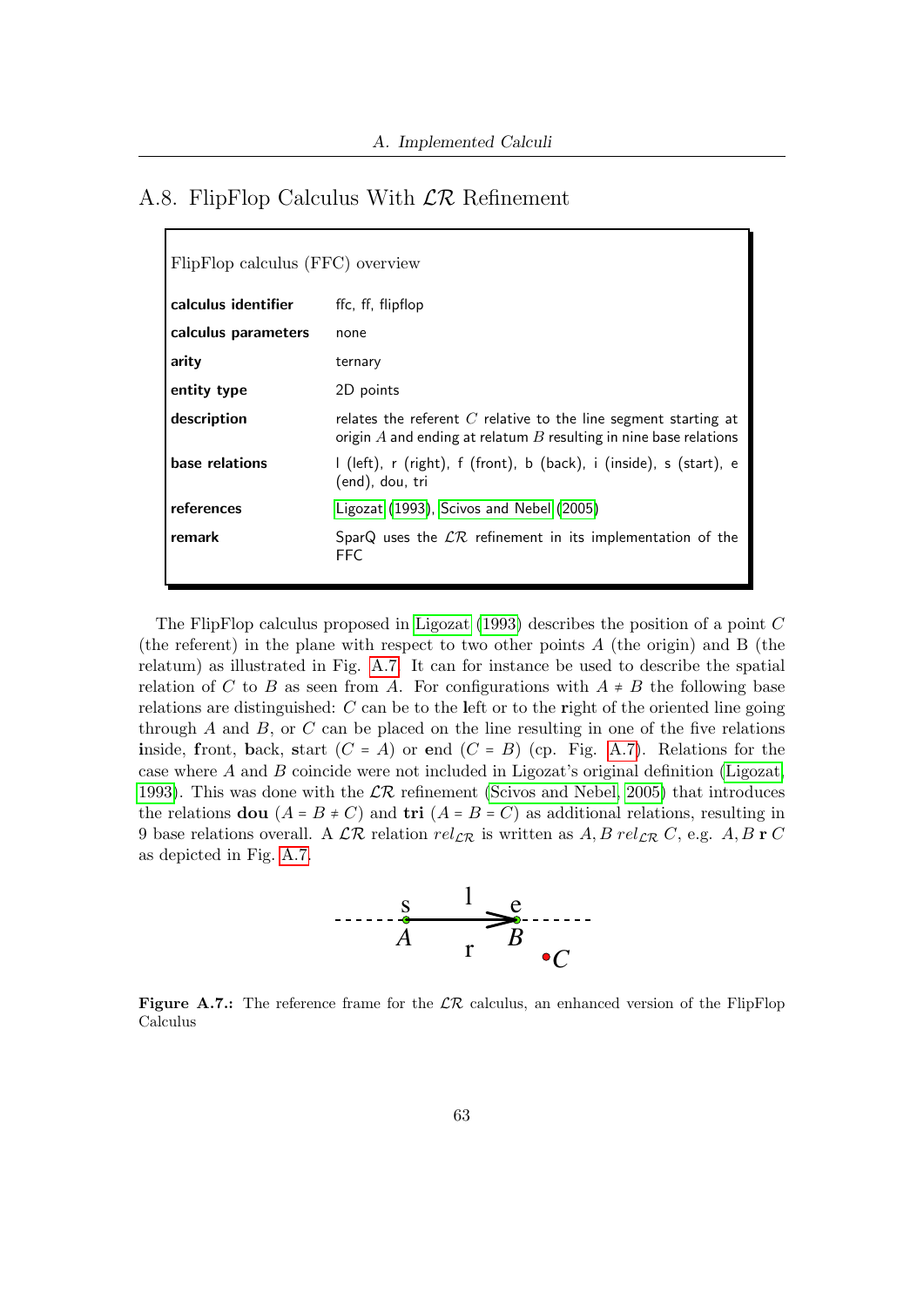## A.8. FlipFlop Calculus With $\mathcal{LR}$ Refinement

FlipFlop calculus (FFC) overview

| | |
|---|---|
| **calculus identifier** | ffc, ff, flipflop |
| **calculus parameters** | none |
| **arity** | ternary |
| **entity type** | 2D points |
| **description** | relates the referent $C$ relative to the line segment starting at origin $A$ and ending at relatum $B$ resulting in nine base relations |
| **base relations** | l (left), r (right), f (front), b (back), i (inside), s (start), e (end), dou, tri |
| **references** | Ligozat (1993), Scivos and Nebel (2005) |
| **remark** | SparQ uses the $\mathcal{LR}$ refinement in its implementation of the FFC |

The FlipFlop calculus proposed in Ligozat (1993) describes the position of a point $C$ (the referent) in the plane with respect to two other points $A$ (the origin) and B (the relatum) as illustrated in Fig. A.7. It can for instance be used to describe the spatial relation of $C$ to $B$ as seen from $A$. For configurations with $A \neq B$ the following base relations are distinguished: $C$ can be to the **l**eft or to the **r**ight of the oriented line going through $A$ and $B$, or $C$ can be placed on the line resulting in one of the five relations **i**nside, **f**ront, **b**ack, **s**tart ($C = A$) or **e**nd ($C = B$) (cp. Fig. A.7). Relations for the case where $A$ and $B$ coincide were not included in Ligozat's original definition (Ligozat, 1993). This was done with the $\mathcal{LR}$ refinement (Scivos and Nebel, 2005) that introduces the relations **dou** ($A = B \neq C$) and **tri** ($A = B = C$) as additional relations, resulting in 9 base relations overall. A $\mathcal{LR}$ relation $rel_{\mathcal{LR}}$ is written as $A, B\ rel_{\mathcal{LR}}\ C$, e.g. $A, B\ \mathbf{r}\ C$ as depicted in Fig. A.7.

**Figure A.7.:** The reference frame for the $\mathcal{LR}$ calculus, an enhanced version of the FlipFlop Calculus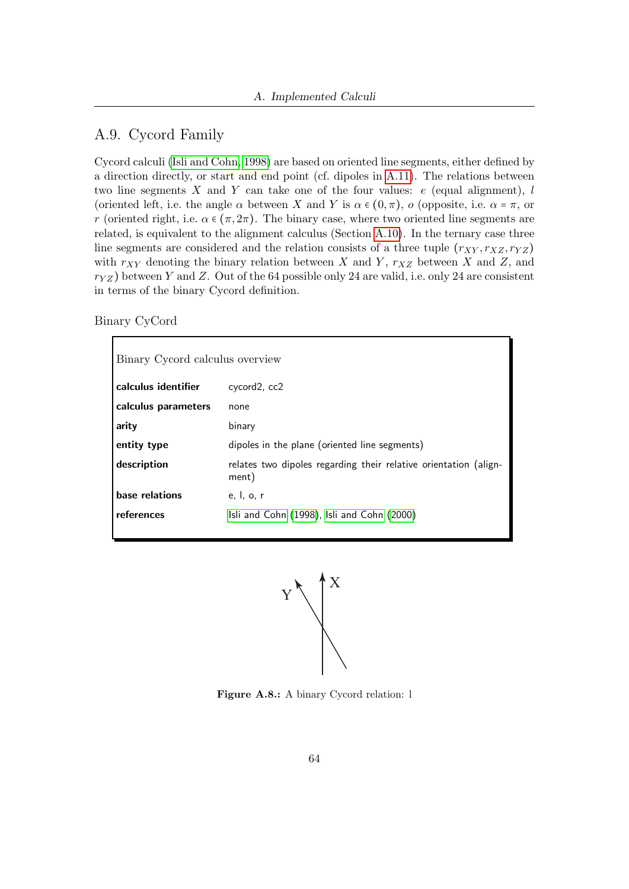## A.9. Cycord Family

Cycord calculi (Isli and Cohn, 1998) are based on oriented line segments, either defined by a direction directly, or start and end point (cf. dipoles in A.11). The relations between two line segments $X$ and $Y$ can take one of the four values: $e$ (equal alignment), $l$ (oriented left, i.e. the angle $\alpha$ between $X$ and $Y$ is $\alpha \in (0, \pi)$, $o$ (opposite, i.e. $\alpha = \pi$, or $r$ (oriented right, i.e. $\alpha \in (\pi, 2\pi)$. The binary case, where two oriented line segments are related, is equivalent to the alignment calculus (Section A.10). In the ternary case three line segments are considered and the relation consists of a three tuple $(r_{XY}, r_{XZ}, r_{YZ})$ with $r_{XY}$ denoting the binary relation between $X$ and $Y$, $r_{XZ}$ between $X$ and $Z$, and $r_{YZ}$) between $Y$ and $Z$. Out of the 64 possible only 24 are valid, i.e. only 24 are consistent in terms of the binary Cycord definition.

Binary CyCord

Binary Cycord calculus overview

| | |
|---|---|
| **calculus identifier** | cycord2, cc2 |
| **calculus parameters** | none |
| **arity** | binary |
| **entity type** | dipoles in the plane (oriented line segments) |
| **description** | relates two dipoles regarding their relative orientation (alignment) |
| **base relations** | e, l, o, r |
| **references** | Isli and Cohn (1998), Isli and Cohn (2000) |

**Figure A.8.:** A binary Cycord relation: l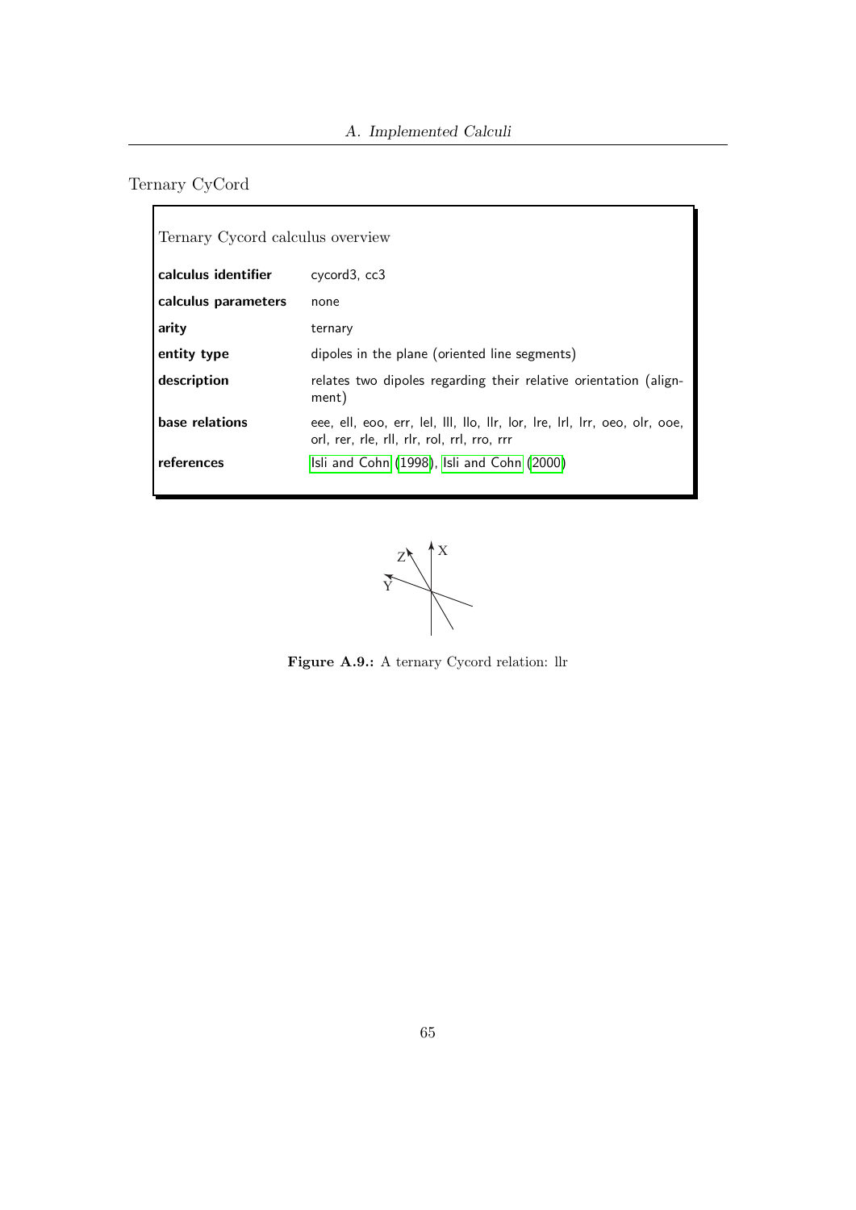## Ternary CyCord

Ternary Cycord calculus overview

| | |
|---|---|
| **calculus identifier** | cycord3, cc3 |
| **calculus parameters** | none |
| **arity** | ternary |
| **entity type** | dipoles in the plane (oriented line segments) |
| **description** | relates two dipoles regarding their relative orientation (alignment) |
| **base relations** | eee, ell, eoo, err, lel, lll, llo, llr, lor, lre, lrl, lrr, oeo, olr, ooe, orl, rer, rle, rll, rlr, rol, rrl, rro, rrr |
| **references** | Isli and Cohn (1998), Isli and Cohn (2000) |

**Figure A.9.:** A ternary Cycord relation: llr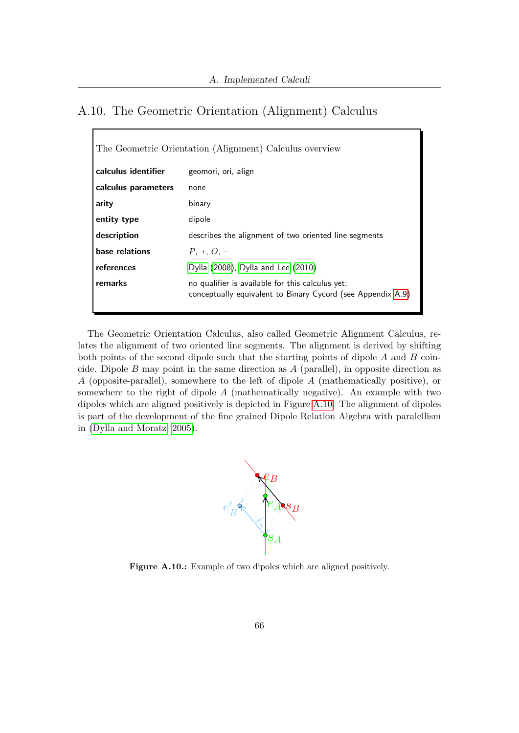## A.10. The Geometric Orientation (Alignment) Calculus

The Geometric Orientation (Alignment) Calculus overview

| | |
|---|---|
| **calculus identifier** | geomori, ori, align |
| **calculus parameters** | none |
| **arity** | binary |
| **entity type** | dipole |
| **description** | describes the alignment of two oriented line segments |
| **base relations** | $P$, $+$, $O$, $-$ |
| **references** | Dylla (2008), Dylla and Lee (2010) |
| **remarks** | no qualifier is available for this calculus yet; conceptually equivalent to Binary Cycord (see Appendix A.9) |

The Geometric Orientation Calculus, also called Geometric Alignment Calculus, relates the alignment of two oriented line segments. The alignment is derived by shifting both points of the second dipole such that the starting points of dipole $A$ and $B$ coincide. Dipole $B$ may point in the same direction as $A$ (parallel), in opposite direction as $A$ (opposite-parallel), somewhere to the left of dipole $A$ (mathematically positive), or somewhere to the right of dipole $A$ (mathematically negative). An example with two dipoles which are aligned positively is depicted in Figure A.10. The alignment of dipoles is part of the development of the fine grained Dipole Relation Algebra with paralellism in (Dylla and Moratz, 2005).

**Figure A.10.:** Example of two dipoles which are aligned positively.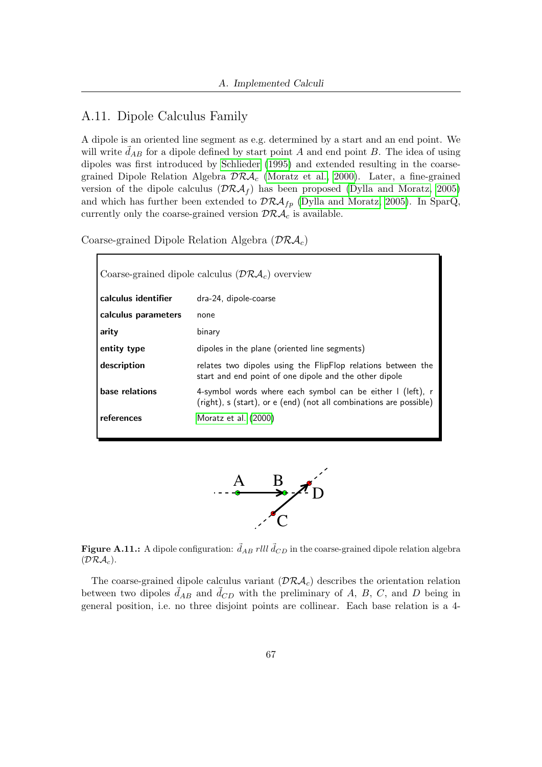## A.11. Dipole Calculus Family

A dipole is an oriented line segment as e.g. determined by a start and an end point. We will write $\vec{d}_{AB}$ for a dipole defined by start point $A$ and end point $B$. The idea of using dipoles was first introduced by Schlieder (1995) and extended resulting in the coarse-grained Dipole Relation Algebra $\mathcal{DRA}_c$ (Moratz et al., 2000). Later, a fine-grained version of the dipole calculus ($\mathcal{DRA}_f$) has been proposed (Dylla and Moratz, 2005) and which has further been extended to $\mathcal{DRA}_{fp}$ (Dylla and Moratz, 2005). In SparQ, currently only the coarse-grained version $\mathcal{DRA}_c$ is available.

### Coarse-grained Dipole Relation Algebra ($\mathcal{DRA}_c$)

Coarse-grained dipole calculus ($\mathcal{DRA}_c$) overview

| | |
|---|---|
| **calculus identifier** | dra-24, dipole-coarse |
| **calculus parameters** | none |
| **arity** | binary |
| **entity type** | dipoles in the plane (oriented line segments) |
| **description** | relates two dipoles using the FlipFlop relations between the start and end point of one dipole and the other dipole |
| **base relations** | 4-symbol words where each symbol can be either l (left), r (right), s (start), or e (end) (not all combinations are possible) |
| **references** | Moratz et al. (2000) |

**Figure A.11.:** A dipole configuration: $\vec{d}_{AB}$ *rlll* $\vec{d}_{CD}$ in the coarse-grained dipole relation algebra ($\mathcal{DRA}_c$).

The coarse-grained dipole calculus variant ($\mathcal{DRA}_c$) describes the orientation relation between two dipoles $\vec{d}_{AB}$ and $\vec{d}_{CD}$ with the preliminary of $A$, $B$, $C$, and $D$ being in general position, i.e. no three disjoint points are collinear. Each base relation is a 4-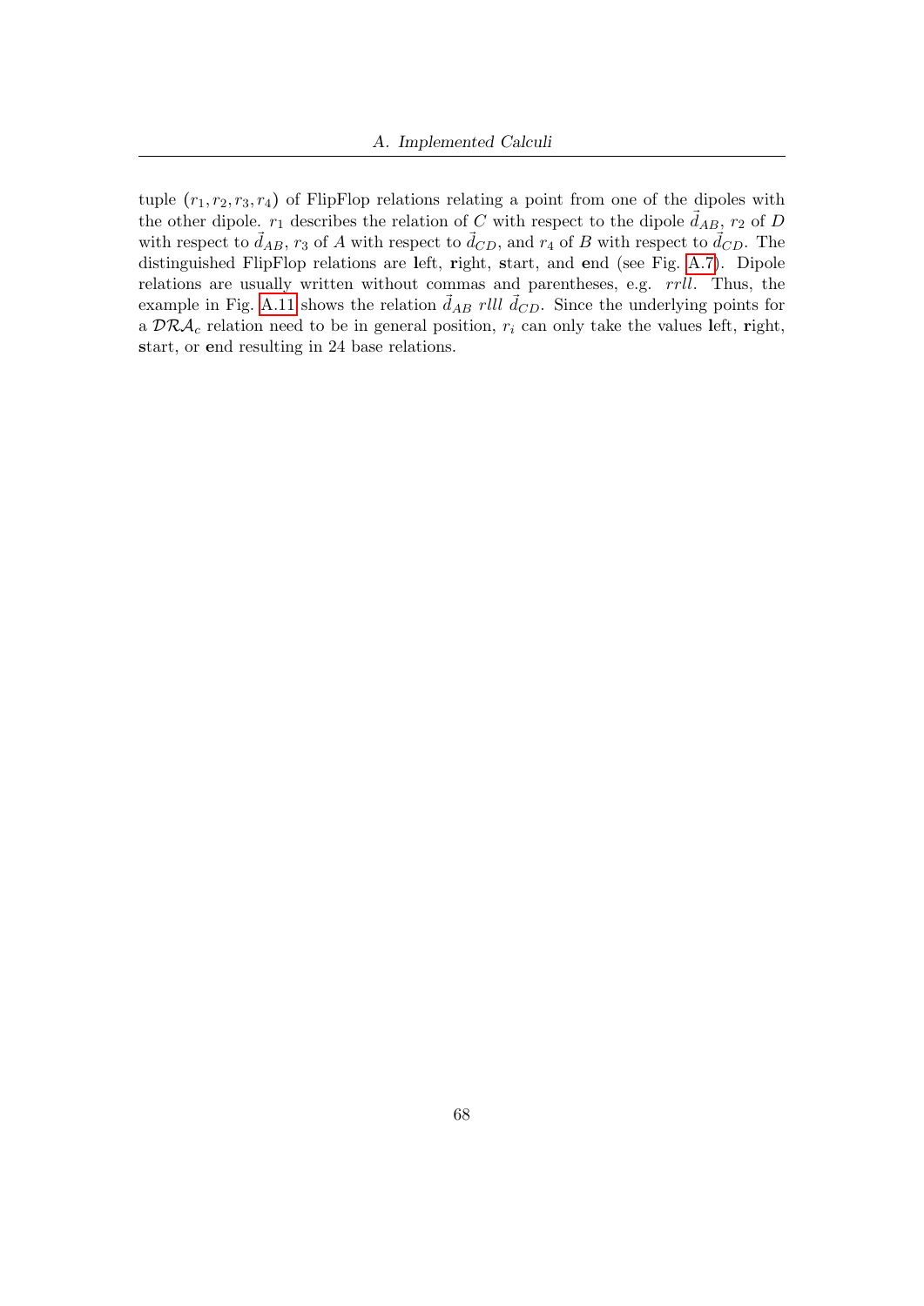tuple $(r_1, r_2, r_3, r_4)$ of FlipFlop relations relating a point from one of the dipoles with the other dipole. $r_1$ describes the relation of $C$ with respect to the dipole $\vec{d}_{AB}$, $r_2$ of $D$ with respect to $\vec{d}_{AB}$, $r_3$ of $A$ with respect to $\vec{d}_{CD}$, and $r_4$ of $B$ with respect to $\vec{d}_{CD}$. The distinguished FlipFlop relations are **l**eft, **r**ight, **s**tart, and **e**nd (see Fig. A.7). Dipole relations are usually written without commas and parentheses, e.g. $rrll$. Thus, the example in Fig. A.11 shows the relation $\vec{d}_{AB}$ $rlll$ $\vec{d}_{CD}$. Since the underlying points for a $\mathcal{DRA}_c$ relation need to be in general position, $r_i$ can only take the values **l**eft, **r**ight, **s**tart, or **e**nd resulting in 24 base relations.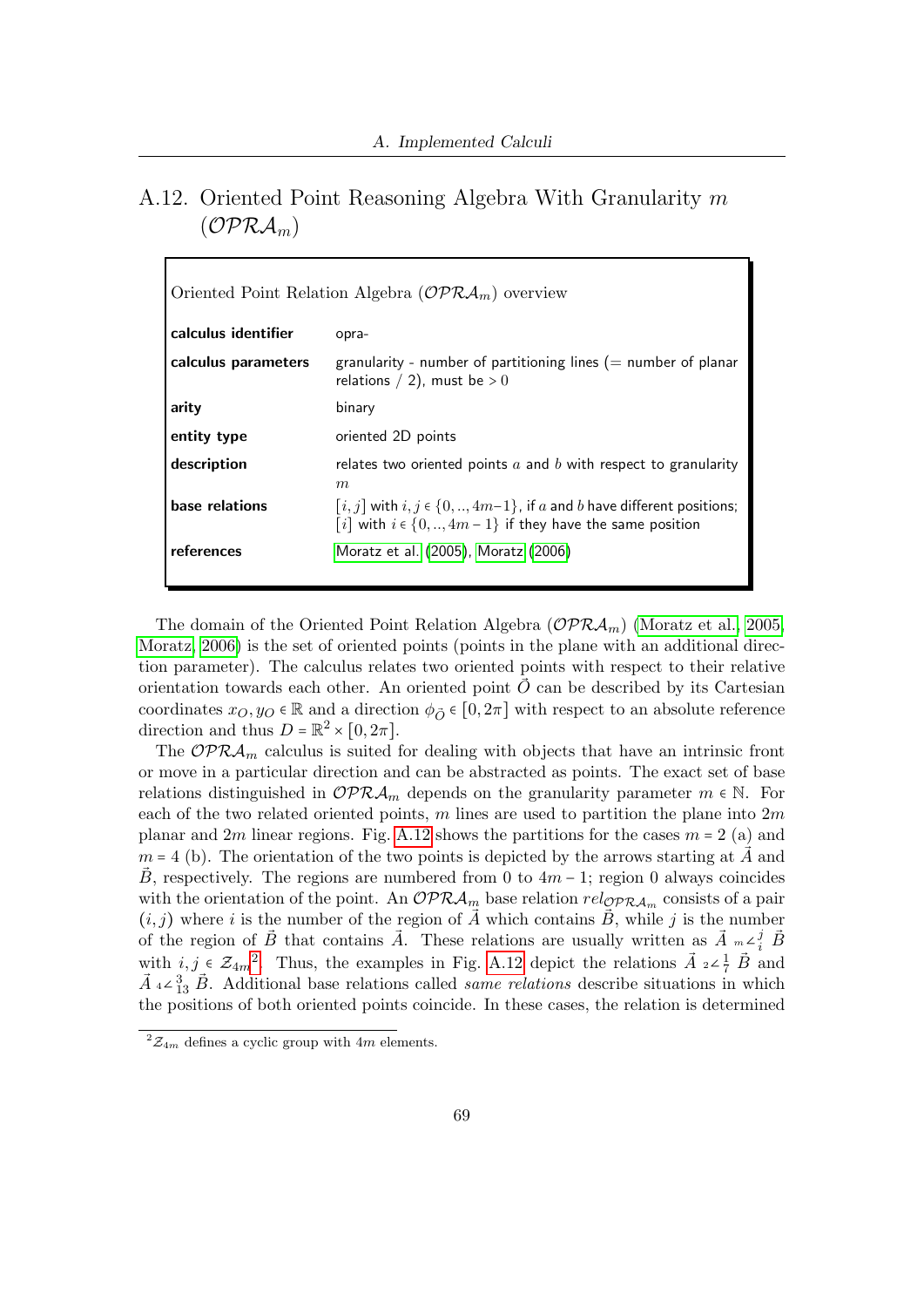## A.12. Oriented Point Reasoning Algebra With Granularity $m$ ($\mathcal{OPRA}_m$)

Oriented Point Relation Algebra ($\mathcal{OPRA}_m$) overview

| | |
|---|---|
| **calculus identifier** | opra- |
| **calculus parameters** | granularity - number of partitioning lines (= number of planar relations / 2), must be $> 0$ |
| **arity** | binary |
| **entity type** | oriented 2D points |
| **description** | relates two oriented points $a$ and $b$ with respect to granularity $m$ |
| **base relations** | $[i, j]$ with $i, j \in \{0, .., 4m-1\}$, if $a$ and $b$ have different positions; $[i]$ with $i \in \{0, .., 4m-1\}$ if they have the same position |
| **references** | Moratz et al. (2005), Moratz (2006) |

The domain of the Oriented Point Relation Algebra ($\mathcal{OPRA}_m$) (Moratz et al., 2005; Moratz, 2006) is the set of oriented points (points in the plane with an additional direction parameter). The calculus relates two oriented points with respect to their relative orientation towards each other. An oriented point $\vec{O}$ can be described by its Cartesian coordinates $x_O, y_O \in \mathbb{R}$ and a direction $\phi_{\vec{O}} \in [0, 2\pi]$ with respect to an absolute reference direction and thus $D = \mathbb{R}^2 \times [0, 2\pi]$.

The $\mathcal{OPRA}_m$ calculus is suited for dealing with objects that have an intrinsic front or move in a particular direction and can be abstracted as points. The exact set of base relations distinguished in $\mathcal{OPRA}_m$ depends on the granularity parameter $m \in \mathbb{N}$. For each of the two related oriented points, $m$ lines are used to partition the plane into $2m$ planar and $2m$ linear regions. Fig. A.12 shows the partitions for the cases $m = 2$ (a) and $m = 4$ (b). The orientation of the two points is depicted by the arrows starting at $\vec{A}$ and $\vec{B}$, respectively. The regions are numbered from 0 to $4m - 1$; region 0 always coincides with the orientation of the point. An $\mathcal{OPRA}_m$ base relation $rel_{\mathcal{OPRA}_m}$ consists of a pair $(i, j)$ where $i$ is the number of the region of $\vec{A}$ which contains $\vec{B}$, while $j$ is the number of the region of $\vec{B}$ that contains $\vec{A}$. These relations are usually written as $\vec{A}\ {}_m\angle_i^j\ \vec{B}$ with $i, j \in \mathcal{Z}_{4m}$[2]. Thus, the examples in Fig. A.12 depict the relations $\vec{A}\ {}_2\angle_7^1\ \vec{B}$ and $\vec{A}\ {}_4\angle_{13}^3\ \vec{B}$. Additional base relations called *same relations* describe situations in which the positions of both oriented points coincide. In these cases, the relation is determined

[2] $\mathcal{Z}_{4m}$ defines a cyclic group with $4m$ elements.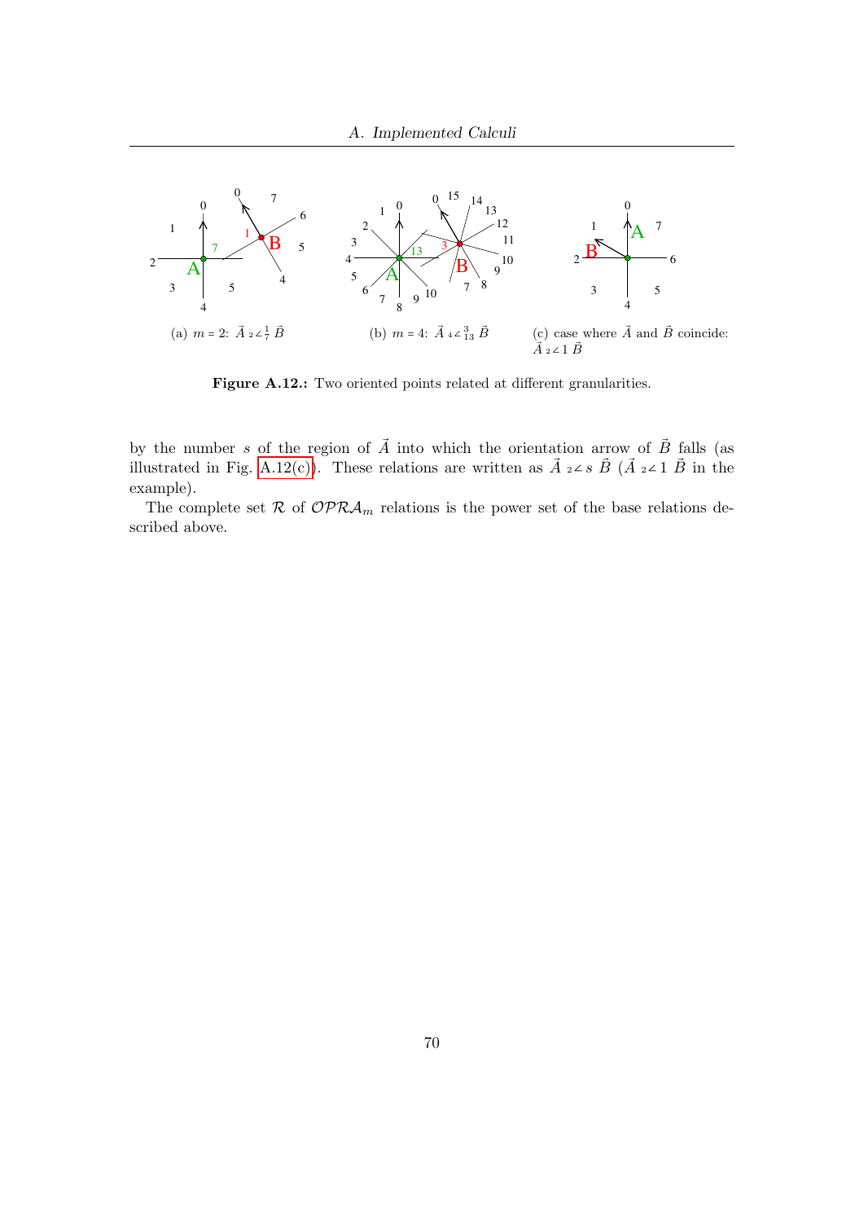(a) $m = 2$: $\vec{A}\ {}_2\angle^1_7\ \vec{B}$

(b) $m = 4$: $\vec{A}\ {}_4\angle^3_{13}\ \vec{B}$

(c) case where $\vec{A}$ and $\vec{B}$ coincide: $\vec{A}\ {}_2\angle 1\ \vec{B}$

**Figure A.12.:** Two oriented points related at different granularities.

by the number $s$ of the region of $\vec{A}$ into which the orientation arrow of $\vec{B}$ falls (as illustrated in Fig. A.12(c)). These relations are written as $\vec{A}\ {}_2\angle s\ \vec{B}$ ($\vec{A}\ {}_2\angle 1\ \vec{B}$ in the example).

The complete set $\mathcal{R}$ of $\mathcal{OPRA}_m$ relations is the power set of the base relations described above.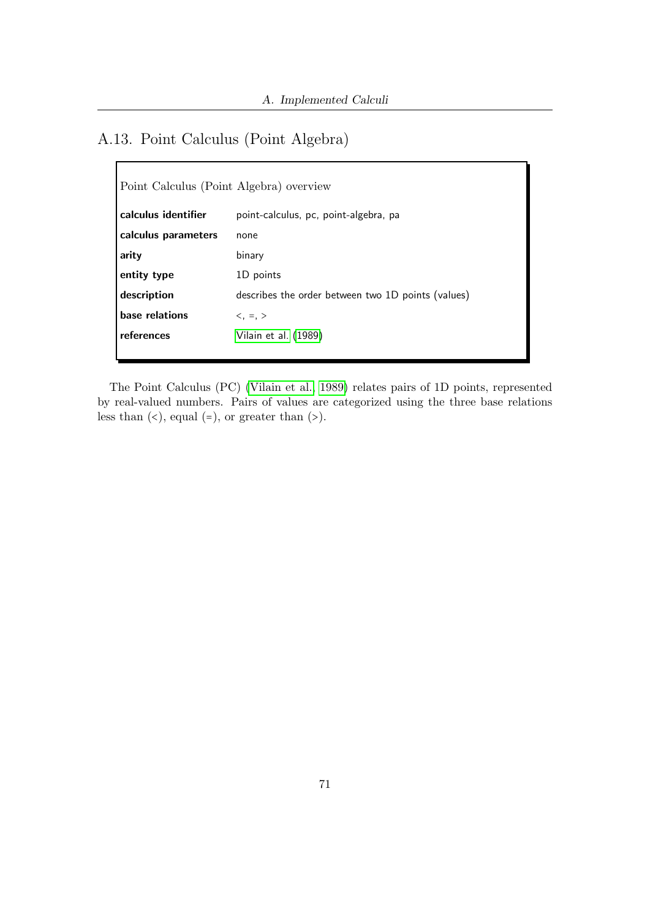## A.13. Point Calculus (Point Algebra)

Point Calculus (Point Algebra) overview

| | |
|---|---|
| **calculus identifier** | point-calculus, pc, point-algebra, pa |
| **calculus parameters** | none |
| **arity** | binary |
| **entity type** | 1D points |
| **description** | describes the order between two 1D points (values) |
| **base relations** | <, =, > |
| **references** | Vilain et al. (1989) |

The Point Calculus (PC) (Vilain et al., 1989) relates pairs of 1D points, represented by real-valued numbers. Pairs of values are categorized using the three base relations less than (<), equal (=), or greater than (>).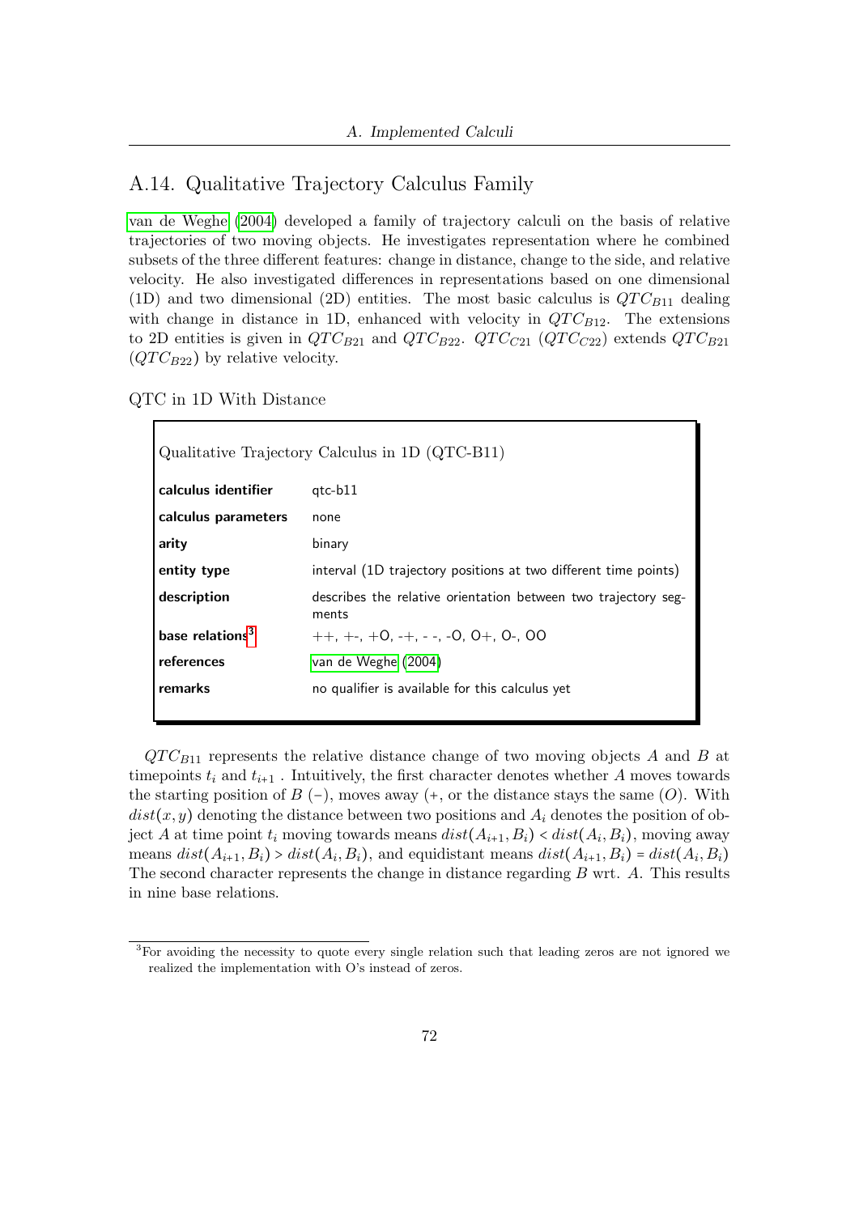## A.14. Qualitative Trajectory Calculus Family

van de Weghe (2004) developed a family of trajectory calculi on the basis of relative trajectories of two moving objects. He investigates representation where he combined subsets of the three different features: change in distance, change to the side, and relative velocity. He also investigated differences in representations based on one dimensional (1D) and two dimensional (2D) entities. The most basic calculus is $QTC_{B11}$ dealing with change in distance in 1D, enhanced with velocity in $QTC_{B12}$. The extensions to 2D entities is given in $QTC_{B21}$ and $QTC_{B22}$. $QTC_{C21}$ ($QTC_{C22}$) extends $QTC_{B21}$ ($QTC_{B22}$) by relative velocity.

QTC in 1D With Distance

| Qualitative Trajectory Calculus in 1D (QTC-B11) | |
|---|---|
| **calculus identifier** | qtc-b11 |
| **calculus parameters** | none |
| **arity** | binary |
| **entity type** | interval (1D trajectory positions at two different time points) |
| **description** | describes the relative orientation between two trajectory segments |
| **base relations**[3] | ++, +-, +O, -+, - -, -O, O+, O-, OO |
| **references** | van de Weghe (2004) |
| **remarks** | no qualifier is available for this calculus yet |

$QTC_{B11}$ represents the relative distance change of two moving objects $A$ and $B$ at timepoints $t_i$ and $t_{i+1}$ . Intuitively, the first character denotes whether $A$ moves towards the starting position of $B$ (−), moves away (+, or the distance stays the same ($O$). With $dist(x, y)$ denoting the distance between two positions and $A_i$ denotes the position of object $A$ at time point $t_i$ moving towards means $dist(A_{i+1}, B_i) < dist(A_i, B_i)$, moving away means $dist(A_{i+1}, B_i) > dist(A_i, B_i)$, and equidistant means $dist(A_{i+1}, B_i) = dist(A_i, B_i)$ The second character represents the change in distance regarding $B$ wrt. $A$. This results in nine base relations.

[3]For avoiding the necessity to quote every single relation such that leading zeros are not ignored we realized the implementation with O's instead of zeros.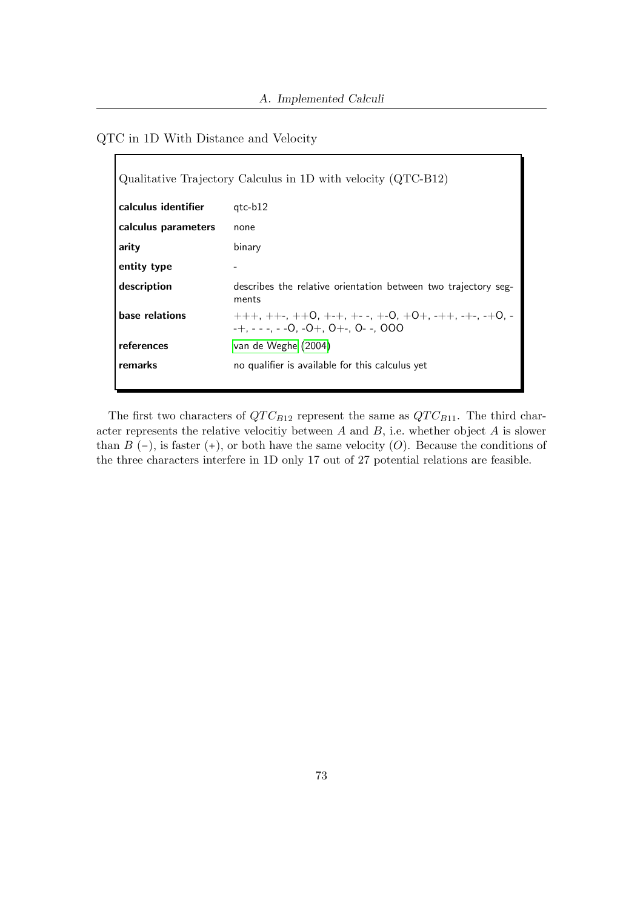### QTC in 1D With Distance and Velocity

Qualitative Trajectory Calculus in 1D with velocity (QTC-B12)

| | |
|---|---|
| **calculus identifier** | qtc-b12 |
| **calculus parameters** | none |
| **arity** | binary |
| **entity type** | - |
| **description** | describes the relative orientation between two trajectory segments |
| **base relations** | +++, ++-, ++O, +-+, +- -, +-O, +O+, -++, -+-, -+O, --+, - - -, - -O, -O+, O+-, O- -, OOO |
| **references** | van de Weghe (2004) |
| **remarks** | no qualifier is available for this calculus yet |

The first two characters of $QTC_{B12}$ represent the same as $QTC_{B11}$. The third character represents the relative velocitiy between $A$ and $B$, i.e. whether object $A$ is slower than $B$ $(-)$, is faster $(+)$, or both have the same velocity $(O)$. Because the conditions of the three characters interfere in 1D only 17 out of 27 potential relations are feasible.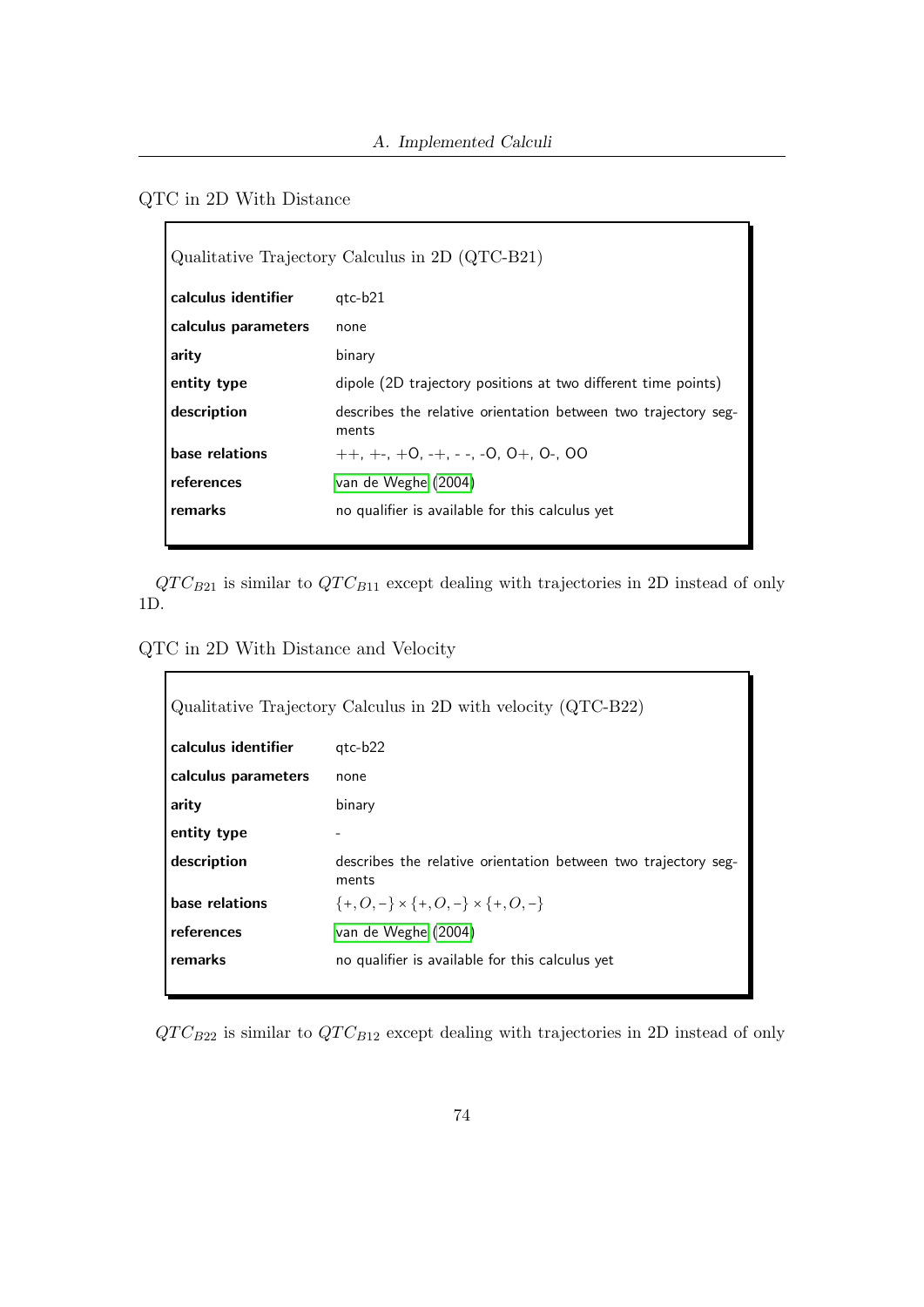### QTC in 2D With Distance

| Qualitative Trajectory Calculus in 2D (QTC-B21) | |
|---|---|
| **calculus identifier** | qtc-b21 |
| **calculus parameters** | none |
| **arity** | binary |
| **entity type** | dipole (2D trajectory positions at two different time points) |
| **description** | describes the relative orientation between two trajectory segments |
| **base relations** | ++, +-, +O, -+, - -, -O, O+, O-, OO |
| **references** | van de Weghe (2004) |
| **remarks** | no qualifier is available for this calculus yet |

$QTC_{B21}$ is similar to $QTC_{B11}$ except dealing with trajectories in 2D instead of only 1D.

### QTC in 2D With Distance and Velocity

| Qualitative Trajectory Calculus in 2D with velocity (QTC-B22) | |
|---|---|
| **calculus identifier** | qtc-b22 |
| **calculus parameters** | none |
| **arity** | binary |
| **entity type** | - |
| **description** | describes the relative orientation between two trajectory segments |
| **base relations** | $\{+, O, -\} \times \{+, O, -\} \times \{+, O, -\}$ |
| **references** | van de Weghe (2004) |
| **remarks** | no qualifier is available for this calculus yet |

$QTC_{B22}$ is similar to $QTC_{B12}$ except dealing with trajectories in 2D instead of only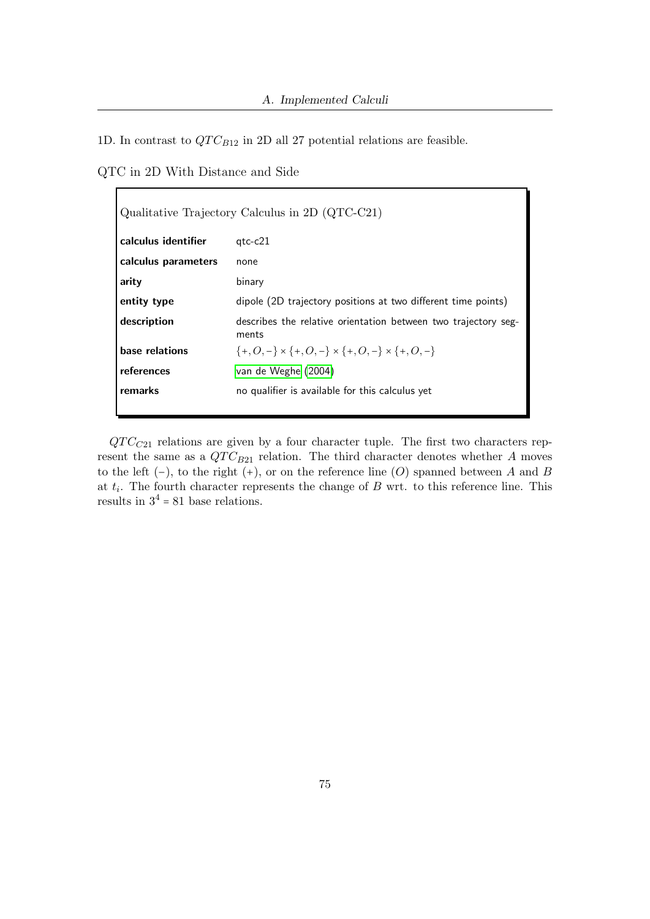1D. In contrast to $QTC_{B12}$ in 2D all 27 potential relations are feasible.

QTC in 2D With Distance and Side

| Qualitative Trajectory Calculus in 2D (QTC-C21) | |
|---|---|
| **calculus identifier** | qtc-c21 |
| **calculus parameters** | none |
| **arity** | binary |
| **entity type** | dipole (2D trajectory positions at two different time points) |
| **description** | describes the relative orientation between two trajectory segments |
| **base relations** | $\{+, O, -\} \times \{+, O, -\} \times \{+, O, -\} \times \{+, O, -\}$ |
| **references** | van de Weghe (2004) |
| **remarks** | no qualifier is available for this calculus yet |

$QTC_{C21}$ relations are given by a four character tuple. The first two characters represent the same as a $QTC_{B21}$ relation. The third character denotes whether $A$ moves to the left ($-$), to the right ($+$), or on the reference line ($O$) spanned between $A$ and $B$ at $t_i$. The fourth character represents the change of $B$ wrt. to this reference line. This results in $3^4 = 81$ base relations.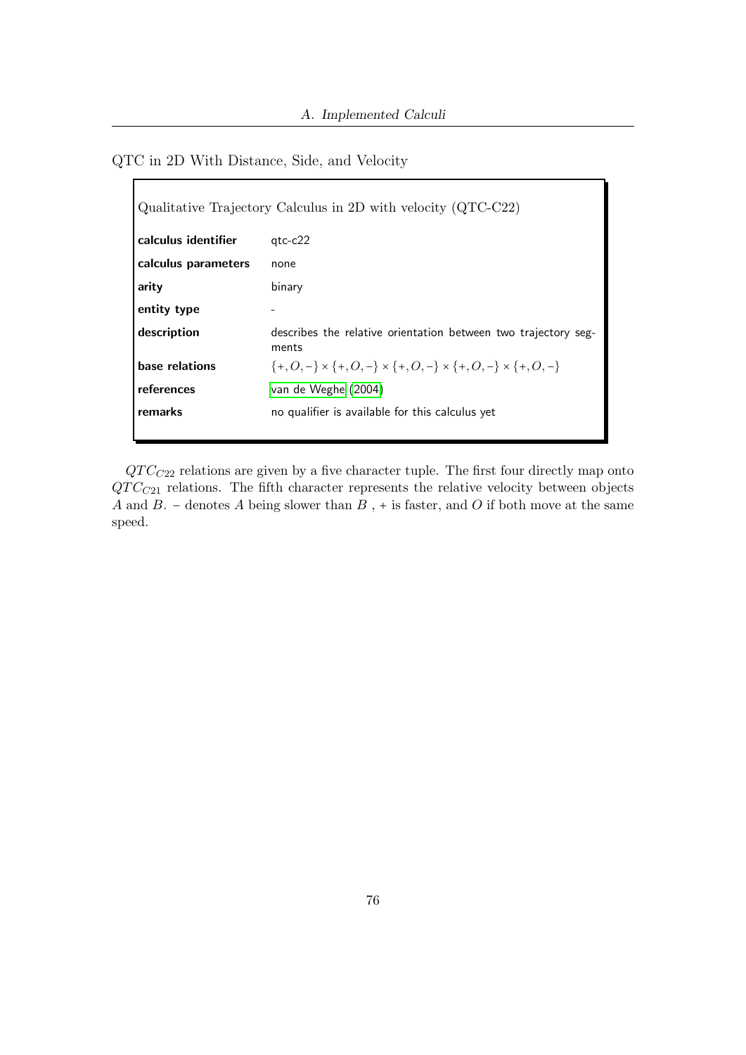## QTC in 2D With Distance, Side, and Velocity

Qualitative Trajectory Calculus in 2D with velocity (QTC-C22)

| | |
|---|---|
| **calculus identifier** | qtc-c22 |
| **calculus parameters** | none |
| **arity** | binary |
| **entity type** | - |
| **description** | describes the relative orientation between two trajectory segments |
| **base relations** | $\{+, O, -\} \times \{+, O, -\} \times \{+, O, -\} \times \{+, O, -\} \times \{+, O, -\}$ |
| **references** | van de Weghe (2004) |
| **remarks** | no qualifier is available for this calculus yet |

$QTC_{C22}$ relations are given by a five character tuple. The first four directly map onto $QTC_{C21}$ relations. The fifth character represents the relative velocity between objects $A$ and $B$. - denotes $A$ being slower than $B$ , + is faster, and $O$ if both move at the same speed.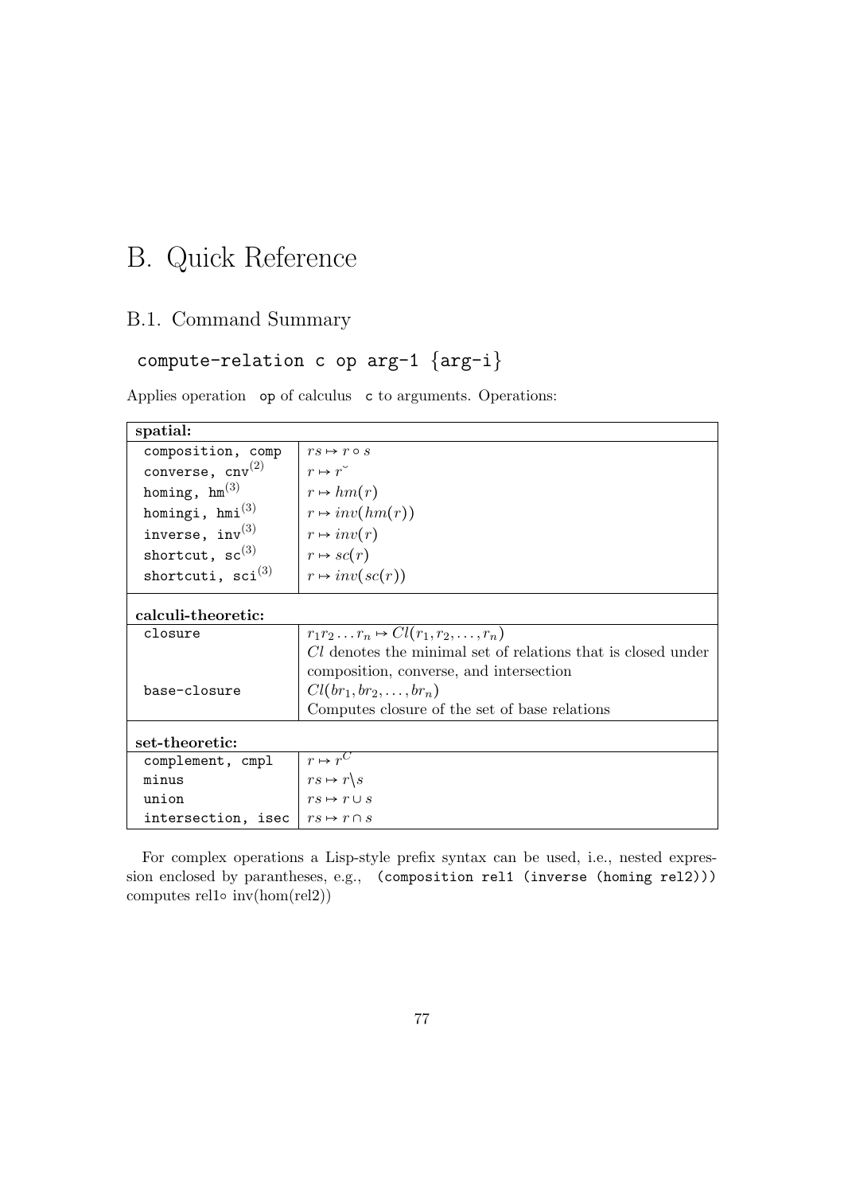# B. Quick Reference

## B.1. Command Summary

### `compute-relation c op arg-1 {arg-i}`

Applies operation `op` of calculus `c` to arguments. Operations:

| **spatial:** | |
|---|---|
| `composition, comp` | $rs \mapsto r \circ s$ |
| `converse, cnv`$^{(2)}$ | $r \mapsto r^{\smile}$ |
| `homing, hm`$^{(3)}$ | $r \mapsto hm(r)$ |
| `homingi, hmi`$^{(3)}$ | $r \mapsto inv(hm(r))$ |
| `inverse, inv`$^{(3)}$ | $r \mapsto inv(r)$ |
| `shortcut, sc`$^{(3)}$ | $r \mapsto sc(r)$ |
| `shortcuti, sci`$^{(3)}$ | $r \mapsto inv(sc(r))$ |
| **calculi-theoretic:** | |
| `closure` | $r_1 r_2 \dots r_n \mapsto Cl(r_1, r_2, \dots, r_n)$ <br> $Cl$ denotes the minimal set of relations that is closed under composition, converse, and intersection |
| `base-closure` | $Cl(br_1, br_2, \dots, br_n)$ <br> Computes closure of the set of base relations |
| **set-theoretic:** | |
| `complement, cmpl` | $r \mapsto r^C$ |
| `minus` | $rs \mapsto r \backslash s$ |
| `union` | $rs \mapsto r \cup s$ |
| `intersection, isec` | $rs \mapsto r \cap s$ |

For complex operations a Lisp-style prefix syntax can be used, i.e., nested expression enclosed by parantheses, e.g., `(composition rel1 (inverse (homing rel2)))` computes rel1$\circ$ inv(hom(rel2))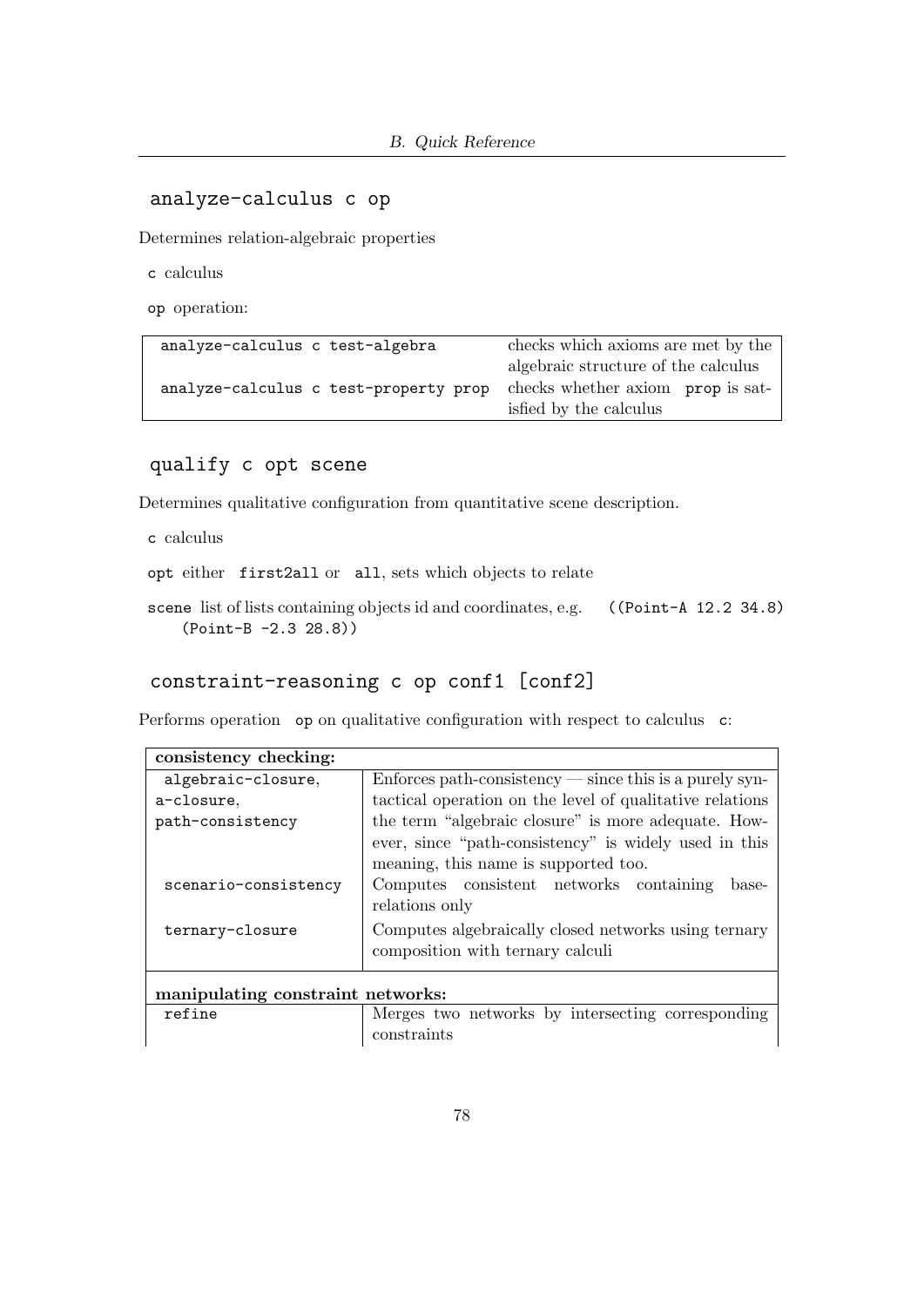## `analyze-calculus c op`

Determines relation-algebraic properties

`c` calculus

`op` operation:

| | |
|---|---|
| `analyze-calculus c test-algebra` | checks which axioms are met by the algebraic structure of the calculus |
| `analyze-calculus c test-property prop` | checks whether axiom `prop` is satisfied by the calculus |

## `qualify c opt scene`

Determines qualitative configuration from quantitative scene description.

`c` calculus

`opt` either `first2all` or `all`, sets which objects to relate

`scene` list of lists containing objects id and coordinates, e.g. `((Point-A 12.2 34.8) (Point-B -2.3 28.8))`

## `constraint-reasoning c op conf1 [conf2]`

Performs operation `op` on qualitative configuration with respect to calculus `c`:

| **consistency checking:** | |
|---|---|
| `algebraic-closure`, `a-closure`, `path-consistency` | Enforces path-consistency — since this is a purely syntactical operation on the level of qualitative relations the term "algebraic closure" is more adequate. However, since "path-consistency" is widely used in this meaning, this name is supported too. |
| `scenario-consistency` | Computes consistent networks containing base-relations only |
| `ternary-closure` | Computes algebraically closed networks using ternary composition with ternary calculi |
| **manipulating constraint networks:** | |
| `refine` | Merges two networks by intersecting corresponding constraints |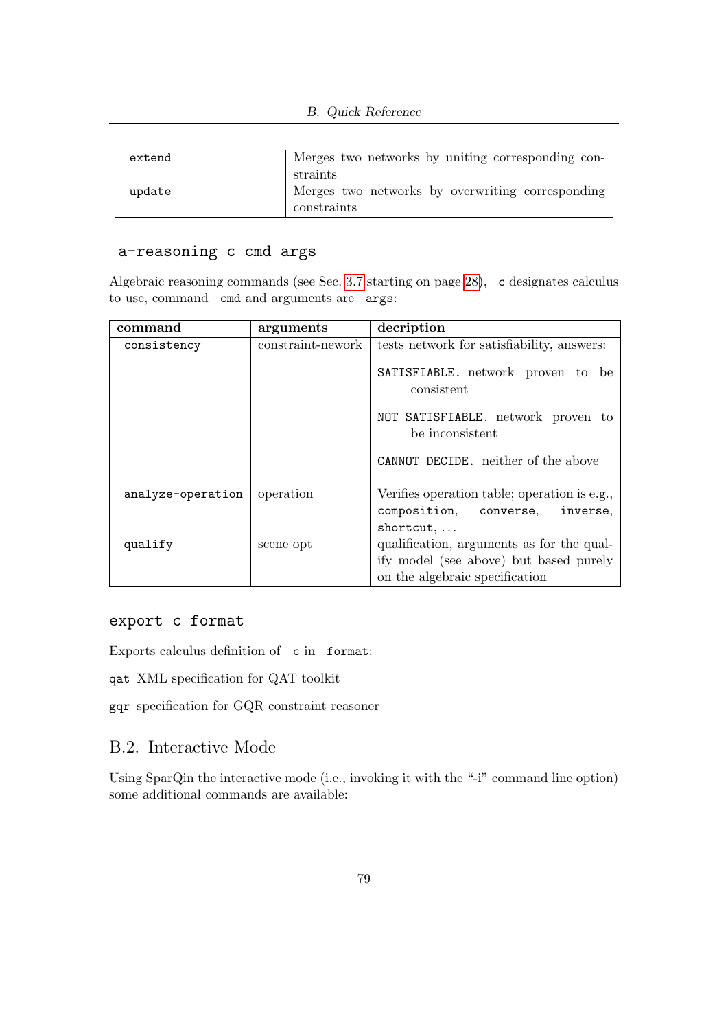| | |
|---|---|
| `extend` | Merges two networks by uniting corresponding constraints |
| `update` | Merges two networks by overwriting corresponding constraints |

### `a-reasoning c cmd args`

Algebraic reasoning commands (see Sec. 3.7 starting on page 28), `c` designates calculus to use, command `cmd` and arguments are `args`:

| command | arguments | decription |
|---|---|---|
| `consistency` | constraint-nework | tests network for satisfiability, answers: `SATISFIABLE.` network proven to be consistent; `NOT SATISFIABLE.` network proven to be inconsistent; `CANNOT DECIDE.` neither of the above |
| `analyze-operation` | operation | Verifies operation table; operation is e.g., `composition`, `converse`, `inverse`, `shortcut`, … |
| `qualify` | scene opt | qualification, arguments as for the qualify model (see above) but based purely on the algebraic specification |

### `export c format`

Exports calculus definition of `c` in `format`:

`qat` XML specification for QAT toolkit

`gqr` specification for GQR constraint reasoner

## B.2. Interactive Mode

Using SparQin the interactive mode (i.e., invoking it with the "-i" command line option) some additional commands are available: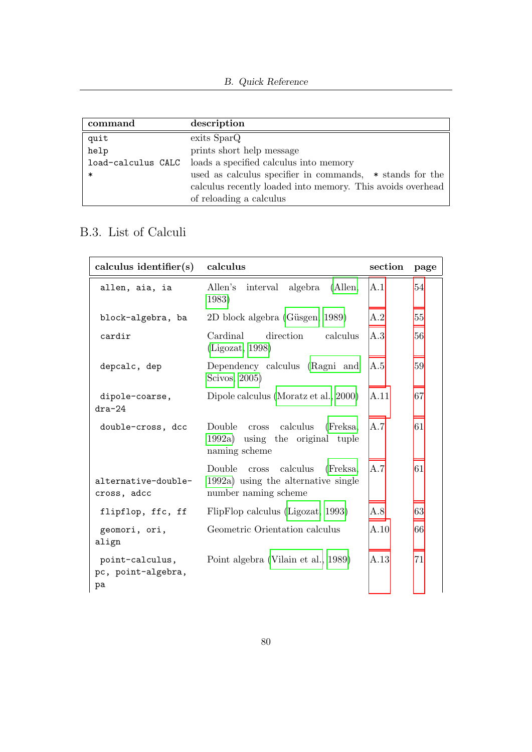| command | description |
|---|---|
| `quit` | exits SparQ |
| `help` | prints short help message |
| `load-calculus CALC` | loads a specified calculus into memory |
| `*` | used as calculus specifier in commands, `*` stands for the calculus recently loaded into memory. This avoids overhead of reloading a calculus |

## B.3. List of Calculi

| calculus identifier(s) | calculus | section | page |
|---|---|---|---|
| `allen, aia, ia` | Allen's interval algebra (Allen, 1983) | A.1 | 54 |
| `block-algebra, ba` | 2D block algebra (Güsgen, 1989) | A.2 | 55 |
| `cardir` | Cardinal direction calculus (Ligozat, 1998) | A.3 | 56 |
| `depcalc, dep` | Dependency calculus (Ragni and Scivos, 2005) | A.5 | 59 |
| `dipole-coarse, dra-24` | Dipole calculus (Moratz et al., 2000) | A.11 | 67 |
| `double-cross, dcc` | Double cross calculus (Freksa, 1992a) using the original tuple naming scheme | A.7 | 61 |
| `alternative-double-cross, adcc` | Double cross calculus (Freksa, 1992a) using the alternative single number naming scheme | A.7 | 61 |
| `flipflop, ffc, ff` | FlipFlop calculus (Ligozat, 1993) | A.8 | 63 |
| `geomori, ori, align` | Geometric Orientation calculus | A.10 | 66 |
| `point-calculus, pc, point-algebra, pa` | Point algebra (Vilain et al., 1989) | A.13 | 71 |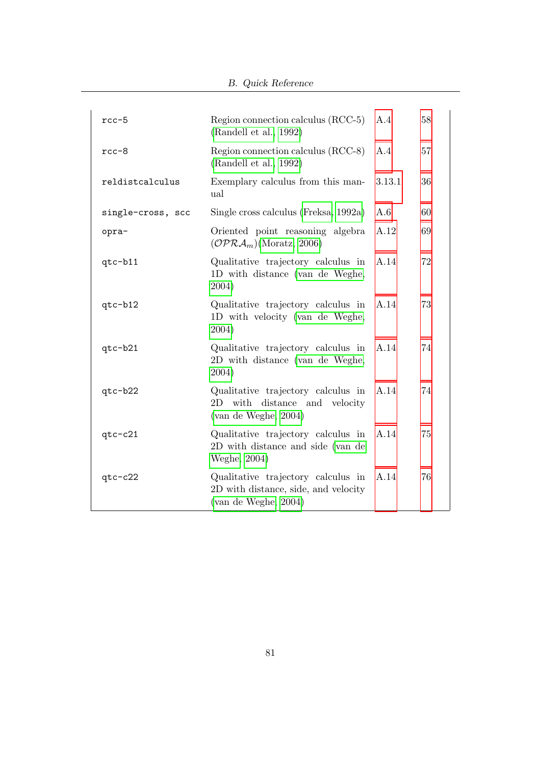| | | | |
|---|---|---|---|
| `rcc-5` | Region connection calculus (RCC-5) (Randell et al., 1992) | A.4 | 58 |
| `rcc-8` | Region connection calculus (RCC-8) (Randell et al., 1992) | A.4 | 57 |
| `reldistcalculus` | Exemplary calculus from this manual | 3.13.1 | 36 |
| `single-cross, scc` | Single cross calculus (Freksa, 1992a) | A.6 | 60 |
| `opra-` | Oriented point reasoning algebra ($\mathcal{OPRA}_m$)(Moratz, 2006) | A.12 | 69 |
| `qtc-b11` | Qualitative trajectory calculus in 1D with distance (van de Weghe, 2004) | A.14 | 72 |
| `qtc-b12` | Qualitative trajectory calculus in 1D with velocity (van de Weghe, 2004) | A.14 | 73 |
| `qtc-b21` | Qualitative trajectory calculus in 2D with distance (van de Weghe, 2004) | A.14 | 74 |
| `qtc-b22` | Qualitative trajectory calculus in 2D with distance and velocity (van de Weghe, 2004) | A.14 | 74 |
| `qtc-c21` | Qualitative trajectory calculus in 2D with distance and side (van de Weghe, 2004) | A.14 | 75 |
| `qtc-c22` | Qualitative trajectory calculus in 2D with distance, side, and velocity (van de Weghe, 2004) | A.14 | 76 |